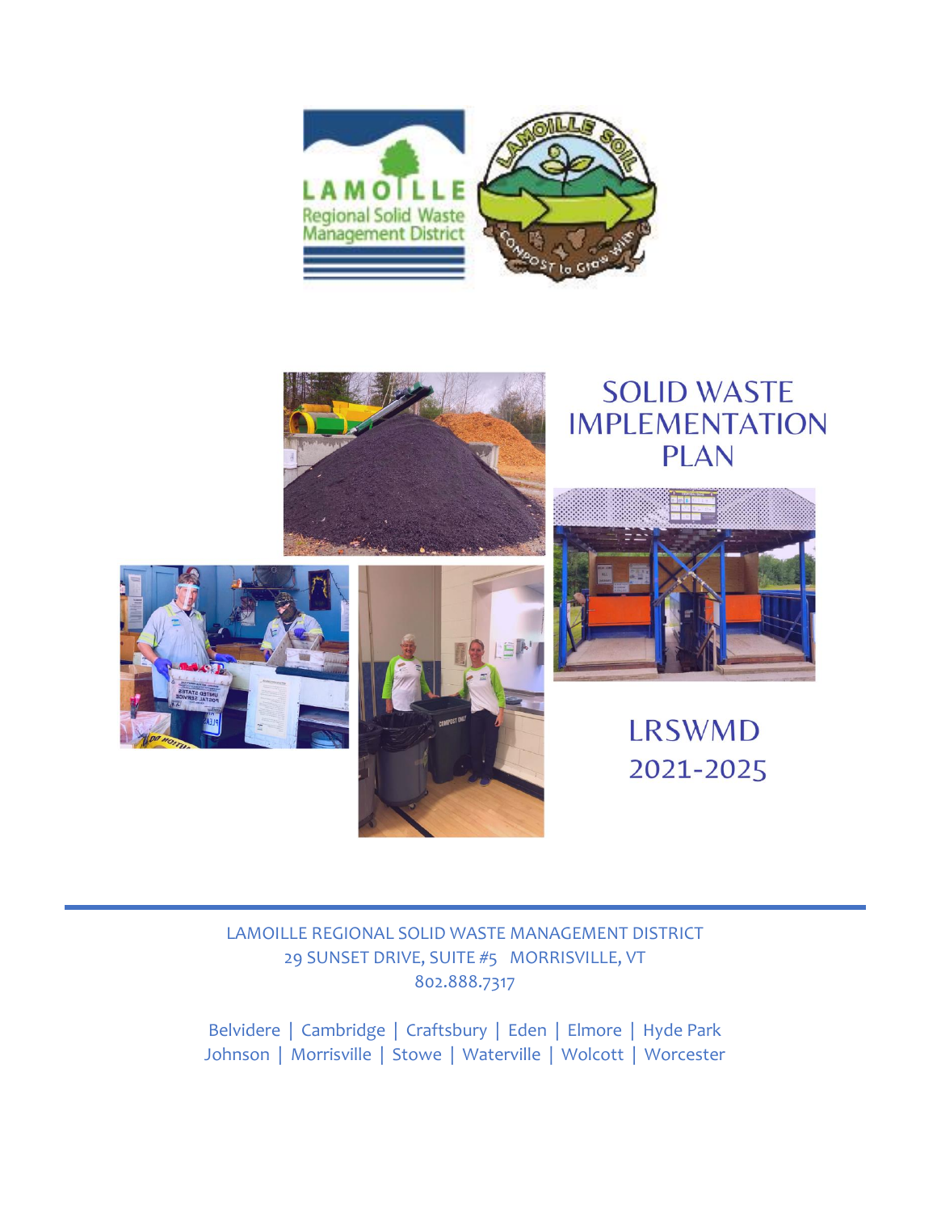# SOLID WASTE IMPLEMENTATION PLAN

## LRSWMD 2021-2025

LAMOILLE REGIONAL SOLID WASTE MANAGEMENT DISTRICT
29 SUNSET DRIVE, SUITE #5 MORRISVILLE, VT
802.888.7317

Belvidere | Cambridge | Craftsbury | Eden | Elmore | Hyde Park
Johnson | Morrisville | Stowe | Waterville | Wolcott | Worcester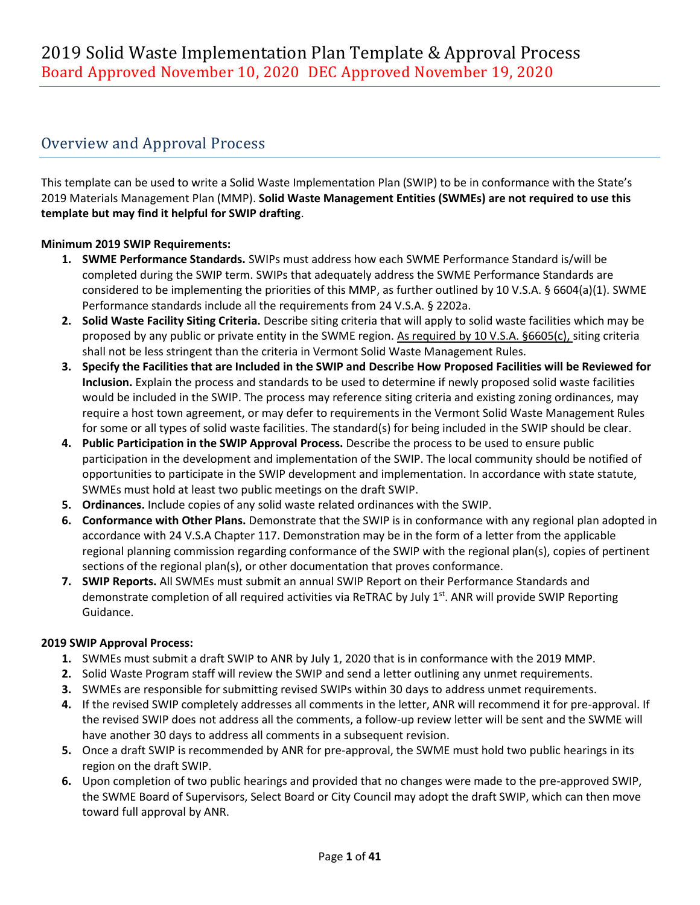# 2019 Solid Waste Implementation Plan Template & Approval Process

Board Approved November 10, 2020 DEC Approved November 19, 2020

## Overview and Approval Process

This template can be used to write a Solid Waste Implementation Plan (SWIP) to be in conformance with the State's 2019 Materials Management Plan (MMP). **Solid Waste Management Entities (SWMEs) are not required to use this template but may find it helpful for SWIP drafting**.

**Minimum 2019 SWIP Requirements:**

1. **SWME Performance Standards.** SWIPs must address how each SWME Performance Standard is/will be completed during the SWIP term. SWIPs that adequately address the SWME Performance Standards are considered to be implementing the priorities of this MMP, as further outlined by 10 V.S.A. § 6604(a)(1). SWME Performance standards include all the requirements from 24 V.S.A. § 2202a.
2. **Solid Waste Facility Siting Criteria.** Describe siting criteria that will apply to solid waste facilities which may be proposed by any public or private entity in the SWME region. As required by 10 V.S.A. §6605(c), siting criteria shall not be less stringent than the criteria in Vermont Solid Waste Management Rules.
3. **Specify the Facilities that are Included in the SWIP and Describe How Proposed Facilities will be Reviewed for Inclusion.** Explain the process and standards to be used to determine if newly proposed solid waste facilities would be included in the SWIP. The process may reference siting criteria and existing zoning ordinances, may require a host town agreement, or may defer to requirements in the Vermont Solid Waste Management Rules for some or all types of solid waste facilities. The standard(s) for being included in the SWIP should be clear.
4. **Public Participation in the SWIP Approval Process.** Describe the process to be used to ensure public participation in the development and implementation of the SWIP. The local community should be notified of opportunities to participate in the SWIP development and implementation. In accordance with state statute, SWMEs must hold at least two public meetings on the draft SWIP.
5. **Ordinances.** Include copies of any solid waste related ordinances with the SWIP.
6. **Conformance with Other Plans.** Demonstrate that the SWIP is in conformance with any regional plan adopted in accordance with 24 V.S.A Chapter 117. Demonstration may be in the form of a letter from the applicable regional planning commission regarding conformance of the SWIP with the regional plan(s), copies of pertinent sections of the regional plan(s), or other documentation that proves conformance.
7. **SWIP Reports.** All SWMEs must submit an annual SWIP Report on their Performance Standards and demonstrate completion of all required activities via ReTRAC by July 1st. ANR will provide SWIP Reporting Guidance.

**2019 SWIP Approval Process:**

1. SWMEs must submit a draft SWIP to ANR by July 1, 2020 that is in conformance with the 2019 MMP.
2. Solid Waste Program staff will review the SWIP and send a letter outlining any unmet requirements.
3. SWMEs are responsible for submitting revised SWIPs within 30 days to address unmet requirements.
4. If the revised SWIP completely addresses all comments in the letter, ANR will recommend it for pre-approval. If the revised SWIP does not address all the comments, a follow-up review letter will be sent and the SWME will have another 30 days to address all comments in a subsequent revision.
5. Once a draft SWIP is recommended by ANR for pre-approval, the SWME must hold two public hearings in its region on the draft SWIP.
6. Upon completion of two public hearings and provided that no changes were made to the pre-approved SWIP, the SWME Board of Supervisors, Select Board or City Council may adopt the draft SWIP, which can then move toward full approval by ANR.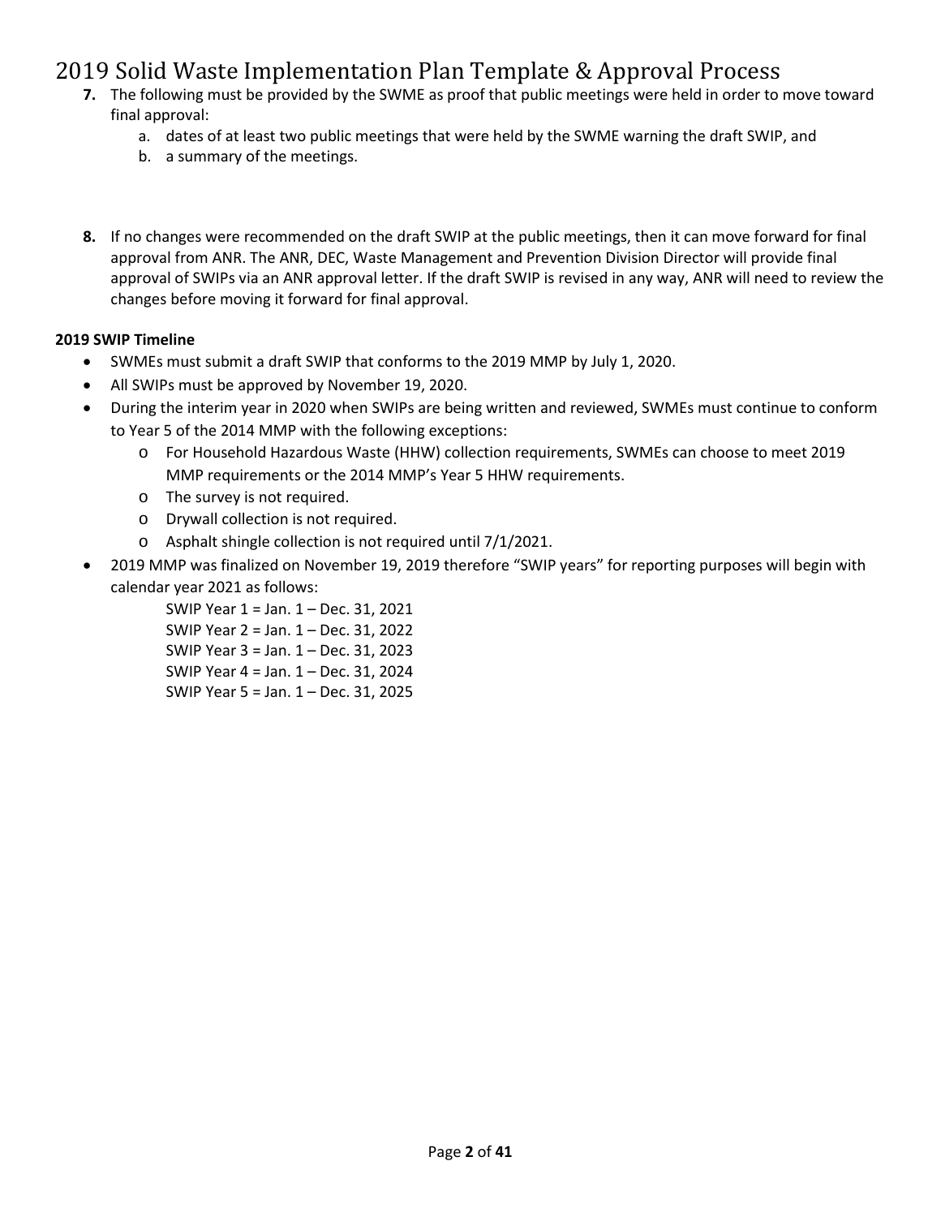7. The following must be provided by the SWME as proof that public meetings were held in order to move toward final approval:
   a. dates of at least two public meetings that were held by the SWME warning the draft SWIP, and
   b. a summary of the meetings.

8. If no changes were recommended on the draft SWIP at the public meetings, then it can move forward for final approval from ANR. The ANR, DEC, Waste Management and Prevention Division Director will provide final approval of SWIPs via an ANR approval letter. If the draft SWIP is revised in any way, ANR will need to review the changes before moving it forward for final approval.

**2019 SWIP Timeline**

- SWMEs must submit a draft SWIP that conforms to the 2019 MMP by July 1, 2020.
- All SWIPs must be approved by November 19, 2020.
- During the interim year in 2020 when SWIPs are being written and reviewed, SWMEs must continue to conform to Year 5 of the 2014 MMP with the following exceptions:
  - For Household Hazardous Waste (HHW) collection requirements, SWMEs can choose to meet 2019 MMP requirements or the 2014 MMP's Year 5 HHW requirements.
  - The survey is not required.
  - Drywall collection is not required.
  - Asphalt shingle collection is not required until 7/1/2021.
- 2019 MMP was finalized on November 19, 2019 therefore "SWIP years" for reporting purposes will begin with calendar year 2021 as follows:

  SWIP Year 1 = Jan. 1 – Dec. 31, 2021
  SWIP Year 2 = Jan. 1 – Dec. 31, 2022
  SWIP Year 3 = Jan. 1 – Dec. 31, 2023
  SWIP Year 4 = Jan. 1 – Dec. 31, 2024
  SWIP Year 5 = Jan. 1 – Dec. 31, 2025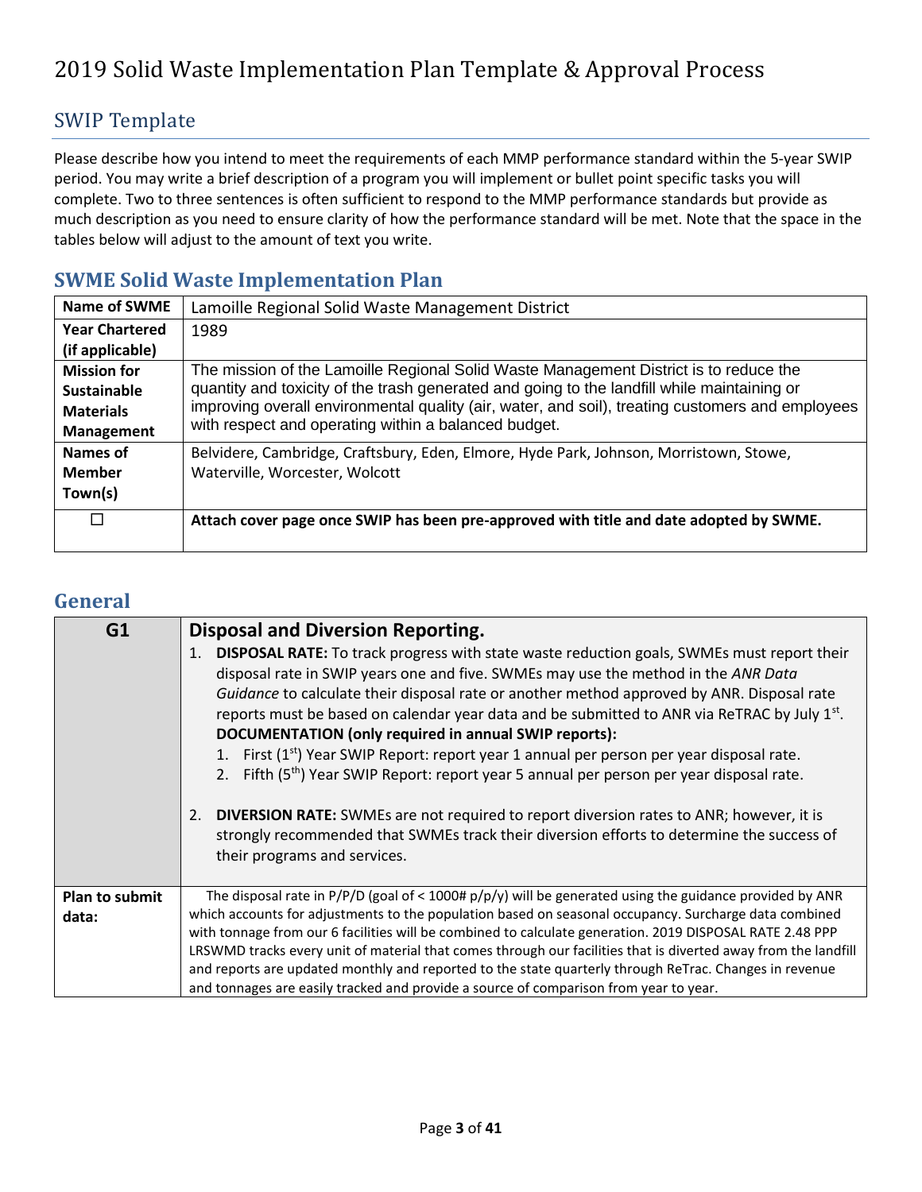# 2019 Solid Waste Implementation Plan Template & Approval Process

## SWIP Template

Please describe how you intend to meet the requirements of each MMP performance standard within the 5-year SWIP period. You may write a brief description of a program you will implement or bullet point specific tasks you will complete. Two to three sentences is often sufficient to respond to the MMP performance standards but provide as much description as you need to ensure clarity of how the performance standard will be met. Note that the space in the tables below will adjust to the amount of text you write.

## SWME Solid Waste Implementation Plan

| **Name of SWME** | Lamoille Regional Solid Waste Management District |
|---|---|
| **Year Chartered (if applicable)** | 1989 |
| **Mission for Sustainable Materials Management** | The mission of the Lamoille Regional Solid Waste Management District is to reduce the quantity and toxicity of the trash generated and going to the landfill while maintaining or improving overall environmental quality (air, water, and soil), treating customers and employees with respect and operating within a balanced budget. |
| **Names of Member Town(s)** | Belvidere, Cambridge, Craftsbury, Eden, Elmore, Hyde Park, Johnson, Morristown, Stowe, Waterville, Worcester, Wolcott |
| ☐ | **Attach cover page once SWIP has been pre-approved with title and date adopted by SWME.** |

## General

| **G1** | **Disposal and Diversion Reporting.**<br>1. **DISPOSAL RATE:** To track progress with state waste reduction goals, SWMEs must report their disposal rate in SWIP years one and five. SWMEs may use the method in the *ANR Data Guidance* to calculate their disposal rate or another method approved by ANR. Disposal rate reports must be based on calendar year data and be submitted to ANR via ReTRAC by July 1st.<br>**DOCUMENTATION (only required in annual SWIP reports):**<br>1. First (1st) Year SWIP Report: report year 1 annual per person per year disposal rate.<br>2. Fifth (5th) Year SWIP Report: report year 5 annual per person per year disposal rate.<br><br>2. **DIVERSION RATE:** SWMEs are not required to report diversion rates to ANR; however, it is strongly recommended that SWMEs track their diversion efforts to determine the success of their programs and services. |
|---|---|
| **Plan to submit data:** | The disposal rate in P/P/D (goal of < 1000# p/p/y) will be generated using the guidance provided by ANR which accounts for adjustments to the population based on seasonal occupancy. Surcharge data combined with tonnage from our 6 facilities will be combined to calculate generation. 2019 DISPOSAL RATE 2.48 PPP<br>LRSWMD tracks every unit of material that comes through our facilities that is diverted away from the landfill and reports are updated monthly and reported to the state quarterly through ReTrac. Changes in revenue and tonnages are easily tracked and provide a source of comparison from year to year. |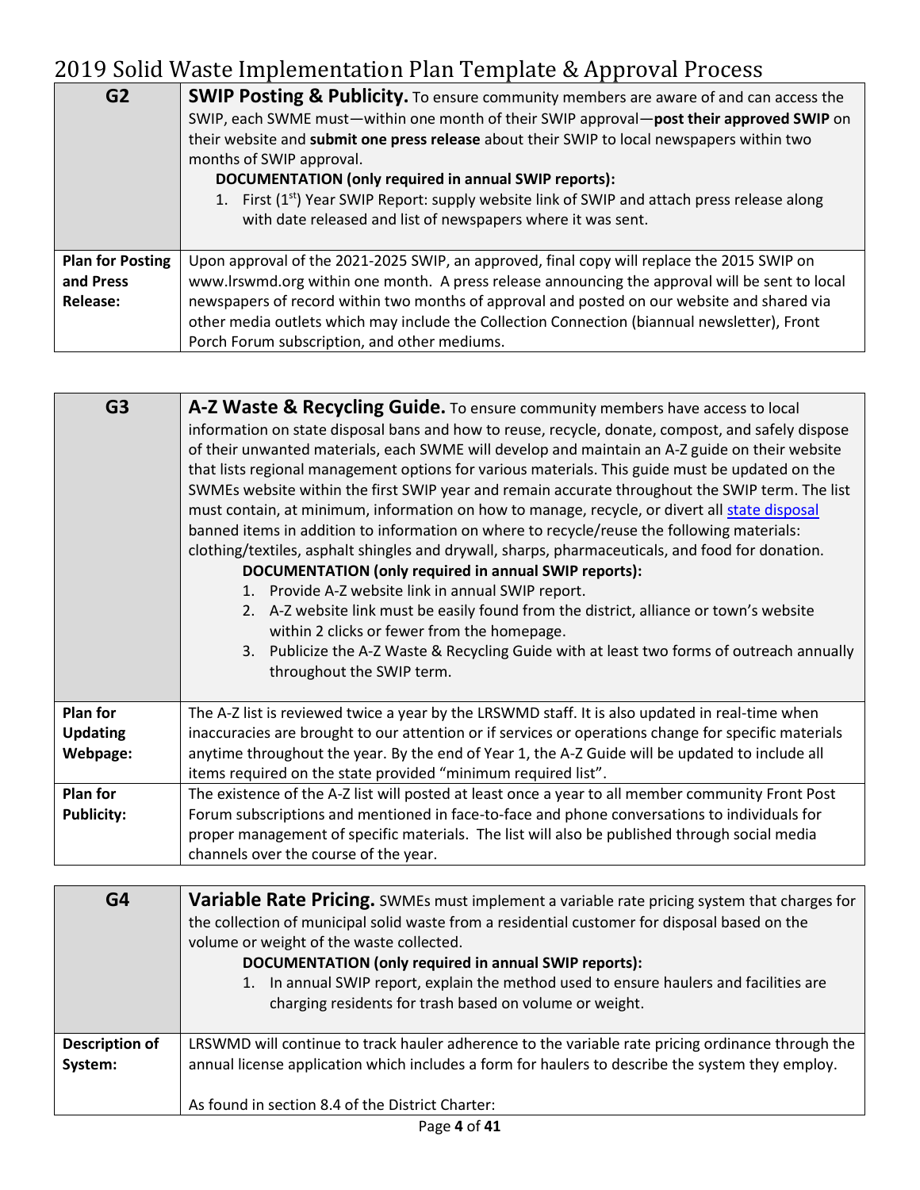| G2 | **SWIP Posting & Publicity.** To ensure community members are aware of and can access the SWIP, each SWME must—within one month of their SWIP approval—**post their approved SWIP** on their website and **submit one press release** about their SWIP to local newspapers within two months of SWIP approval.<br>**DOCUMENTATION (only required in annual SWIP reports):**<br>1. First (1st) Year SWIP Report: supply website link of SWIP and attach press release along with date released and list of newspapers where it was sent. |
|---|---|
| **Plan for Posting and Press Release:** | Upon approval of the 2021-2025 SWIP, an approved, final copy will replace the 2015 SWIP on www.lrswmd.org within one month. A press release announcing the approval will be sent to local newspapers of record within two months of approval and posted on our website and shared via other media outlets which may include the Collection Connection (biannual newsletter), Front Porch Forum subscription, and other mediums. |

| G3 | **A-Z Waste & Recycling Guide.** To ensure community members have access to local information on state disposal bans and how to reuse, recycle, donate, compost, and safely dispose of their unwanted materials, each SWME will develop and maintain an A-Z guide on their website that lists regional management options for various materials. This guide must be updated on the SWMEs website within the first SWIP year and remain accurate throughout the SWIP term. The list must contain, at minimum, information on how to manage, recycle, or divert all state disposal banned items in addition to information on where to recycle/reuse the following materials: clothing/textiles, asphalt shingles and drywall, sharps, pharmaceuticals, and food for donation.<br>**DOCUMENTATION (only required in annual SWIP reports):**<br>1. Provide A-Z website link in annual SWIP report.<br>2. A-Z website link must be easily found from the district, alliance or town's website within 2 clicks or fewer from the homepage.<br>3. Publicize the A-Z Waste & Recycling Guide with at least two forms of outreach annually throughout the SWIP term. |
|---|---|
| **Plan for Updating Webpage:** | The A-Z list is reviewed twice a year by the LRSWMD staff. It is also updated in real-time when inaccuracies are brought to our attention or if services or operations change for specific materials anytime throughout the year. By the end of Year 1, the A-Z Guide will be updated to include all items required on the state provided "minimum required list". |
| **Plan for Publicity:** | The existence of the A-Z list will posted at least once a year to all member community Front Post Forum subscriptions and mentioned in face-to-face and phone conversations to individuals for proper management of specific materials. The list will also be published through social media channels over the course of the year. |

| G4 | **Variable Rate Pricing.** SWMEs must implement a variable rate pricing system that charges for the collection of municipal solid waste from a residential customer for disposal based on the volume or weight of the waste collected.<br>**DOCUMENTATION (only required in annual SWIP reports):**<br>1. In annual SWIP report, explain the method used to ensure haulers and facilities are charging residents for trash based on volume or weight. |
|---|---|
| **Description of System:** | LRSWMD will continue to track hauler adherence to the variable rate pricing ordinance through the annual license application which includes a form for haulers to describe the system they employ.<br><br>As found in section 8.4 of the District Charter: |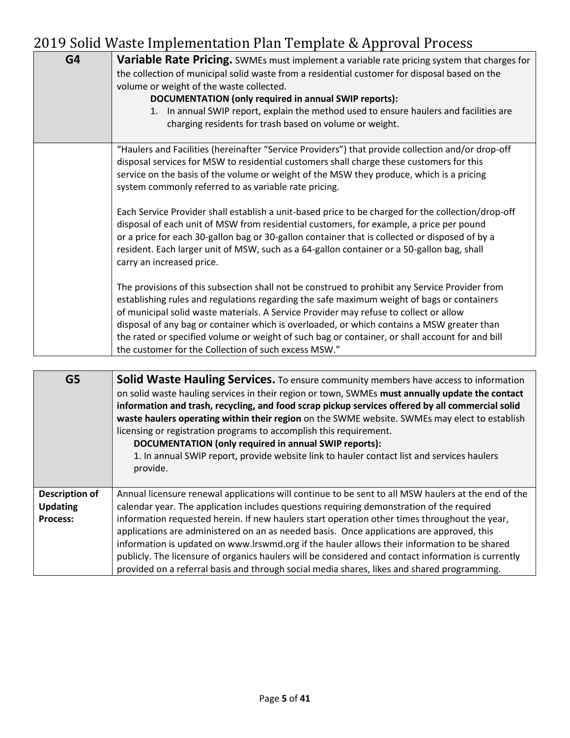| G4 | **Variable Rate Pricing.** SWMEs must implement a variable rate pricing system that charges for the collection of municipal solid waste from a residential customer for disposal based on the volume or weight of the waste collected.<br>**DOCUMENTATION (only required in annual SWIP reports):**<br>1. In annual SWIP report, explain the method used to ensure haulers and facilities are charging residents for trash based on volume or weight. |
|---|---|
| | "Haulers and Facilities (hereinafter "Service Providers") that provide collection and/or drop-off disposal services for MSW to residential customers shall charge these customers for this service on the basis of the volume or weight of the MSW they produce, which is a pricing system commonly referred to as variable rate pricing.<br><br>Each Service Provider shall establish a unit-based price to be charged for the collection/drop-off disposal of each unit of MSW from residential customers, for example, a price per pound or a price for each 30-gallon bag or 30-gallon container that is collected or disposed of by a resident. Each larger unit of MSW, such as a 64-gallon container or a 50-gallon bag, shall carry an increased price.<br><br>The provisions of this subsection shall not be construed to prohibit any Service Provider from establishing rules and regulations regarding the safe maximum weight of bags or containers of municipal solid waste materials. A Service Provider may refuse to collect or allow disposal of any bag or container which is overloaded, or which contains a MSW greater than the rated or specified volume or weight of such bag or container, or shall account for and bill the customer for the Collection of such excess MSW." |

| G5 | **Solid Waste Hauling Services.** To ensure community members have access to information on solid waste hauling services in their region or town, SWMEs **must annually update the contact information and trash, recycling, and food scrap pickup services offered by all commercial solid waste haulers operating within their region** on the SWME website. SWMEs may elect to establish licensing or registration programs to accomplish this requirement.<br>**DOCUMENTATION (only required in annual SWIP reports):**<br>1. In annual SWIP report, provide website link to hauler contact list and services haulers provide. |
|---|---|
| **Description of Updating Process:** | Annual licensure renewal applications will continue to be sent to all MSW haulers at the end of the calendar year. The application includes questions requiring demonstration of the required information requested herein. If new haulers start operation other times throughout the year, applications are administered on an as needed basis. Once applications are approved, this information is updated on www.lrswmd.org if the hauler allows their information to be shared publicly. The licensure of organics haulers will be considered and contact information is currently provided on a referral basis and through social media shares, likes and shared programming. |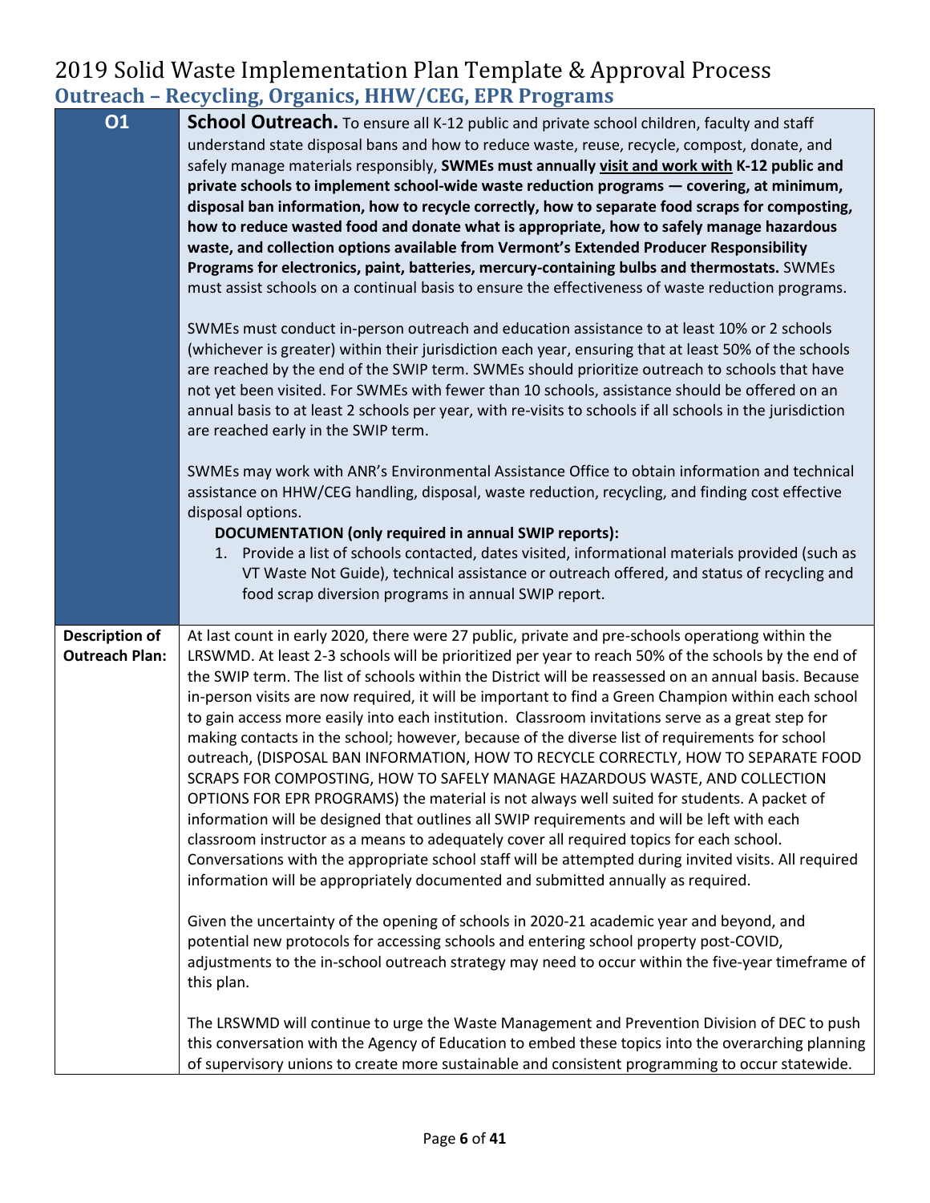# 2019 Solid Waste Implementation Plan Template & Approval Process

## Outreach – Recycling, Organics, HHW/CEG, EPR Programs

| **O1** | **School Outreach.** To ensure all K-12 public and private school children, faculty and staff understand state disposal bans and how to reduce waste, reuse, recycle, compost, donate, and safely manage materials responsibly, **SWMEs must annually visit and work with K-12 public and private schools to implement school-wide waste reduction programs — covering, at minimum, disposal ban information, how to recycle correctly, how to separate food scraps for composting, how to reduce wasted food and donate what is appropriate, how to safely manage hazardous waste, and collection options available from Vermont's Extended Producer Responsibility Programs for electronics, paint, batteries, mercury-containing bulbs and thermostats.** SWMEs must assist schools on a continual basis to ensure the effectiveness of waste reduction programs.<br><br>SWMEs must conduct in-person outreach and education assistance to at least 10% or 2 schools (whichever is greater) within their jurisdiction each year, ensuring that at least 50% of the schools are reached by the end of the SWIP term. SWMEs should prioritize outreach to schools that have not yet been visited. For SWMEs with fewer than 10 schools, assistance should be offered on an annual basis to at least 2 schools per year, with re-visits to schools if all schools in the jurisdiction are reached early in the SWIP term.<br><br>SWMEs may work with ANR's Environmental Assistance Office to obtain information and technical assistance on HHW/CEG handling, disposal, waste reduction, recycling, and finding cost effective disposal options.<br>**DOCUMENTATION (only required in annual SWIP reports):**<br>1. Provide a list of schools contacted, dates visited, informational materials provided (such as VT Waste Not Guide), technical assistance or outreach offered, and status of recycling and food scrap diversion programs in annual SWIP report. |
|---|---|
| **Description of Outreach Plan:** | At last count in early 2020, there were 27 public, private and pre-schools operationg within the LRSWMD. At least 2-3 schools will be prioritized per year to reach 50% of the schools by the end of the SWIP term. The list of schools within the District will be reassessed on an annual basis. Because in-person visits are now required, it will be important to find a Green Champion within each school to gain access more easily into each institution. Classroom invitations serve as a great step for making contacts in the school; however, because of the diverse list of requirements for school outreach, (DISPOSAL BAN INFORMATION, HOW TO RECYCLE CORRECTLY, HOW TO SEPARATE FOOD SCRAPS FOR COMPOSTING, HOW TO SAFELY MANAGE HAZARDOUS WASTE, AND COLLECTION OPTIONS FOR EPR PROGRAMS) the material is not always well suited for students. A packet of information will be designed that outlines all SWIP requirements and will be left with each classroom instructor as a means to adequately cover all required topics for each school. Conversations with the appropriate school staff will be attempted during invited visits. All required information will be appropriately documented and submitted annually as required.<br><br>Given the uncertainty of the opening of schools in 2020-21 academic year and beyond, and potential new protocols for accessing schools and entering school property post-COVID, adjustments to the in-school outreach strategy may need to occur within the five-year timeframe of this plan.<br><br>The LRSWMD will continue to urge the Waste Management and Prevention Division of DEC to push this conversation with the Agency of Education to embed these topics into the overarching planning of supervisory unions to create more sustainable and consistent programming to occur statewide. |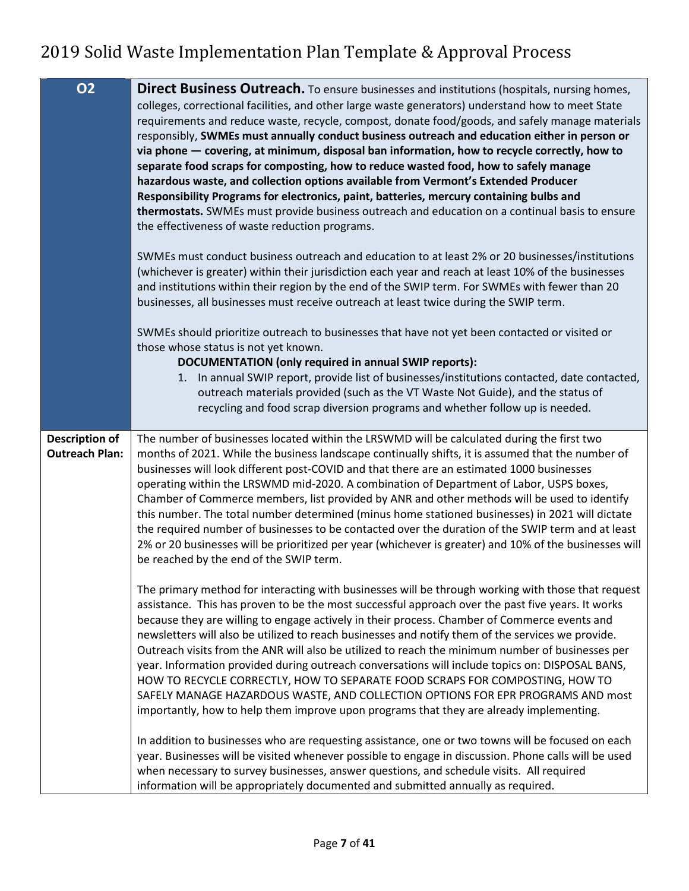| O2 | **Direct Business Outreach.** To ensure businesses and institutions (hospitals, nursing homes, colleges, correctional facilities, and other large waste generators) understand how to meet State requirements and reduce waste, recycle, compost, donate food/goods, and safely manage materials responsibly, **SWMEs must annually conduct business outreach and education either in person or via phone — covering, at minimum, disposal ban information, how to recycle correctly, how to separate food scraps for composting, how to reduce wasted food, how to safely manage hazardous waste, and collection options available from Vermont's Extended Producer Responsibility Programs for electronics, paint, batteries, mercury containing bulbs and thermostats.** SWMEs must provide business outreach and education on a continual basis to ensure the effectiveness of waste reduction programs.<br><br>SWMEs must conduct business outreach and education to at least 2% or 20 businesses/institutions (whichever is greater) within their jurisdiction each year and reach at least 10% of the businesses and institutions within their region by the end of the SWIP term. For SWMEs with fewer than 20 businesses, all businesses must receive outreach at least twice during the SWIP term.<br><br>SWMEs should prioritize outreach to businesses that have not yet been contacted or visited or those whose status is not yet known.<br>**DOCUMENTATION (only required in annual SWIP reports):**<br>1. In annual SWIP report, provide list of businesses/institutions contacted, date contacted, outreach materials provided (such as the VT Waste Not Guide), and the status of recycling and food scrap diversion programs and whether follow up is needed. |
|---|---|
| **Description of Outreach Plan:** | The number of businesses located within the LRSWMD will be calculated during the first two months of 2021. While the business landscape continually shifts, it is assumed that the number of businesses will look different post-COVID and that there are an estimated 1000 businesses operating within the LRSWMD mid-2020. A combination of Department of Labor, USPS boxes, Chamber of Commerce members, list provided by ANR and other methods will be used to identify this number. The total number determined (minus home stationed businesses) in 2021 will dictate the required number of businesses to be contacted over the duration of the SWIP term and at least 2% or 20 businesses will be prioritized per year (whichever is greater) and 10% of the businesses will be reached by the end of the SWIP term.<br><br>The primary method for interacting with businesses will be through working with those that request assistance. This has proven to be the most successful approach over the past five years. It works because they are willing to engage actively in their process. Chamber of Commerce events and newsletters will also be utilized to reach businesses and notify them of the services we provide. Outreach visits from the ANR will also be utilized to reach the minimum number of businesses per year. Information provided during outreach conversations will include topics on: DISPOSAL BANS, HOW TO RECYCLE CORRECTLY, HOW TO SEPARATE FOOD SCRAPS FOR COMPOSTING, HOW TO SAFELY MANAGE HAZARDOUS WASTE, AND COLLECTION OPTIONS FOR EPR PROGRAMS AND most importantly, how to help them improve upon programs that they are already implementing.<br><br>In addition to businesses who are requesting assistance, one or two towns will be focused on each year. Businesses will be visited whenever possible to engage in discussion. Phone calls will be used when necessary to survey businesses, answer questions, and schedule visits. All required information will be appropriately documented and submitted annually as required. |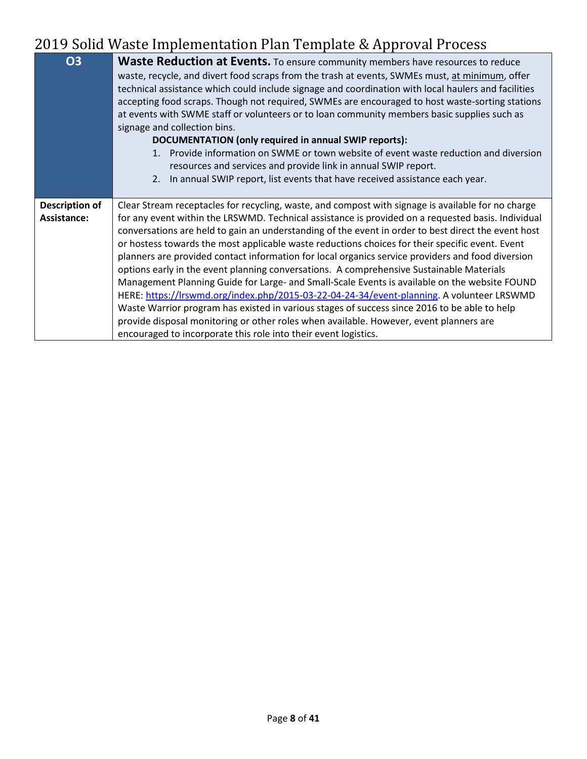| O3 | **Waste Reduction at Events.** To ensure community members have resources to reduce waste, recycle, and divert food scraps from the trash at events, SWMEs must, <u>at minimum</u>, offer technical assistance which could include signage and coordination with local haulers and facilities accepting food scraps. Though not required, SWMEs are encouraged to host waste-sorting stations at events with SWME staff or volunteers or to loan community members basic supplies such as signage and collection bins.<br>**DOCUMENTATION (only required in annual SWIP reports):**<br>1. Provide information on SWME or town website of event waste reduction and diversion resources and services and provide link in annual SWIP report.<br>2. In annual SWIP report, list events that have received assistance each year. |
|---|---|
| **Description of Assistance:** | Clear Stream receptacles for recycling, waste, and compost with signage is available for no charge for any event within the LRSWMD. Technical assistance is provided on a requested basis. Individual conversations are held to gain an understanding of the event in order to best direct the event host or hostess towards the most applicable waste reductions choices for their specific event. Event planners are provided contact information for local organics service providers and food diversion options early in the event planning conversations. A comprehensive Sustainable Materials Management Planning Guide for Large- and Small-Scale Events is available on the website FOUND HERE: [https://lrswmd.org/index.php/2015-03-22-04-24-34/event-planning](https://lrswmd.org/index.php/2015-03-22-04-24-34/event-planning). A volunteer LRSWMD Waste Warrior program has existed in various stages of success since 2016 to be able to help provide disposal monitoring or other roles when available. However, event planners are encouraged to incorporate this role into their event logistics. |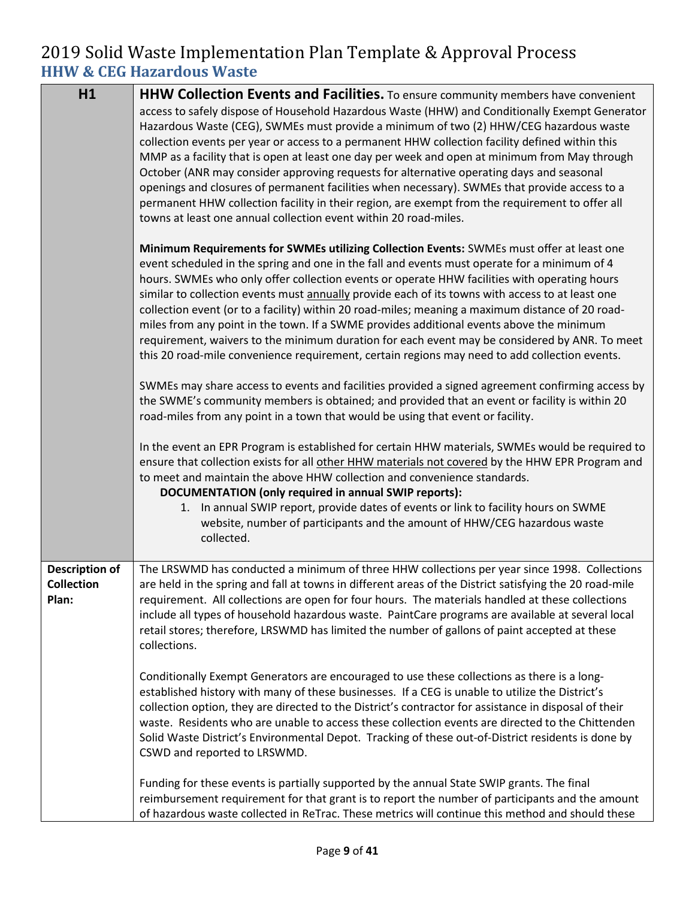# 2019 Solid Waste Implementation Plan Template & Approval Process

## HHW & CEG Hazardous Waste

| H1 | **HHW Collection Events and Facilities.** To ensure community members have convenient access to safely dispose of Household Hazardous Waste (HHW) and Conditionally Exempt Generator Hazardous Waste (CEG), SWMEs must provide a minimum of two (2) HHW/CEG hazardous waste collection events per year or access to a permanent HHW collection facility defined within this MMP as a facility that is open at least one day per week and open at minimum from May through October (ANR may consider approving requests for alternative operating days and seasonal openings and closures of permanent facilities when necessary). SWMEs that provide access to a permanent HHW collection facility in their region, are exempt from the requirement to offer all towns at least one annual collection event within 20 road-miles.<br><br>**Minimum Requirements for SWMEs utilizing Collection Events:** SWMEs must offer at least one event scheduled in the spring and one in the fall and events must operate for a minimum of 4 hours. SWMEs who only offer collection events or operate HHW facilities with operating hours similar to collection events must <u>annually</u> provide each of its towns with access to at least one collection event (or to a facility) within 20 road-miles; meaning a maximum distance of 20 road-miles from any point in the town. If a SWME provides additional events above the minimum requirement, waivers to the minimum duration for each event may be considered by ANR. To meet this 20 road-mile convenience requirement, certain regions may need to add collection events.<br><br>SWMEs may share access to events and facilities provided a signed agreement confirming access by the SWME's community members is obtained; and provided that an event or facility is within 20 road-miles from any point in a town that would be using that event or facility.<br><br>In the event an EPR Program is established for certain HHW materials, SWMEs would be required to ensure that collection exists for all <u>other HHW materials not covered</u> by the HHW EPR Program and to meet and maintain the above HHW collection and convenience standards.<br>**DOCUMENTATION (only required in annual SWIP reports):**<br>1. In annual SWIP report, provide dates of events or link to facility hours on SWME website, number of participants and the amount of HHW/CEG hazardous waste collected. |
|---|---|
| **Description of Collection Plan:** | The LRSWMD has conducted a minimum of three HHW collections per year since 1998. Collections are held in the spring and fall at towns in different areas of the District satisfying the 20 road-mile requirement. All collections are open for four hours. The materials handled at these collections include all types of household hazardous waste. PaintCare programs are available at several local retail stores; therefore, LRSWMD has limited the number of gallons of paint accepted at these collections.<br><br>Conditionally Exempt Generators are encouraged to use these collections as there is a long-established history with many of these businesses. If a CEG is unable to utilize the District's collection option, they are directed to the District's contractor for assistance in disposal of their waste. Residents who are unable to access these collection events are directed to the Chittenden Solid Waste District's Environmental Depot. Tracking of these out-of-District residents is done by CSWD and reported to LRSWMD.<br><br>Funding for these events is partially supported by the annual State SWIP grants. The final reimbursement requirement for that grant is to report the number of participants and the amount of hazardous waste collected in ReTrac. These metrics will continue this method and should these |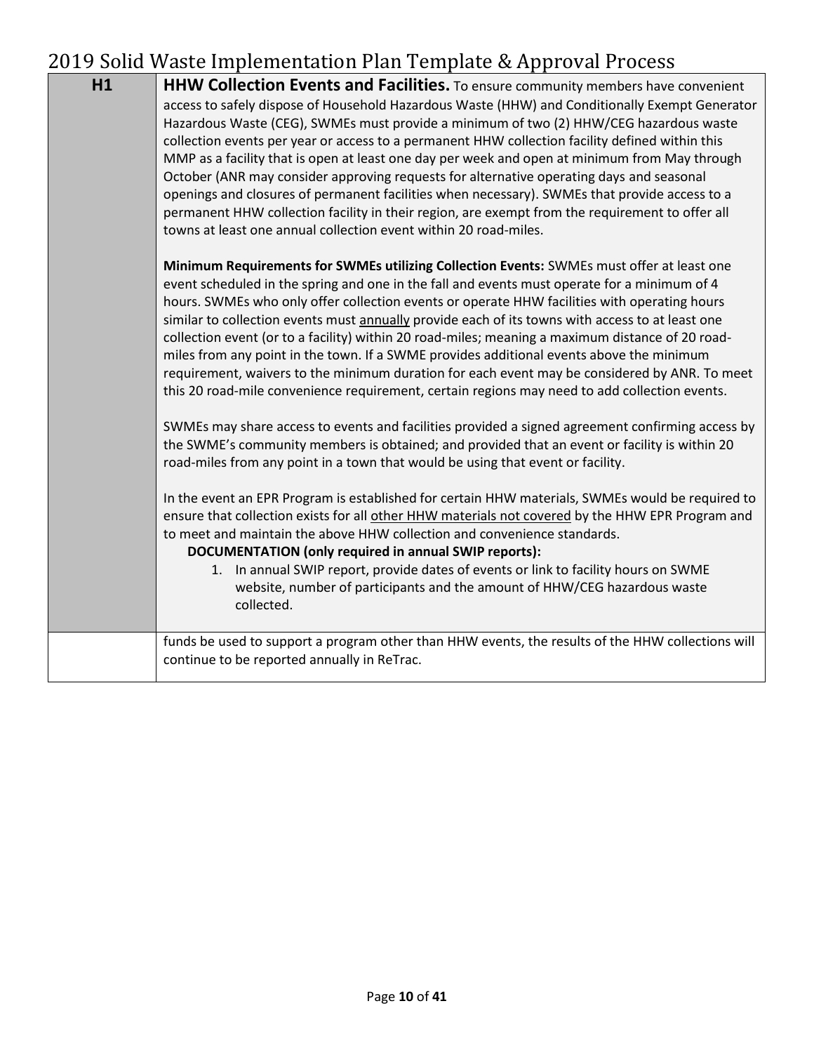| H1 | **HHW Collection Events and Facilities.** To ensure community members have convenient access to safely dispose of Household Hazardous Waste (HHW) and Conditionally Exempt Generator Hazardous Waste (CEG), SWMEs must provide a minimum of two (2) HHW/CEG hazardous waste collection events per year or access to a permanent HHW collection facility defined within this MMP as a facility that is open at least one day per week and open at minimum from May through October (ANR may consider approving requests for alternative operating days and seasonal openings and closures of permanent facilities when necessary). SWMEs that provide access to a permanent HHW collection facility in their region, are exempt from the requirement to offer all towns at least one annual collection event within 20 road-miles.<br><br>**Minimum Requirements for SWMEs utilizing Collection Events:** SWMEs must offer at least one event scheduled in the spring and one in the fall and events must operate for a minimum of 4 hours. SWMEs who only offer collection events or operate HHW facilities with operating hours similar to collection events must <u>annually</u> provide each of its towns with access to at least one collection event (or to a facility) within 20 road-miles; meaning a maximum distance of 20 road-miles from any point in the town. If a SWME provides additional events above the minimum requirement, waivers to the minimum duration for each event may be considered by ANR. To meet this 20 road-mile convenience requirement, certain regions may need to add collection events.<br><br>SWMEs may share access to events and facilities provided a signed agreement confirming access by the SWME's community members is obtained; and provided that an event or facility is within 20 road-miles from any point in a town that would be using that event or facility.<br><br>In the event an EPR Program is established for certain HHW materials, SWMEs would be required to ensure that collection exists for all <u>other HHW materials not covered</u> by the HHW EPR Program and to meet and maintain the above HHW collection and convenience standards.<br>**DOCUMENTATION (only required in annual SWIP reports):**<br>1. In annual SWIP report, provide dates of events or link to facility hours on SWME website, number of participants and the amount of HHW/CEG hazardous waste collected. |
| --- | --- |
| | funds be used to support a program other than HHW events, the results of the HHW collections will continue to be reported annually in ReTrac. |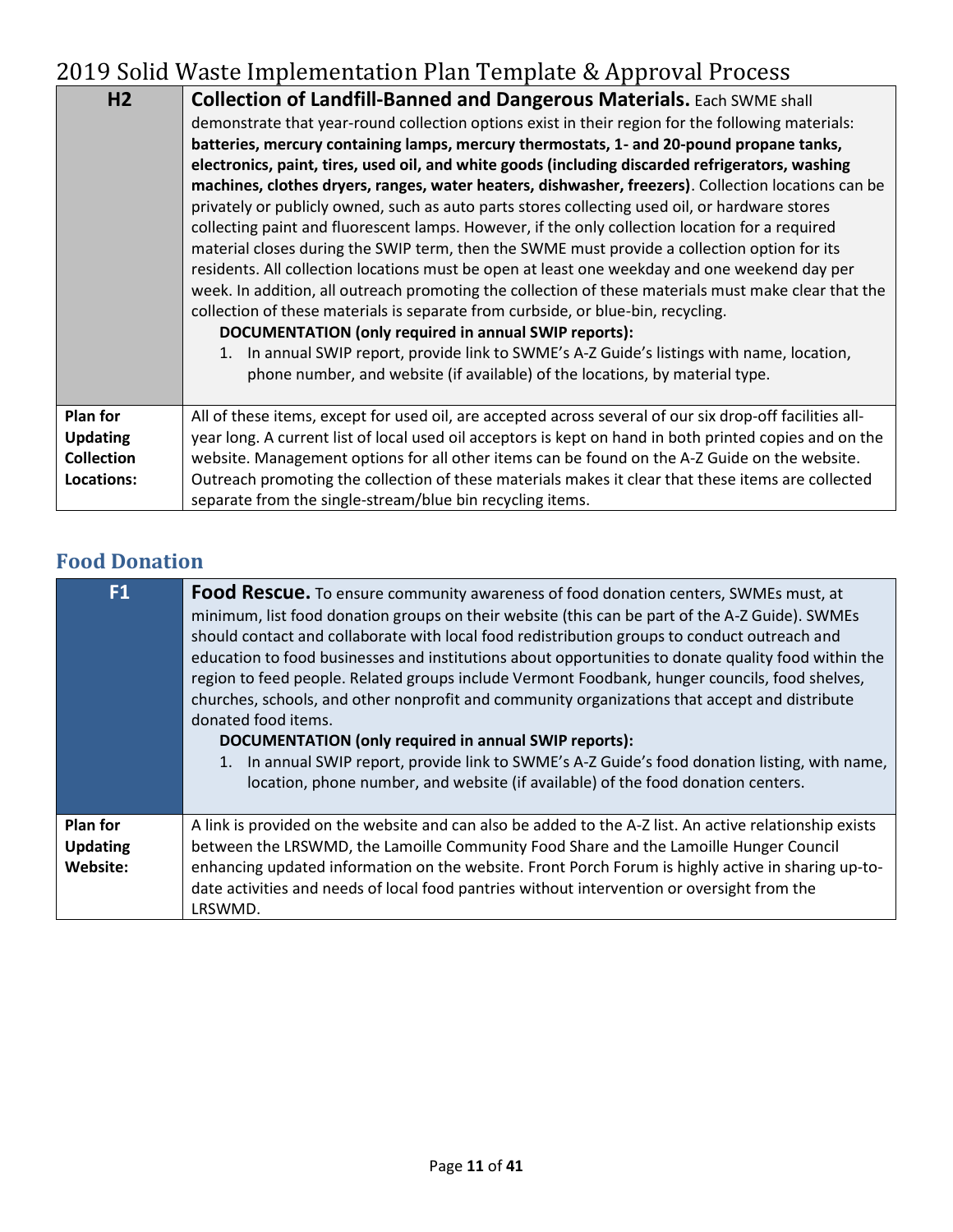| H2 | **Collection of Landfill-Banned and Dangerous Materials.** Each SWME shall demonstrate that year-round collection options exist in their region for the following materials: **batteries, mercury containing lamps, mercury thermostats, 1- and 20-pound propane tanks, electronics, paint, tires, used oil, and white goods (including discarded refrigerators, washing machines, clothes dryers, ranges, water heaters, dishwasher, freezers)**. Collection locations can be privately or publicly owned, such as auto parts stores collecting used oil, or hardware stores collecting paint and fluorescent lamps. However, if the only collection location for a required material closes during the SWIP term, then the SWME must provide a collection option for its residents. All collection locations must be open at least one weekday and one weekend day per week. In addition, all outreach promoting the collection of these materials must make clear that the collection of these materials is separate from curbside, or blue-bin, recycling. <br> **DOCUMENTATION (only required in annual SWIP reports):** <br> 1. In annual SWIP report, provide link to SWME's A-Z Guide's listings with name, location, phone number, and website (if available) of the locations, by material type. |
|---|---|
| **Plan for Updating Collection Locations:** | All of these items, except for used oil, are accepted across several of our six drop-off facilities all-year long. A current list of local used oil acceptors is kept on hand in both printed copies and on the website. Management options for all other items can be found on the A-Z Guide on the website. Outreach promoting the collection of these materials makes it clear that these items are collected separate from the single-stream/blue bin recycling items. |

## Food Donation

| F1 | **Food Rescue.** To ensure community awareness of food donation centers, SWMEs must, at minimum, list food donation groups on their website (this can be part of the A-Z Guide). SWMEs should contact and collaborate with local food redistribution groups to conduct outreach and education to food businesses and institutions about opportunities to donate quality food within the region to feed people. Related groups include Vermont Foodbank, hunger councils, food shelves, churches, schools, and other nonprofit and community organizations that accept and distribute donated food items. <br> **DOCUMENTATION (only required in annual SWIP reports):** <br> 1. In annual SWIP report, provide link to SWME's A-Z Guide's food donation listing, with name, location, phone number, and website (if available) of the food donation centers. |
|---|---|
| **Plan for Updating Website:** | A link is provided on the website and can also be added to the A-Z list. An active relationship exists between the LRSWMD, the Lamoille Community Food Share and the Lamoille Hunger Council enhancing updated information on the website. Front Porch Forum is highly active in sharing up-to-date activities and needs of local food pantries without intervention or oversight from the LRSWMD. |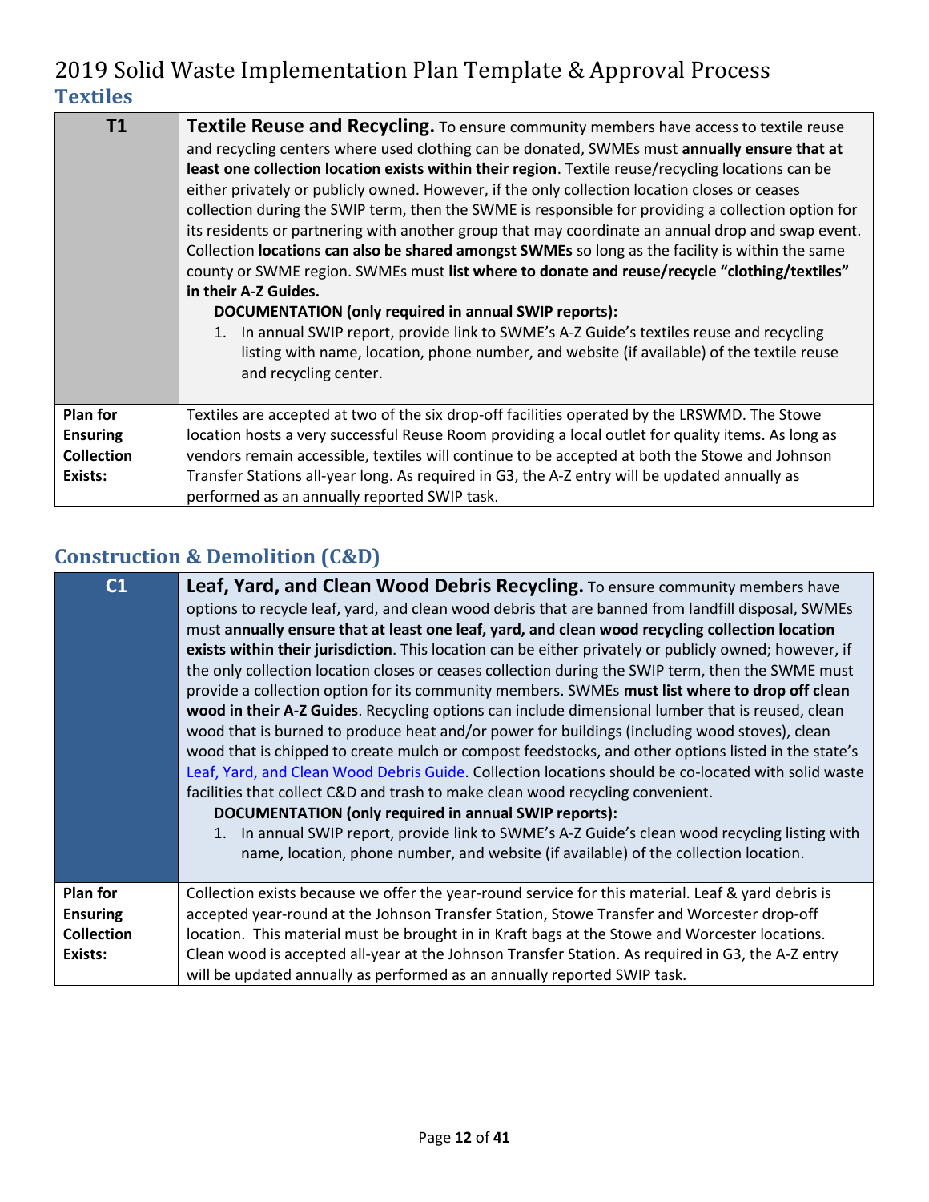## Textiles

| T1 | **Textile Reuse and Recycling.** To ensure community members have access to textile reuse and recycling centers where used clothing can be donated, SWMEs must **annually ensure that at least one collection location exists within their region**. Textile reuse/recycling locations can be either privately or publicly owned. However, if the only collection location closes or ceases collection during the SWIP term, then the SWME is responsible for providing a collection option for its residents or partnering with another group that may coordinate an annual drop and swap event. Collection **locations can also be shared amongst SWMEs** so long as the facility is within the same county or SWME region. SWMEs must **list where to donate and reuse/recycle "clothing/textiles" in their A-Z Guides.** <br> **DOCUMENTATION (only required in annual SWIP reports):** <br> 1. In annual SWIP report, provide link to SWME's A-Z Guide's textiles reuse and recycling listing with name, location, phone number, and website (if available) of the textile reuse and recycling center. |
|---|---|
| **Plan for Ensuring Collection Exists:** | Textiles are accepted at two of the six drop-off facilities operated by the LRSWMD. The Stowe location hosts a very successful Reuse Room providing a local outlet for quality items. As long as vendors remain accessible, textiles will continue to be accepted at both the Stowe and Johnson Transfer Stations all-year long. As required in G3, the A-Z entry will be updated annually as performed as an annually reported SWIP task. |

## Construction & Demolition (C&D)

| C1 | **Leaf, Yard, and Clean Wood Debris Recycling.** To ensure community members have options to recycle leaf, yard, and clean wood debris that are banned from landfill disposal, SWMEs must **annually ensure that at least one leaf, yard, and clean wood recycling collection location exists within their jurisdiction**. This location can be either privately or publicly owned; however, if the only collection location closes or ceases collection during the SWIP term, then the SWME must provide a collection option for its community members. SWMEs **must list where to drop off clean wood in their A-Z Guides**. Recycling options can include dimensional lumber that is reused, clean wood that is burned to produce heat and/or power for buildings (including wood stoves), clean wood that is chipped to create mulch or compost feedstocks, and other options listed in the state's Leaf, Yard, and Clean Wood Debris Guide. Collection locations should be co-located with solid waste facilities that collect C&D and trash to make clean wood recycling convenient. <br> **DOCUMENTATION (only required in annual SWIP reports):** <br> 1. In annual SWIP report, provide link to SWME's A-Z Guide's clean wood recycling listing with name, location, phone number, and website (if available) of the collection location. |
|---|---|
| **Plan for Ensuring Collection Exists:** | Collection exists because we offer the year-round service for this material. Leaf & yard debris is accepted year-round at the Johnson Transfer Station, Stowe Transfer and Worcester drop-off location. This material must be brought in in Kraft bags at the Stowe and Worcester locations. Clean wood is accepted all-year at the Johnson Transfer Station. As required in G3, the A-Z entry will be updated annually as performed as an annually reported SWIP task. |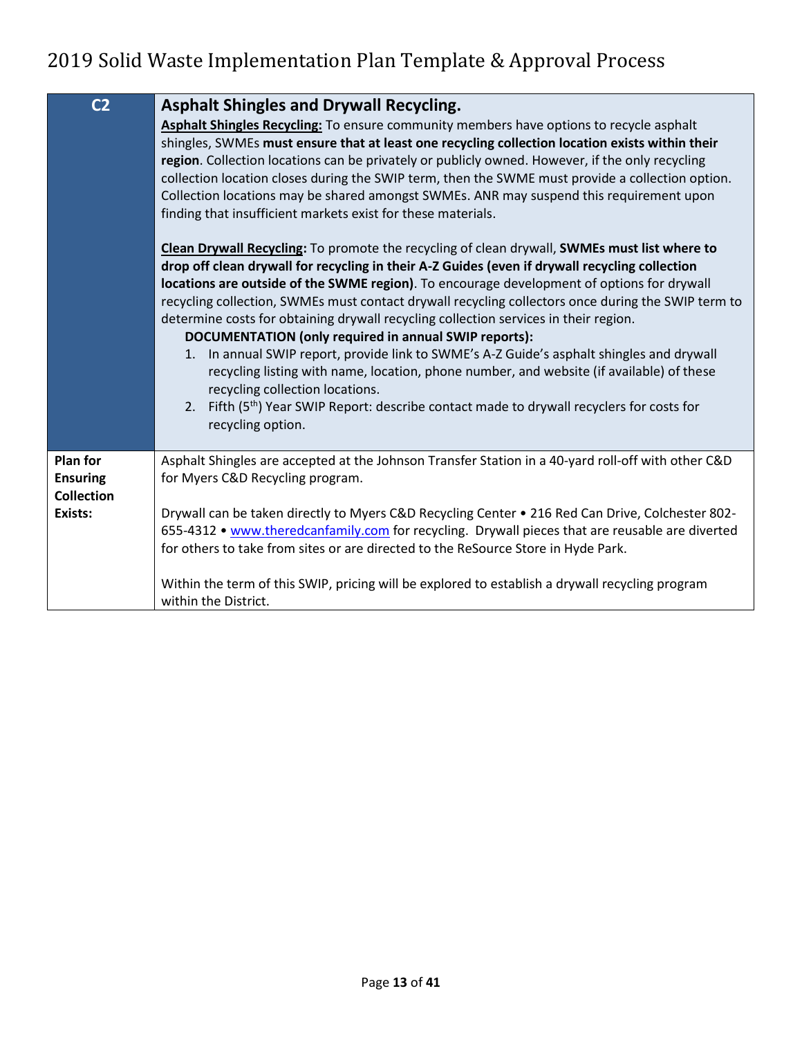| C2 | **Asphalt Shingles and Drywall Recycling.**<br>**Asphalt Shingles Recycling:** To ensure community members have options to recycle asphalt shingles, SWMEs **must ensure that at least one recycling collection location exists within their region**. Collection locations can be privately or publicly owned. However, if the only recycling collection location closes during the SWIP term, then the SWME must provide a collection option. Collection locations may be shared amongst SWMEs. ANR may suspend this requirement upon finding that insufficient markets exist for these materials.<br><br>**Clean Drywall Recycling:** To promote the recycling of clean drywall, **SWMEs must list where to drop off clean drywall for recycling in their A-Z Guides (even if drywall recycling collection locations are outside of the SWME region)**. To encourage development of options for drywall recycling collection, SWMEs must contact drywall recycling collectors once during the SWIP term to determine costs for obtaining drywall recycling collection services in their region.<br>**DOCUMENTATION (only required in annual SWIP reports):**<br>1. In annual SWIP report, provide link to SWME's A-Z Guide's asphalt shingles and drywall recycling listing with name, location, phone number, and website (if available) of these recycling collection locations.<br>2. Fifth (5th) Year SWIP Report: describe contact made to drywall recyclers for costs for recycling option. |
|---|---|
| **Plan for Ensuring Collection Exists:** | Asphalt Shingles are accepted at the Johnson Transfer Station in a 40-yard roll-off with other C&D for Myers C&D Recycling program.<br><br>Drywall can be taken directly to Myers C&D Recycling Center • 216 Red Can Drive, Colchester 802-655-4312 • www.theredcanfamily.com for recycling. Drywall pieces that are reusable are diverted for others to take from sites or are directed to the ReSource Store in Hyde Park.<br><br>Within the term of this SWIP, pricing will be explored to establish a drywall recycling program within the District. |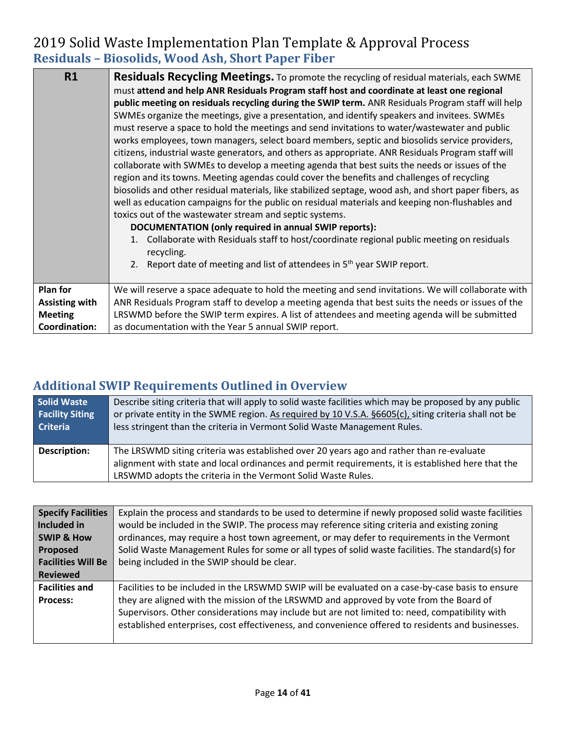# 2019 Solid Waste Implementation Plan Template & Approval Process

## Residuals – Biosolids, Wood Ash, Short Paper Fiber

| R1 | **Residuals Recycling Meetings.** To promote the recycling of residual materials, each SWME must **attend and help ANR Residuals Program staff host and coordinate at least one regional public meeting on residuals recycling during the SWIP term.** ANR Residuals Program staff will help SWMEs organize the meetings, give a presentation, and identify speakers and invitees. SWMEs must reserve a space to hold the meetings and send invitations to water/wastewater and public works employees, town managers, select board members, septic and biosolids service providers, citizens, industrial waste generators, and others as appropriate. ANR Residuals Program staff will collaborate with SWMEs to develop a meeting agenda that best suits the needs or issues of the region and its towns. Meeting agendas could cover the benefits and challenges of recycling biosolids and other residual materials, like stabilized septage, wood ash, and short paper fibers, as well as education campaigns for the public on residual materials and keeping non-flushables and toxics out of the wastewater stream and septic systems.<br>**DOCUMENTATION (only required in annual SWIP reports):**<br>1. Collaborate with Residuals staff to host/coordinate regional public meeting on residuals recycling.<br>2. Report date of meeting and list of attendees in 5th year SWIP report. |
|---|---|
| **Plan for Assisting with Meeting Coordination:** | We will reserve a space adequate to hold the meeting and send invitations. We will collaborate with ANR Residuals Program staff to develop a meeting agenda that best suits the needs or issues of the LRSWMD before the SWIP term expires. A list of attendees and meeting agenda will be submitted as documentation with the Year 5 annual SWIP report. |

## Additional SWIP Requirements Outlined in Overview

| **Solid Waste Facility Siting Criteria** | Describe siting criteria that will apply to solid waste facilities which may be proposed by any public or private entity in the SWME region. As required by 10 V.S.A. §6605(c), siting criteria shall not be less stringent than the criteria in Vermont Solid Waste Management Rules. |
|---|---|
| **Description:** | The LRSWMD siting criteria was established over 20 years ago and rather than re-evaluate alignment with state and local ordinances and permit requirements, it is established here that the LRSWMD adopts the criteria in the Vermont Solid Waste Rules. |

| **Specify Facilities Included in SWIP & How Proposed Facilities Will Be Reviewed** | Explain the process and standards to be used to determine if newly proposed solid waste facilities would be included in the SWIP. The process may reference siting criteria and existing zoning ordinances, may require a host town agreement, or may defer to requirements in the Vermont Solid Waste Management Rules for some or all types of solid waste facilities. The standard(s) for being included in the SWIP should be clear. |
|---|---|
| **Facilities and Process:** | Facilities to be included in the LRSWMD SWIP will be evaluated on a case-by-case basis to ensure they are aligned with the mission of the LRSWMD and approved by vote from the Board of Supervisors. Other considerations may include but are not limited to: need, compatibility with established enterprises, cost effectiveness, and convenience offered to residents and businesses. |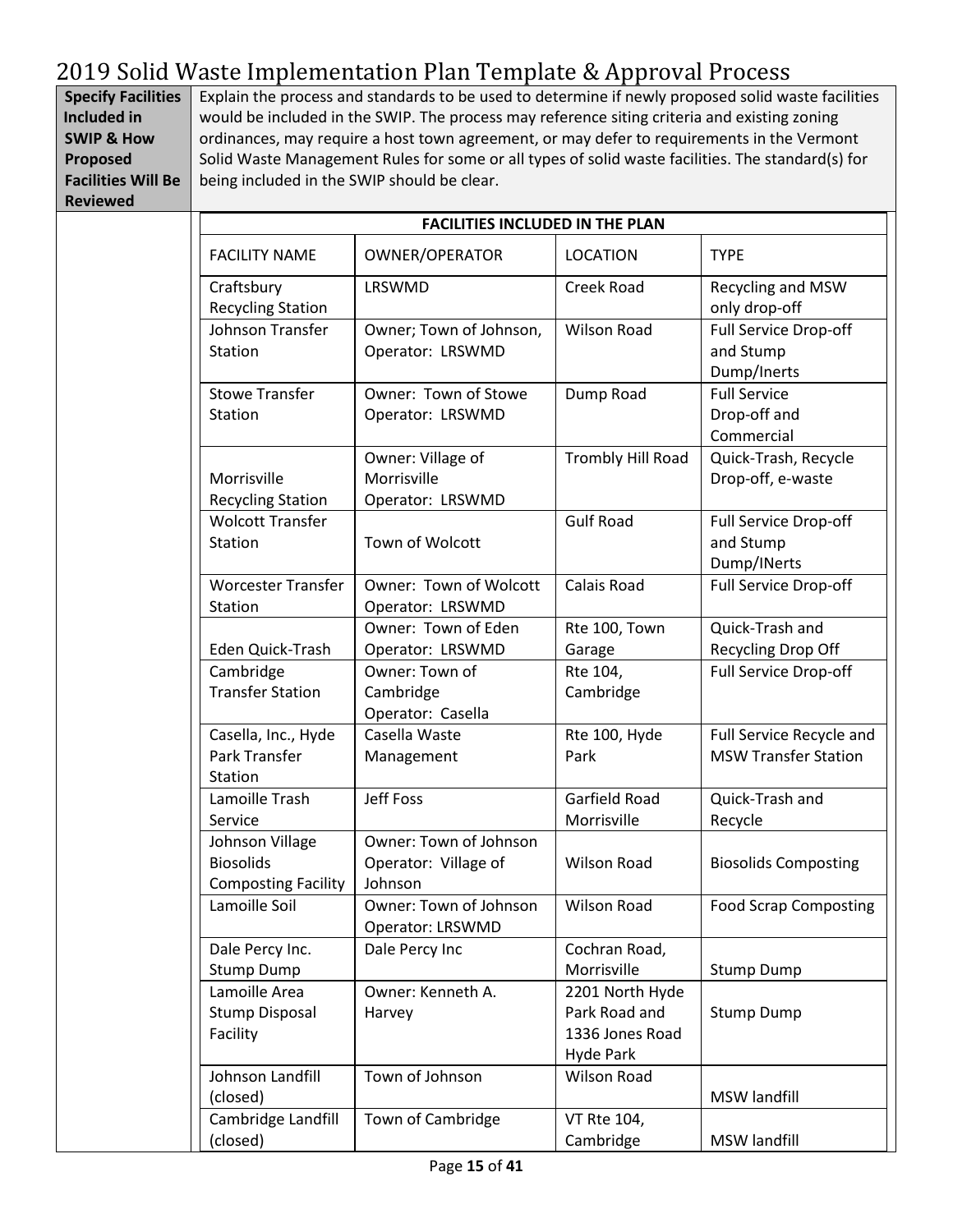# 2019 Solid Waste Implementation Plan Template & Approval Process

| **Specify Facilities Included in SWIP & How Proposed Facilities Will Be Reviewed** | Explain the process and standards to be used to determine if newly proposed solid waste facilities would be included in the SWIP. The process may reference siting criteria and existing zoning ordinances, may require a host town agreement, or may defer to requirements in the Vermont Solid Waste Management Rules for some or all types of solid waste facilities. The standard(s) for being included in the SWIP should be clear. |
|---|---|

**FACILITIES INCLUDED IN THE PLAN**

| FACILITY NAME | OWNER/OPERATOR | LOCATION | TYPE |
|---|---|---|---|
| Craftsbury Recycling Station | LRSWMD | Creek Road | Recycling and MSW only drop-off |
| Johnson Transfer Station | Owner; Town of Johnson, Operator: LRSWMD | Wilson Road | Full Service Drop-off and Stump Dump/Inerts |
| Stowe Transfer Station | Owner: Town of Stowe Operator: LRSWMD | Dump Road | Full Service Drop-off and Commercial |
| Morrisville Recycling Station | Owner: Village of Morrisville Operator: LRSWMD | Trombly Hill Road | Quick-Trash, Recycle Drop-off, e-waste |
| Wolcott Transfer Station | Town of Wolcott | Gulf Road | Full Service Drop-off and Stump Dump/INerts |
| Worcester Transfer Station | Owner: Town of Wolcott Operator: LRSWMD | Calais Road | Full Service Drop-off |
| Eden Quick-Trash | Owner: Town of Eden Operator: LRSWMD | Rte 100, Town Garage | Quick-Trash and Recycling Drop Off |
| Cambridge Transfer Station | Owner: Town of Cambridge Operator: Casella | Rte 104, Cambridge | Full Service Drop-off |
| Casella, Inc., Hyde Park Transfer Station | Casella Waste Management | Rte 100, Hyde Park | Full Service Recycle and MSW Transfer Station |
| Lamoille Trash Service | Jeff Foss | Garfield Road Morrisville | Quick-Trash and Recycle |
| Johnson Village Biosolids Composting Facility | Owner: Town of Johnson Operator: Village of Johnson | Wilson Road | Biosolids Composting |
| Lamoille Soil | Owner: Town of Johnson Operator: LRSWMD | Wilson Road | Food Scrap Composting |
| Dale Percy Inc. Stump Dump | Dale Percy Inc | Cochran Road, Morrisville | Stump Dump |
| Lamoille Area Stump Disposal Facility | Owner: Kenneth A. Harvey | 2201 North Hyde Park Road and 1336 Jones Road Hyde Park | Stump Dump |
| Johnson Landfill (closed) | Town of Johnson | Wilson Road | MSW landfill |
| Cambridge Landfill (closed) | Town of Cambridge | VT Rte 104, Cambridge | MSW landfill |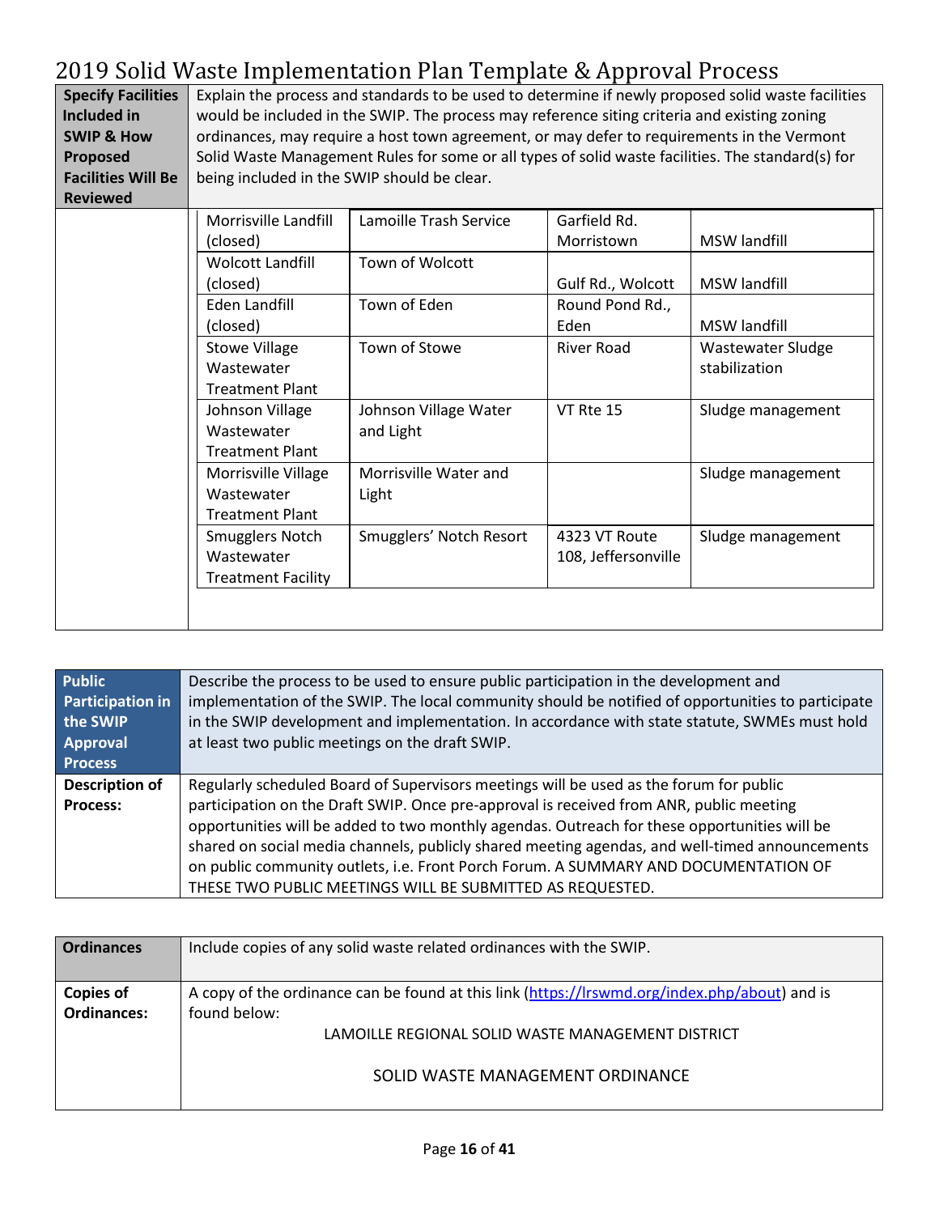# 2019 Solid Waste Implementation Plan Template & Approval Process

| **Specify Facilities Included in SWIP & How Proposed Facilities Will Be Reviewed** | Explain the process and standards to be used to determine if newly proposed solid waste facilities would be included in the SWIP. The process may reference siting criteria and existing zoning ordinances, may require a host town agreement, or may defer to requirements in the Vermont Solid Waste Management Rules for some or all types of solid waste facilities. The standard(s) for being included in the SWIP should be clear. |
|---|---|

| Facility | Owner/Operator | Location | Type |
|---|---|---|---|
| Morrisville Landfill (closed) | Lamoille Trash Service | Garfield Rd. Morristown | MSW landfill |
| Wolcott Landfill (closed) | Town of Wolcott | Gulf Rd., Wolcott | MSW landfill |
| Eden Landfill (closed) | Town of Eden | Round Pond Rd., Eden | MSW landfill |
| Stowe Village Wastewater Treatment Plant | Town of Stowe | River Road | Wastewater Sludge stabilization |
| Johnson Village Wastewater Treatment Plant | Johnson Village Water and Light | VT Rte 15 | Sludge management |
| Morrisville Village Wastewater Treatment Plant | Morrisville Water and Light | | Sludge management |
| Smugglers Notch Wastewater Treatment Facility | Smugglers' Notch Resort | 4323 VT Route 108, Jeffersonville | Sludge management |

| **Public Participation in the SWIP Approval Process** | Describe the process to be used to ensure public participation in the development and implementation of the SWIP. The local community should be notified of opportunities to participate in the SWIP development and implementation. In accordance with state statute, SWMEs must hold at least two public meetings on the draft SWIP. |
|---|---|
| **Description of Process:** | Regularly scheduled Board of Supervisors meetings will be used as the forum for public participation on the Draft SWIP. Once pre-approval is received from ANR, public meeting opportunities will be added to two monthly agendas. Outreach for these opportunities will be shared on social media channels, publicly shared meeting agendas, and well-timed announcements on public community outlets, i.e. Front Porch Forum. A SUMMARY AND DOCUMENTATION OF THESE TWO PUBLIC MEETINGS WILL BE SUBMITTED AS REQUESTED. |

| **Ordinances** | Include copies of any solid waste related ordinances with the SWIP. |
|---|---|
| **Copies of Ordinances:** | A copy of the ordinance can be found at this link (https://lrswmd.org/index.php/about) and is found below:<br><br>LAMOILLE REGIONAL SOLID WASTE MANAGEMENT DISTRICT<br><br>SOLID WASTE MANAGEMENT ORDINANCE |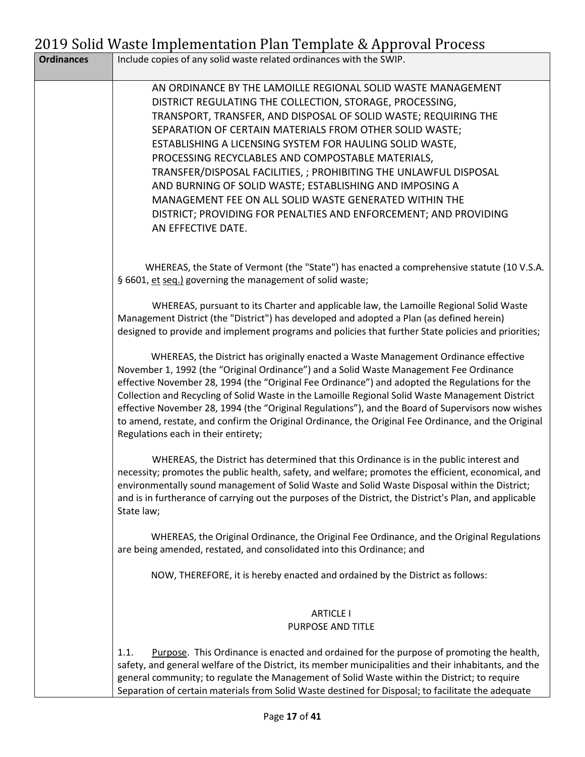| Ordinances | Include copies of any solid waste related ordinances with the SWIP. |
|---|---|
| | AN ORDINANCE BY THE LAMOILLE REGIONAL SOLID WASTE MANAGEMENT DISTRICT REGULATING THE COLLECTION, STORAGE, PROCESSING, TRANSPORT, TRANSFER, AND DISPOSAL OF SOLID WASTE; REQUIRING THE SEPARATION OF CERTAIN MATERIALS FROM OTHER SOLID WASTE; ESTABLISHING A LICENSING SYSTEM FOR HAULING SOLID WASTE, PROCESSING RECYCLABLES AND COMPOSTABLE MATERIALS, TRANSFER/DISPOSAL FACILITIES, ; PROHIBITING THE UNLAWFUL DISPOSAL AND BURNING OF SOLID WASTE; ESTABLISHING AND IMPOSING A MANAGEMENT FEE ON ALL SOLID WASTE GENERATED WITHIN THE DISTRICT; PROVIDING FOR PENALTIES AND ENFORCEMENT; AND PROVIDING AN EFFECTIVE DATE.<br><br>WHEREAS, the State of Vermont (the "State") has enacted a comprehensive statute (10 V.S.A. § 6601, et seq.) governing the management of solid waste;<br><br>WHEREAS, pursuant to its Charter and applicable law, the Lamoille Regional Solid Waste Management District (the "District") has developed and adopted a Plan (as defined herein) designed to provide and implement programs and policies that further State policies and priorities;<br><br>WHEREAS, the District has originally enacted a Waste Management Ordinance effective November 1, 1992 (the "Original Ordinance") and a Solid Waste Management Fee Ordinance effective November 28, 1994 (the "Original Fee Ordinance") and adopted the Regulations for the Collection and Recycling of Solid Waste in the Lamoille Regional Solid Waste Management District effective November 28, 1994 (the "Original Regulations"), and the Board of Supervisors now wishes to amend, restate, and confirm the Original Ordinance, the Original Fee Ordinance, and the Original Regulations each in their entirety;<br><br>WHEREAS, the District has determined that this Ordinance is in the public interest and necessity; promotes the public health, safety, and welfare; promotes the efficient, economical, and environmentally sound management of Solid Waste and Solid Waste Disposal within the District; and is in furtherance of carrying out the purposes of the District, the District's Plan, and applicable State law;<br><br>WHEREAS, the Original Ordinance, the Original Fee Ordinance, and the Original Regulations are being amended, restated, and consolidated into this Ordinance; and<br><br>NOW, THEREFORE, it is hereby enacted and ordained by the District as follows:<br><br>ARTICLE I<br>PURPOSE AND TITLE<br><br>1.1. Purpose. This Ordinance is enacted and ordained for the purpose of promoting the health, safety, and general welfare of the District, its member municipalities and their inhabitants, and the general community; to regulate the Management of Solid Waste within the District; to require Separation of certain materials from Solid Waste destined for Disposal; to facilitate the adequate |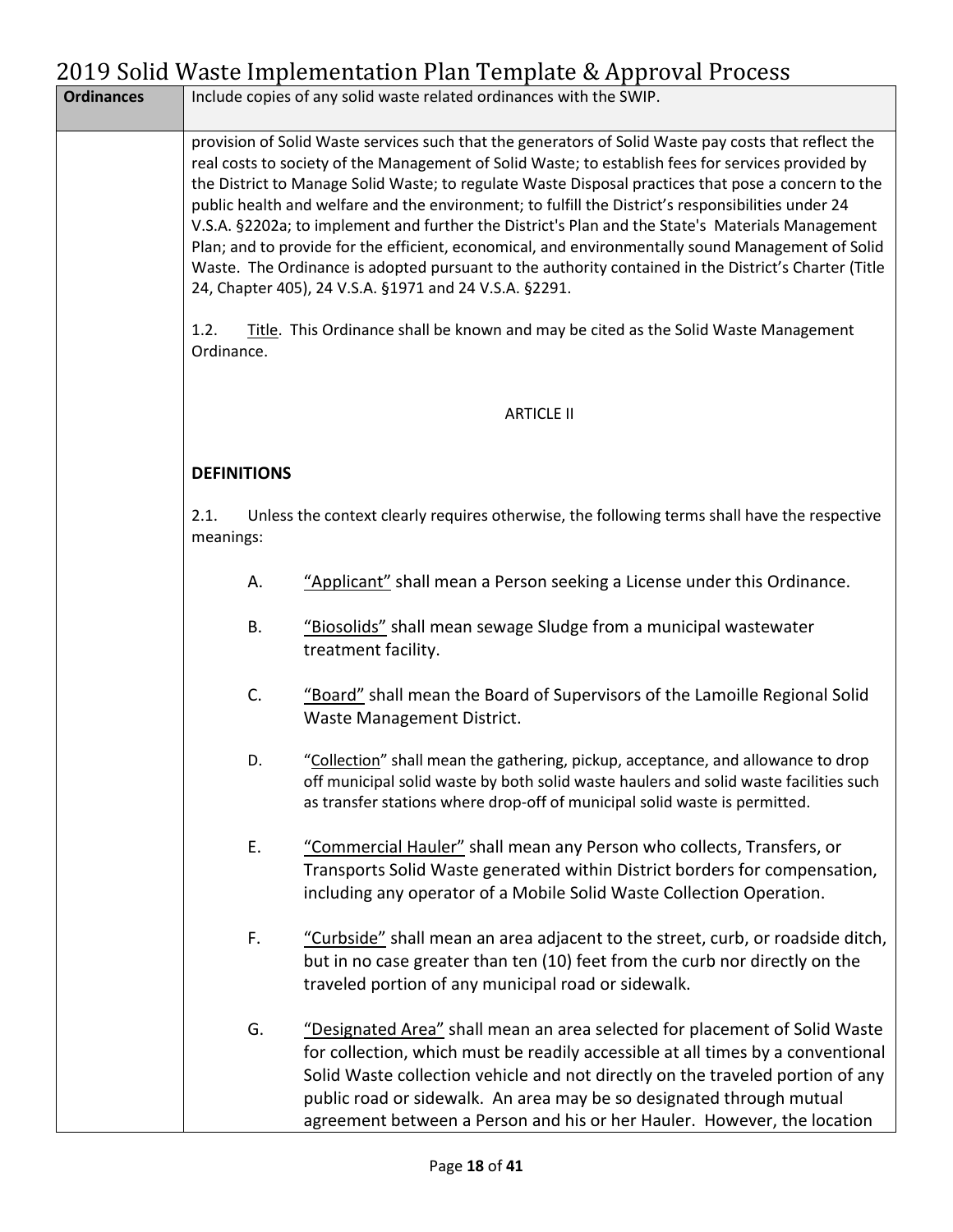# 2019 Solid Waste Implementation Plan Template & Approval Process

| **Ordinances** | Include copies of any solid waste related ordinances with the SWIP. |
|---|---|

provision of Solid Waste services such that the generators of Solid Waste pay costs that reflect the real costs to society of the Management of Solid Waste; to establish fees for services provided by the District to Manage Solid Waste; to regulate Waste Disposal practices that pose a concern to the public health and welfare and the environment; to fulfill the District's responsibilities under 24 V.S.A. §2202a; to implement and further the District's Plan and the State's Materials Management Plan; and to provide for the efficient, economical, and environmentally sound Management of Solid Waste. The Ordinance is adopted pursuant to the authority contained in the District's Charter (Title 24, Chapter 405), 24 V.S.A. §1971 and 24 V.S.A. §2291.

1.2. Title. This Ordinance shall be known and may be cited as the Solid Waste Management Ordinance.

ARTICLE II

**DEFINITIONS**

2.1. Unless the context clearly requires otherwise, the following terms shall have the respective meanings:

A. "Applicant" shall mean a Person seeking a License under this Ordinance.

B. "Biosolids" shall mean sewage Sludge from a municipal wastewater treatment facility.

C. "Board" shall mean the Board of Supervisors of the Lamoille Regional Solid Waste Management District.

D. "Collection" shall mean the gathering, pickup, acceptance, and allowance to drop off municipal solid waste by both solid waste haulers and solid waste facilities such as transfer stations where drop-off of municipal solid waste is permitted.

E. "Commercial Hauler" shall mean any Person who collects, Transfers, or Transports Solid Waste generated within District borders for compensation, including any operator of a Mobile Solid Waste Collection Operation.

F. "Curbside" shall mean an area adjacent to the street, curb, or roadside ditch, but in no case greater than ten (10) feet from the curb nor directly on the traveled portion of any municipal road or sidewalk.

G. "Designated Area" shall mean an area selected for placement of Solid Waste for collection, which must be readily accessible at all times by a conventional Solid Waste collection vehicle and not directly on the traveled portion of any public road or sidewalk. An area may be so designated through mutual agreement between a Person and his or her Hauler. However, the location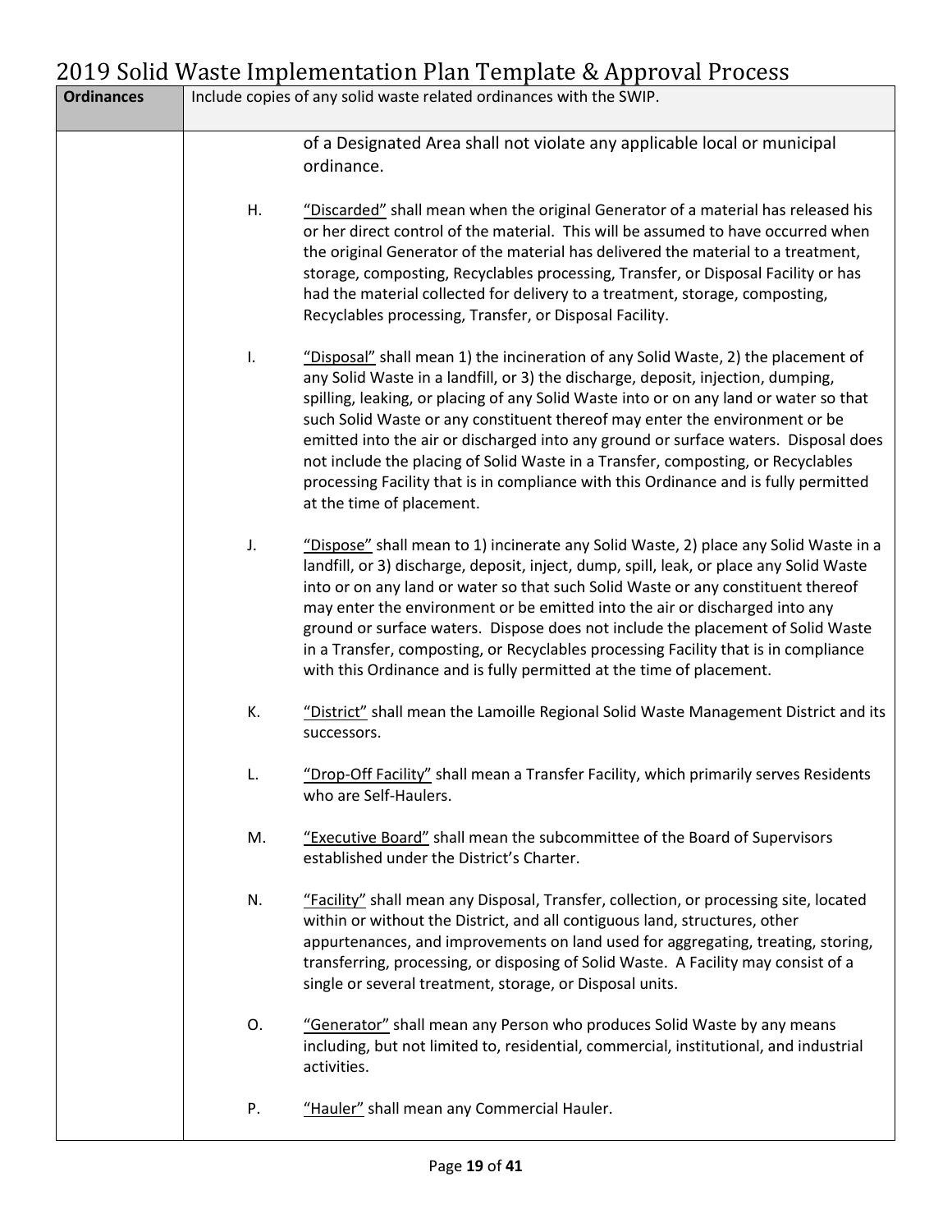| Ordinances | Include copies of any solid waste related ordinances with the SWIP. |
|---|---|

of a Designated Area shall not violate any applicable local or municipal ordinance.

H. "Discarded" shall mean when the original Generator of a material has released his or her direct control of the material. This will be assumed to have occurred when the original Generator of the material has delivered the material to a treatment, storage, composting, Recyclables processing, Transfer, or Disposal Facility or has had the material collected for delivery to a treatment, storage, composting, Recyclables processing, Transfer, or Disposal Facility.

I. "Disposal" shall mean 1) the incineration of any Solid Waste, 2) the placement of any Solid Waste in a landfill, or 3) the discharge, deposit, injection, dumping, spilling, leaking, or placing of any Solid Waste into or on any land or water so that such Solid Waste or any constituent thereof may enter the environment or be emitted into the air or discharged into any ground or surface waters. Disposal does not include the placing of Solid Waste in a Transfer, composting, or Recyclables processing Facility that is in compliance with this Ordinance and is fully permitted at the time of placement.

J. "Dispose" shall mean to 1) incinerate any Solid Waste, 2) place any Solid Waste in a landfill, or 3) discharge, deposit, inject, dump, spill, leak, or place any Solid Waste into or on any land or water so that such Solid Waste or any constituent thereof may enter the environment or be emitted into the air or discharged into any ground or surface waters. Dispose does not include the placement of Solid Waste in a Transfer, composting, or Recyclables processing Facility that is in compliance with this Ordinance and is fully permitted at the time of placement.

K. "District" shall mean the Lamoille Regional Solid Waste Management District and its successors.

L. "Drop-Off Facility" shall mean a Transfer Facility, which primarily serves Residents who are Self-Haulers.

M. "Executive Board" shall mean the subcommittee of the Board of Supervisors established under the District's Charter.

N. "Facility" shall mean any Disposal, Transfer, collection, or processing site, located within or without the District, and all contiguous land, structures, other appurtenances, and improvements on land used for aggregating, treating, storing, transferring, processing, or disposing of Solid Waste. A Facility may consist of a single or several treatment, storage, or Disposal units.

O. "Generator" shall mean any Person who produces Solid Waste by any means including, but not limited to, residential, commercial, institutional, and industrial activities.

P. "Hauler" shall mean any Commercial Hauler.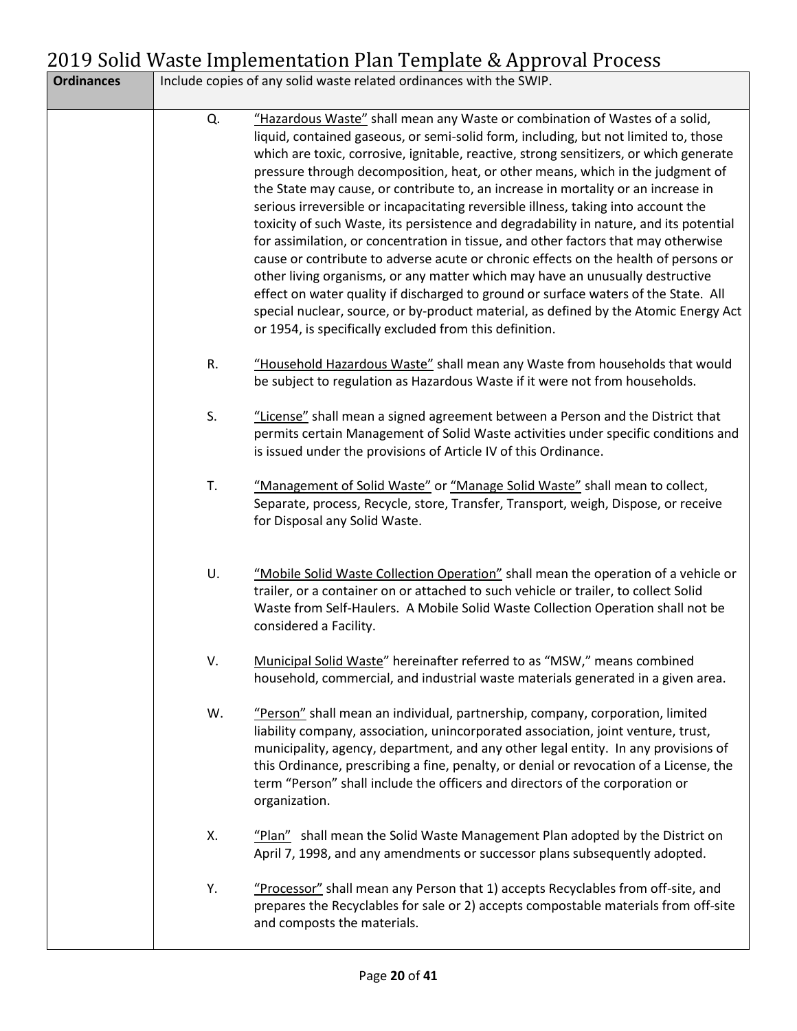| **Ordinances** | Include copies of any solid waste related ordinances with the SWIP. |
|---|---|
| | Q. "Hazardous Waste" shall mean any Waste or combination of Wastes of a solid, liquid, contained gaseous, or semi-solid form, including, but not limited to, those which are toxic, corrosive, ignitable, reactive, strong sensitizers, or which generate pressure through decomposition, heat, or other means, which in the judgment of the State may cause, or contribute to, an increase in mortality or an increase in serious irreversible or incapacitating reversible illness, taking into account the toxicity of such Waste, its persistence and degradability in nature, and its potential for assimilation, or concentration in tissue, and other factors that may otherwise cause or contribute to adverse acute or chronic effects on the health of persons or other living organisms, or any matter which may have an unusually destructive effect on water quality if discharged to ground or surface waters of the State. All special nuclear, source, or by-product material, as defined by the Atomic Energy Act or 1954, is specifically excluded from this definition.<br><br>R. "Household Hazardous Waste" shall mean any Waste from households that would be subject to regulation as Hazardous Waste if it were not from households.<br><br>S. "License" shall mean a signed agreement between a Person and the District that permits certain Management of Solid Waste activities under specific conditions and is issued under the provisions of Article IV of this Ordinance.<br><br>T. "Management of Solid Waste" or "Manage Solid Waste" shall mean to collect, Separate, process, Recycle, store, Transfer, Transport, weigh, Dispose, or receive for Disposal any Solid Waste.<br><br>U. "Mobile Solid Waste Collection Operation" shall mean the operation of a vehicle or trailer, or a container on or attached to such vehicle or trailer, to collect Solid Waste from Self-Haulers. A Mobile Solid Waste Collection Operation shall not be considered a Facility.<br><br>V. Municipal Solid Waste" hereinafter referred to as "MSW," means combined household, commercial, and industrial waste materials generated in a given area.<br><br>W. "Person" shall mean an individual, partnership, company, corporation, limited liability company, association, unincorporated association, joint venture, trust, municipality, agency, department, and any other legal entity. In any provisions of this Ordinance, prescribing a fine, penalty, or denial or revocation of a License, the term "Person" shall include the officers and directors of the corporation or organization.<br><br>X. "Plan" shall mean the Solid Waste Management Plan adopted by the District on April 7, 1998, and any amendments or successor plans subsequently adopted.<br><br>Y. "Processor" shall mean any Person that 1) accepts Recyclables from off-site, and prepares the Recyclables for sale or 2) accepts compostable materials from off-site and composts the materials. |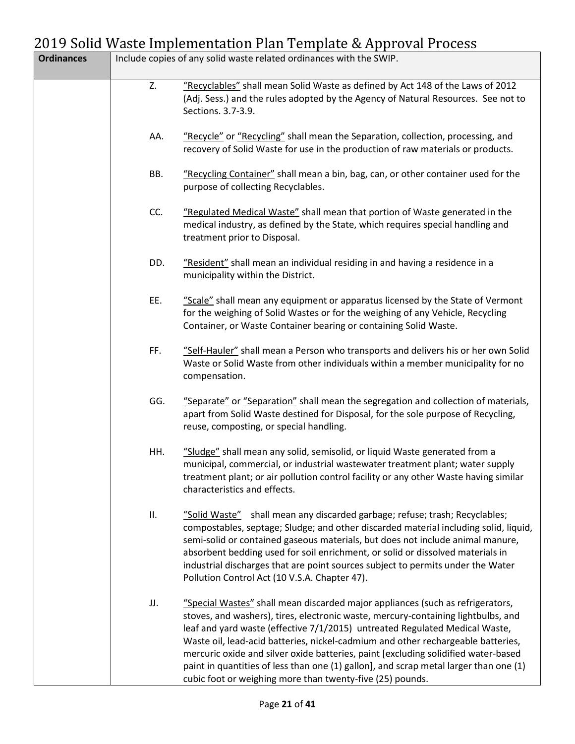| Ordinances | Include copies of any solid waste related ordinances with the SWIP. |
|---|---|
| | Z. "Recyclables" shall mean Solid Waste as defined by Act 148 of the Laws of 2012 (Adj. Sess.) and the rules adopted by the Agency of Natural Resources. See not to Sections. 3.7-3.9.<br><br>AA. "Recycle" or "Recycling" shall mean the Separation, collection, processing, and recovery of Solid Waste for use in the production of raw materials or products.<br><br>BB. "Recycling Container" shall mean a bin, bag, can, or other container used for the purpose of collecting Recyclables.<br><br>CC. "Regulated Medical Waste" shall mean that portion of Waste generated in the medical industry, as defined by the State, which requires special handling and treatment prior to Disposal.<br><br>DD. "Resident" shall mean an individual residing in and having a residence in a municipality within the District.<br><br>EE. "Scale" shall mean any equipment or apparatus licensed by the State of Vermont for the weighing of Solid Wastes or for the weighing of any Vehicle, Recycling Container, or Waste Container bearing or containing Solid Waste.<br><br>FF. "Self-Hauler" shall mean a Person who transports and delivers his or her own Solid Waste or Solid Waste from other individuals within a member municipality for no compensation.<br><br>GG. "Separate" or "Separation" shall mean the segregation and collection of materials, apart from Solid Waste destined for Disposal, for the sole purpose of Recycling, reuse, composting, or special handling.<br><br>HH. "Sludge" shall mean any solid, semisolid, or liquid Waste generated from a municipal, commercial, or industrial wastewater treatment plant; water supply treatment plant; or air pollution control facility or any other Waste having similar characteristics and effects.<br><br>II. "Solid Waste" shall mean any discarded garbage; refuse; trash; Recyclables; compostables, septage; Sludge; and other discarded material including solid, liquid, semi-solid or contained gaseous materials, but does not include animal manure, absorbent bedding used for soil enrichment, or solid or dissolved materials in industrial discharges that are point sources subject to permits under the Water Pollution Control Act (10 V.S.A. Chapter 47).<br><br>JJ. "Special Wastes" shall mean discarded major appliances (such as refrigerators, stoves, and washers), tires, electronic waste, mercury-containing lightbulbs, and leaf and yard waste (effective 7/1/2015) untreated Regulated Medical Waste, Waste oil, lead-acid batteries, nickel-cadmium and other rechargeable batteries, mercuric oxide and silver oxide batteries, paint [excluding solidified water-based paint in quantities of less than one (1) gallon], and scrap metal larger than one (1) cubic foot or weighing more than twenty-five (25) pounds. |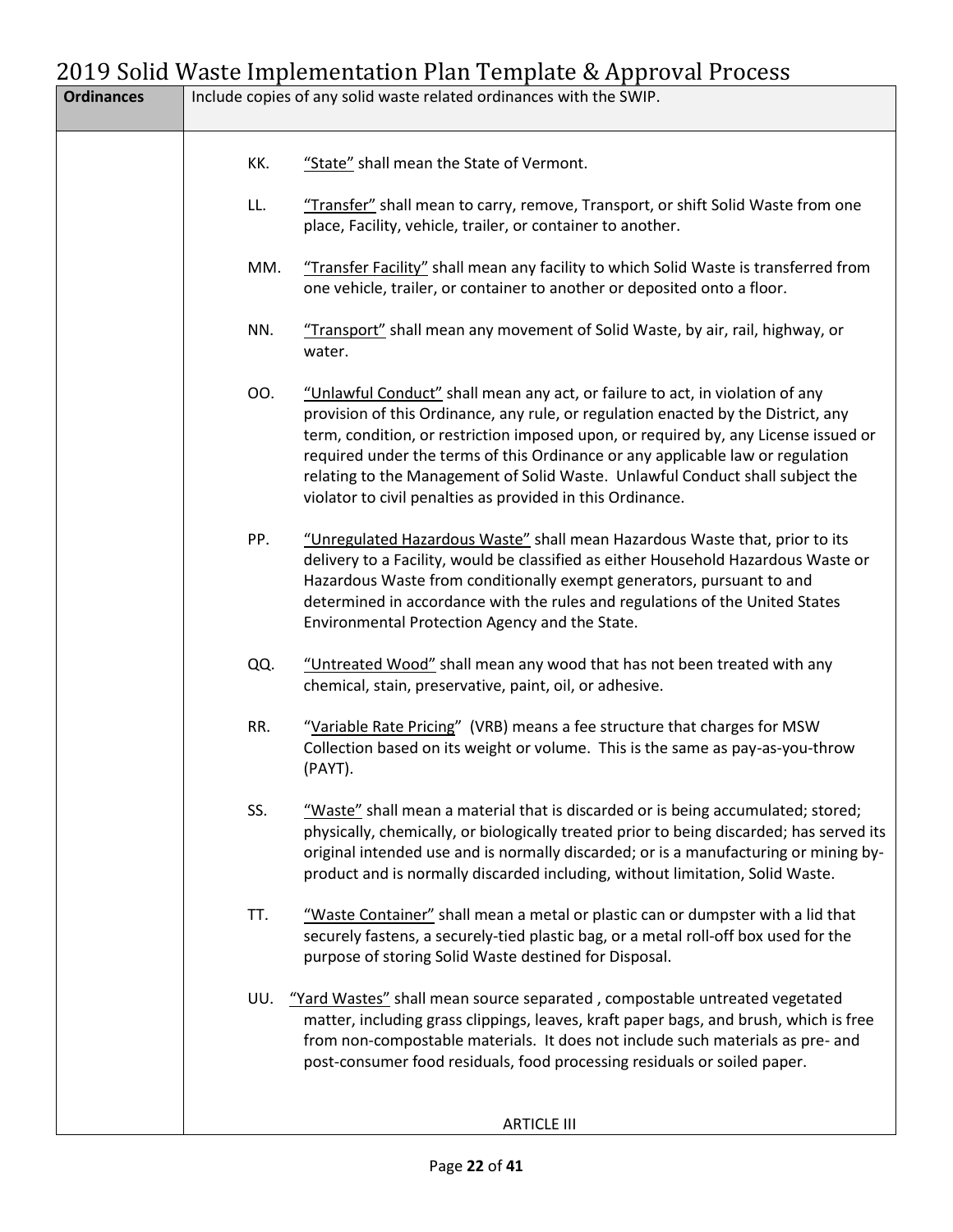| Ordinances | Include copies of any solid waste related ordinances with the SWIP. |
|---|---|

KK. "State" shall mean the State of Vermont.

LL. "Transfer" shall mean to carry, remove, Transport, or shift Solid Waste from one place, Facility, vehicle, trailer, or container to another.

MM. "Transfer Facility" shall mean any facility to which Solid Waste is transferred from one vehicle, trailer, or container to another or deposited onto a floor.

NN. "Transport" shall mean any movement of Solid Waste, by air, rail, highway, or water.

OO. "Unlawful Conduct" shall mean any act, or failure to act, in violation of any provision of this Ordinance, any rule, or regulation enacted by the District, any term, condition, or restriction imposed upon, or required by, any License issued or required under the terms of this Ordinance or any applicable law or regulation relating to the Management of Solid Waste. Unlawful Conduct shall subject the violator to civil penalties as provided in this Ordinance.

PP. "Unregulated Hazardous Waste" shall mean Hazardous Waste that, prior to its delivery to a Facility, would be classified as either Household Hazardous Waste or Hazardous Waste from conditionally exempt generators, pursuant to and determined in accordance with the rules and regulations of the United States Environmental Protection Agency and the State.

QQ. "Untreated Wood" shall mean any wood that has not been treated with any chemical, stain, preservative, paint, oil, or adhesive.

RR. "Variable Rate Pricing" (VRB) means a fee structure that charges for MSW Collection based on its weight or volume. This is the same as pay-as-you-throw (PAYT).

SS. "Waste" shall mean a material that is discarded or is being accumulated; stored; physically, chemically, or biologically treated prior to being discarded; has served its original intended use and is normally discarded; or is a manufacturing or mining by-product and is normally discarded including, without limitation, Solid Waste.

TT. "Waste Container" shall mean a metal or plastic can or dumpster with a lid that securely fastens, a securely-tied plastic bag, or a metal roll-off box used for the purpose of storing Solid Waste destined for Disposal.

UU. "Yard Wastes" shall mean source separated , compostable untreated vegetated matter, including grass clippings, leaves, kraft paper bags, and brush, which is free from non-compostable materials. It does not include such materials as pre- and post-consumer food residuals, food processing residuals or soiled paper.

ARTICLE III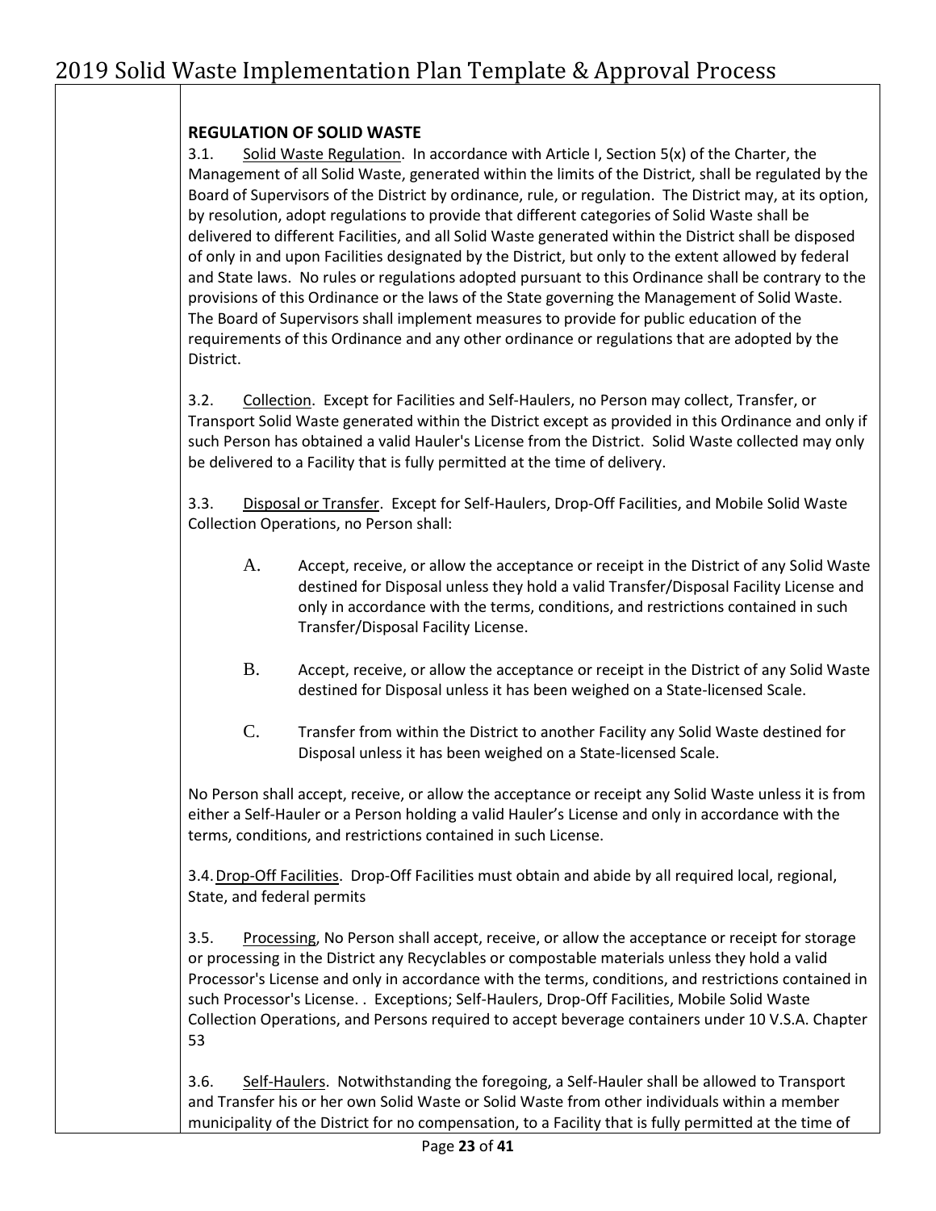**REGULATION OF SOLID WASTE**

3.1. Solid Waste Regulation. In accordance with Article I, Section 5(x) of the Charter, the Management of all Solid Waste, generated within the limits of the District, shall be regulated by the Board of Supervisors of the District by ordinance, rule, or regulation. The District may, at its option, by resolution, adopt regulations to provide that different categories of Solid Waste shall be delivered to different Facilities, and all Solid Waste generated within the District shall be disposed of only in and upon Facilities designated by the District, but only to the extent allowed by federal and State laws. No rules or regulations adopted pursuant to this Ordinance shall be contrary to the provisions of this Ordinance or the laws of the State governing the Management of Solid Waste. The Board of Supervisors shall implement measures to provide for public education of the requirements of this Ordinance and any other ordinance or regulations that are adopted by the District.

3.2. Collection. Except for Facilities and Self-Haulers, no Person may collect, Transfer, or Transport Solid Waste generated within the District except as provided in this Ordinance and only if such Person has obtained a valid Hauler's License from the District. Solid Waste collected may only be delivered to a Facility that is fully permitted at the time of delivery.

3.3. Disposal or Transfer. Except for Self-Haulers, Drop-Off Facilities, and Mobile Solid Waste Collection Operations, no Person shall:

A. Accept, receive, or allow the acceptance or receipt in the District of any Solid Waste destined for Disposal unless they hold a valid Transfer/Disposal Facility License and only in accordance with the terms, conditions, and restrictions contained in such Transfer/Disposal Facility License.

B. Accept, receive, or allow the acceptance or receipt in the District of any Solid Waste destined for Disposal unless it has been weighed on a State-licensed Scale.

C. Transfer from within the District to another Facility any Solid Waste destined for Disposal unless it has been weighed on a State-licensed Scale.

No Person shall accept, receive, or allow the acceptance or receipt any Solid Waste unless it is from either a Self-Hauler or a Person holding a valid Hauler's License and only in accordance with the terms, conditions, and restrictions contained in such License.

3.4. Drop-Off Facilities. Drop-Off Facilities must obtain and abide by all required local, regional, State, and federal permits

3.5. Processing, No Person shall accept, receive, or allow the acceptance or receipt for storage or processing in the District any Recyclables or compostable materials unless they hold a valid Processor's License and only in accordance with the terms, conditions, and restrictions contained in such Processor's License. . Exceptions; Self-Haulers, Drop-Off Facilities, Mobile Solid Waste Collection Operations, and Persons required to accept beverage containers under 10 V.S.A. Chapter 53

3.6. Self-Haulers. Notwithstanding the foregoing, a Self-Hauler shall be allowed to Transport and Transfer his or her own Solid Waste or Solid Waste from other individuals within a member municipality of the District for no compensation, to a Facility that is fully permitted at the time of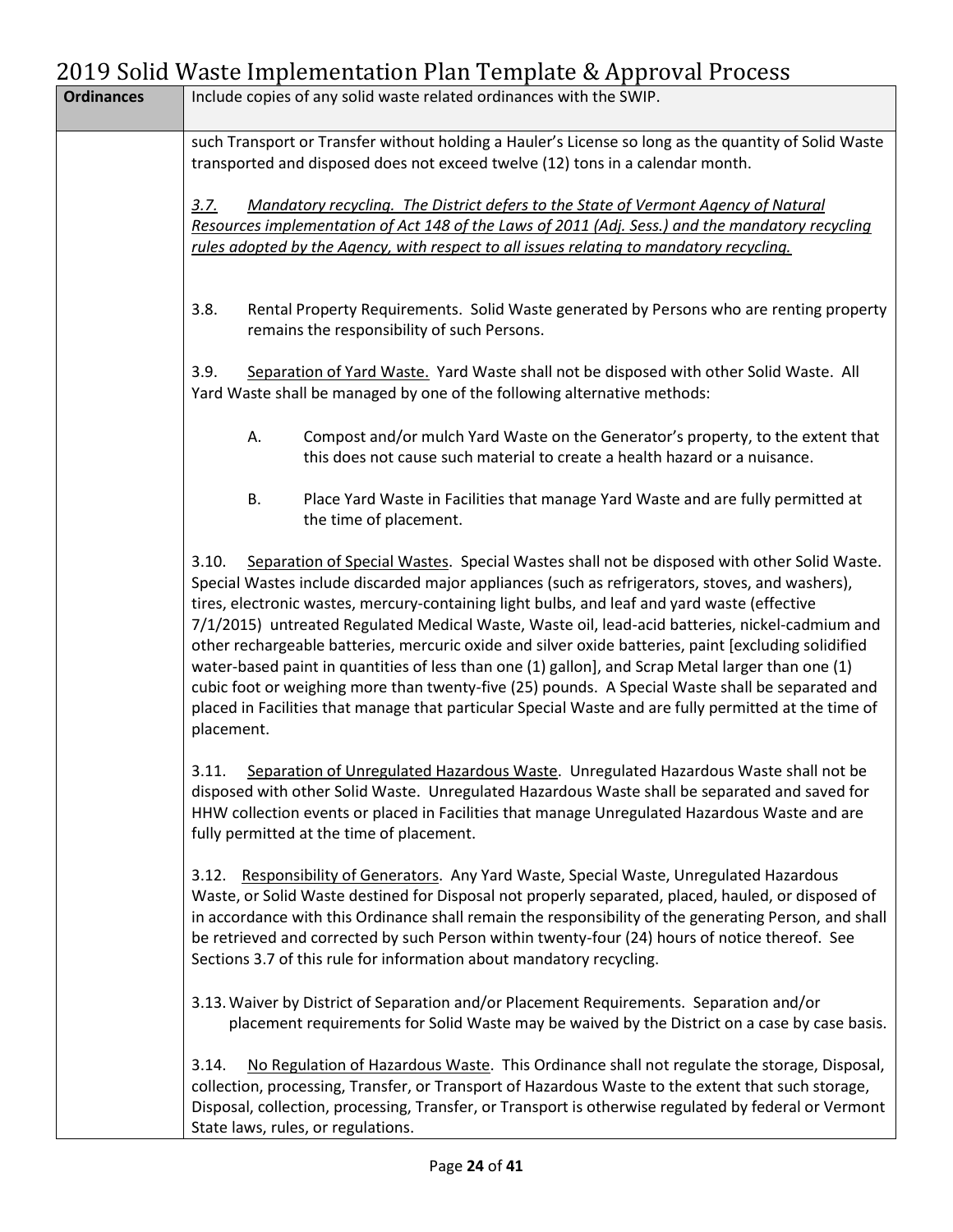| **Ordinances** | Include copies of any solid waste related ordinances with the SWIP. |
|---|---|
| | such Transport or Transfer without holding a Hauler's License so long as the quantity of Solid Waste transported and disposed does not exceed twelve (12) tons in a calendar month.<br><br>*3.7. Mandatory recycling. The District defers to the State of Vermont Agency of Natural Resources implementation of Act 148 of the Laws of 2011 (Adj. Sess.) and the mandatory recycling rules adopted by the Agency, with respect to all issues relating to mandatory recycling.*<br><br>3.8. Rental Property Requirements. Solid Waste generated by Persons who are renting property remains the responsibility of such Persons.<br><br>3.9. Separation of Yard Waste. Yard Waste shall not be disposed with other Solid Waste. All Yard Waste shall be managed by one of the following alternative methods:<br><br>A. Compost and/or mulch Yard Waste on the Generator's property, to the extent that this does not cause such material to create a health hazard or a nuisance.<br><br>B. Place Yard Waste in Facilities that manage Yard Waste and are fully permitted at the time of placement.<br><br>3.10. Separation of Special Wastes. Special Wastes shall not be disposed with other Solid Waste. Special Wastes include discarded major appliances (such as refrigerators, stoves, and washers), tires, electronic wastes, mercury-containing light bulbs, and leaf and yard waste (effective 7/1/2015) untreated Regulated Medical Waste, Waste oil, lead-acid batteries, nickel-cadmium and other rechargeable batteries, mercuric oxide and silver oxide batteries, paint [excluding solidified water-based paint in quantities of less than one (1) gallon], and Scrap Metal larger than one (1) cubic foot or weighing more than twenty-five (25) pounds. A Special Waste shall be separated and placed in Facilities that manage that particular Special Waste and are fully permitted at the time of placement.<br><br>3.11. Separation of Unregulated Hazardous Waste. Unregulated Hazardous Waste shall not be disposed with other Solid Waste. Unregulated Hazardous Waste shall be separated and saved for HHW collection events or placed in Facilities that manage Unregulated Hazardous Waste and are fully permitted at the time of placement.<br><br>3.12. Responsibility of Generators. Any Yard Waste, Special Waste, Unregulated Hazardous Waste, or Solid Waste destined for Disposal not properly separated, placed, hauled, or disposed of in accordance with this Ordinance shall remain the responsibility of the generating Person, and shall be retrieved and corrected by such Person within twenty-four (24) hours of notice thereof. See Sections 3.7 of this rule for information about mandatory recycling.<br><br>3.13. Waiver by District of Separation and/or Placement Requirements. Separation and/or placement requirements for Solid Waste may be waived by the District on a case by case basis.<br><br>3.14. No Regulation of Hazardous Waste. This Ordinance shall not regulate the storage, Disposal, collection, processing, Transfer, or Transport of Hazardous Waste to the extent that such storage, Disposal, collection, processing, Transfer, or Transport is otherwise regulated by federal or Vermont State laws, rules, or regulations. |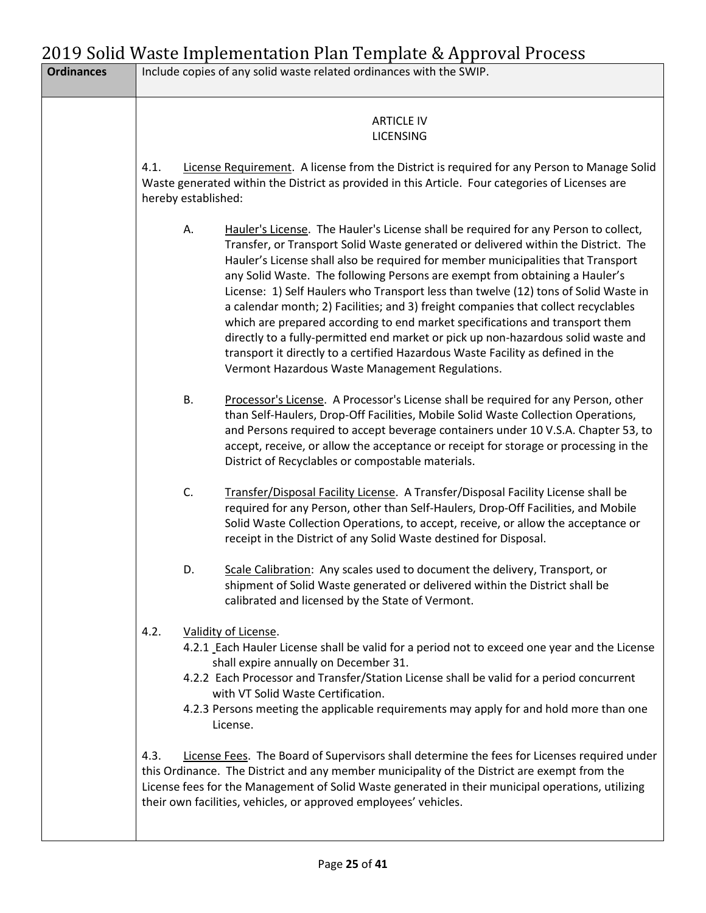| **Ordinances** | Include copies of any solid waste related ordinances with the SWIP. |
|---|---|

ARTICLE IV
LICENSING

4.1. License Requirement. A license from the District is required for any Person to Manage Solid Waste generated within the District as provided in this Article. Four categories of Licenses are hereby established:

A. Hauler's License. The Hauler's License shall be required for any Person to collect, Transfer, or Transport Solid Waste generated or delivered within the District. The Hauler's License shall also be required for member municipalities that Transport any Solid Waste. The following Persons are exempt from obtaining a Hauler's License: 1) Self Haulers who Transport less than twelve (12) tons of Solid Waste in a calendar month; 2) Facilities; and 3) freight companies that collect recyclables which are prepared according to end market specifications and transport them directly to a fully-permitted end market or pick up non-hazardous solid waste and transport it directly to a certified Hazardous Waste Facility as defined in the Vermont Hazardous Waste Management Regulations.

B. Processor's License. A Processor's License shall be required for any Person, other than Self-Haulers, Drop-Off Facilities, Mobile Solid Waste Collection Operations, and Persons required to accept beverage containers under 10 V.S.A. Chapter 53, to accept, receive, or allow the acceptance or receipt for storage or processing in the District of Recyclables or compostable materials.

C. Transfer/Disposal Facility License. A Transfer/Disposal Facility License shall be required for any Person, other than Self-Haulers, Drop-Off Facilities, and Mobile Solid Waste Collection Operations, to accept, receive, or allow the acceptance or receipt in the District of any Solid Waste destined for Disposal.

D. Scale Calibration: Any scales used to document the delivery, Transport, or shipment of Solid Waste generated or delivered within the District shall be calibrated and licensed by the State of Vermont.

4.2. Validity of License.

4.2.1 Each Hauler License shall be valid for a period not to exceed one year and the License shall expire annually on December 31.

4.2.2 Each Processor and Transfer/Station License shall be valid for a period concurrent with VT Solid Waste Certification.

4.2.3 Persons meeting the applicable requirements may apply for and hold more than one License.

4.3. License Fees. The Board of Supervisors shall determine the fees for Licenses required under this Ordinance. The District and any member municipality of the District are exempt from the License fees for the Management of Solid Waste generated in their municipal operations, utilizing their own facilities, vehicles, or approved employees' vehicles.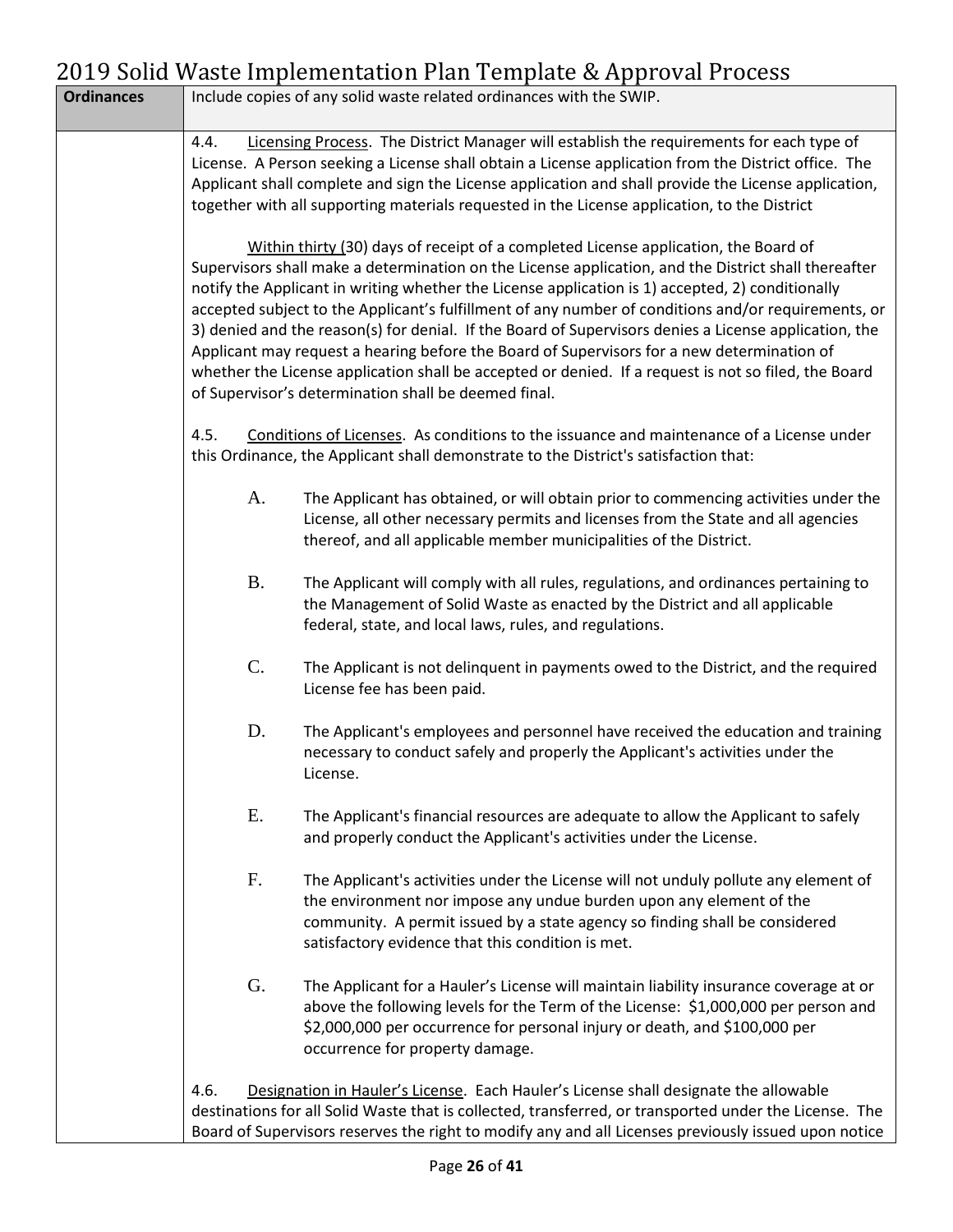| Ordinances | Include copies of any solid waste related ordinances with the SWIP. |
|---|---|
| | 4.4. Licensing Process. The District Manager will establish the requirements for each type of License. A Person seeking a License shall obtain a License application from the District office. The Applicant shall complete and sign the License application and shall provide the License application, together with all supporting materials requested in the License application, to the District<br><br>Within thirty (30) days of receipt of a completed License application, the Board of Supervisors shall make a determination on the License application, and the District shall thereafter notify the Applicant in writing whether the License application is 1) accepted, 2) conditionally accepted subject to the Applicant's fulfillment of any number of conditions and/or requirements, or 3) denied and the reason(s) for denial. If the Board of Supervisors denies a License application, the Applicant may request a hearing before the Board of Supervisors for a new determination of whether the License application shall be accepted or denied. If a request is not so filed, the Board of Supervisor's determination shall be deemed final.<br><br>4.5. Conditions of Licenses. As conditions to the issuance and maintenance of a License under this Ordinance, the Applicant shall demonstrate to the District's satisfaction that:<br><br>A. The Applicant has obtained, or will obtain prior to commencing activities under the License, all other necessary permits and licenses from the State and all agencies thereof, and all applicable member municipalities of the District.<br><br>B. The Applicant will comply with all rules, regulations, and ordinances pertaining to the Management of Solid Waste as enacted by the District and all applicable federal, state, and local laws, rules, and regulations.<br><br>C. The Applicant is not delinquent in payments owed to the District, and the required License fee has been paid.<br><br>D. The Applicant's employees and personnel have received the education and training necessary to conduct safely and properly the Applicant's activities under the License.<br><br>E. The Applicant's financial resources are adequate to allow the Applicant to safely and properly conduct the Applicant's activities under the License.<br><br>F. The Applicant's activities under the License will not unduly pollute any element of the environment nor impose any undue burden upon any element of the community. A permit issued by a state agency so finding shall be considered satisfactory evidence that this condition is met.<br><br>G. The Applicant for a Hauler's License will maintain liability insurance coverage at or above the following levels for the Term of the License: $1,000,000 per person and $2,000,000 per occurrence for personal injury or death, and $100,000 per occurrence for property damage.<br><br>4.6. Designation in Hauler's License. Each Hauler's License shall designate the allowable destinations for all Solid Waste that is collected, transferred, or transported under the License. The Board of Supervisors reserves the right to modify any and all Licenses previously issued upon notice |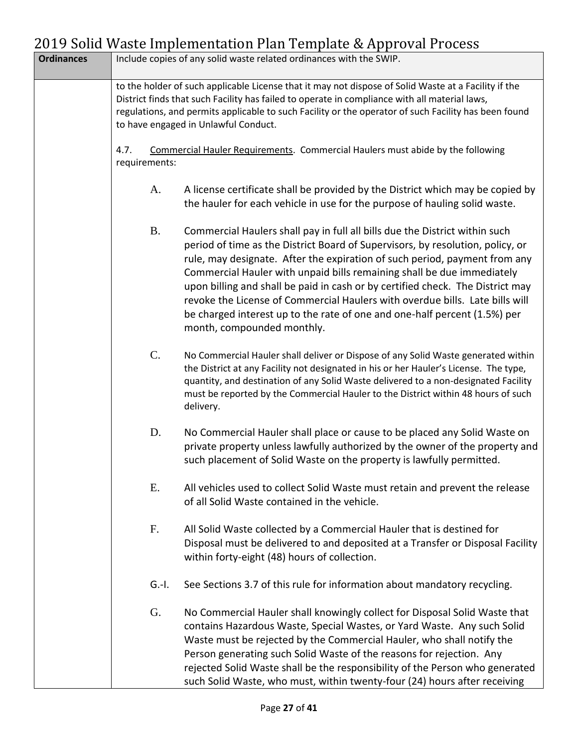| **Ordinances** | Include copies of any solid waste related ordinances with the SWIP. |
|---|---|
| | to the holder of such applicable License that it may not dispose of Solid Waste at a Facility if the District finds that such Facility has failed to operate in compliance with all material laws, regulations, and permits applicable to such Facility or the operator of such Facility has been found to have engaged in Unlawful Conduct.<br><br>4.7. Commercial Hauler Requirements. Commercial Haulers must abide by the following requirements:<br><br>A. A license certificate shall be provided by the District which may be copied by the hauler for each vehicle in use for the purpose of hauling solid waste.<br><br>B. Commercial Haulers shall pay in full all bills due the District within such period of time as the District Board of Supervisors, by resolution, policy, or rule, may designate. After the expiration of such period, payment from any Commercial Hauler with unpaid bills remaining shall be due immediately upon billing and shall be paid in cash or by certified check. The District may revoke the License of Commercial Haulers with overdue bills. Late bills will be charged interest up to the rate of one and one-half percent (1.5%) per month, compounded monthly.<br><br>C. No Commercial Hauler shall deliver or Dispose of any Solid Waste generated within the District at any Facility not designated in his or her Hauler's License. The type, quantity, and destination of any Solid Waste delivered to a non-designated Facility must be reported by the Commercial Hauler to the District within 48 hours of such delivery.<br><br>D. No Commercial Hauler shall place or cause to be placed any Solid Waste on private property unless lawfully authorized by the owner of the property and such placement of Solid Waste on the property is lawfully permitted.<br><br>E. All vehicles used to collect Solid Waste must retain and prevent the release of all Solid Waste contained in the vehicle.<br><br>F. All Solid Waste collected by a Commercial Hauler that is destined for Disposal must be delivered to and deposited at a Transfer or Disposal Facility within forty-eight (48) hours of collection.<br><br>G.-I. See Sections 3.7 of this rule for information about mandatory recycling.<br><br>G. No Commercial Hauler shall knowingly collect for Disposal Solid Waste that contains Hazardous Waste, Special Wastes, or Yard Waste. Any such Solid Waste must be rejected by the Commercial Hauler, who shall notify the Person generating such Solid Waste of the reasons for rejection. Any rejected Solid Waste shall be the responsibility of the Person who generated such Solid Waste, who must, within twenty-four (24) hours after receiving |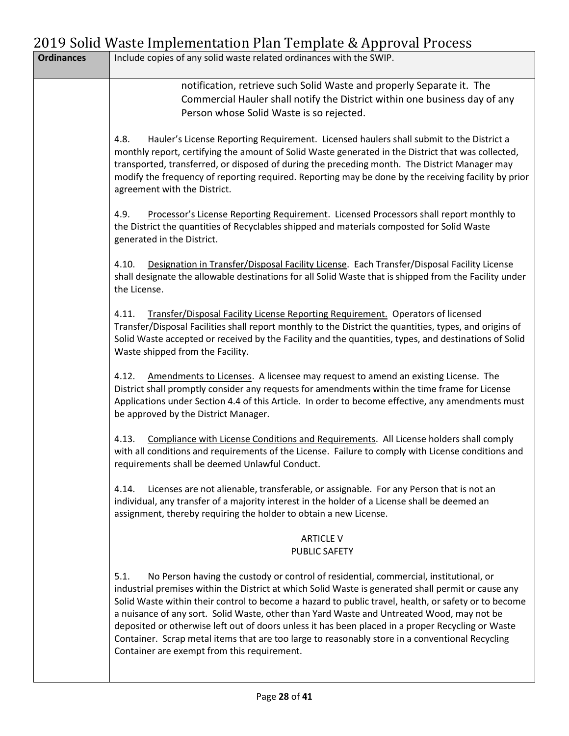| Ordinances | Include copies of any solid waste related ordinances with the SWIP. |
| --- | --- |
| | notification, retrieve such Solid Waste and properly Separate it. The Commercial Hauler shall notify the District within one business day of any Person whose Solid Waste is so rejected.<br><br>4.8. Hauler's License Reporting Requirement. Licensed haulers shall submit to the District a monthly report, certifying the amount of Solid Waste generated in the District that was collected, transported, transferred, or disposed of during the preceding month. The District Manager may modify the frequency of reporting required. Reporting may be done by the receiving facility by prior agreement with the District.<br><br>4.9. Processor's License Reporting Requirement. Licensed Processors shall report monthly to the District the quantities of Recyclables shipped and materials composted for Solid Waste generated in the District.<br><br>4.10. Designation in Transfer/Disposal Facility License. Each Transfer/Disposal Facility License shall designate the allowable destinations for all Solid Waste that is shipped from the Facility under the License.<br><br>4.11. Transfer/Disposal Facility License Reporting Requirement. Operators of licensed Transfer/Disposal Facilities shall report monthly to the District the quantities, types, and origins of Solid Waste accepted or received by the Facility and the quantities, types, and destinations of Solid Waste shipped from the Facility.<br><br>4.12. Amendments to Licenses. A licensee may request to amend an existing License. The District shall promptly consider any requests for amendments within the time frame for License Applications under Section 4.4 of this Article. In order to become effective, any amendments must be approved by the District Manager.<br><br>4.13. Compliance with License Conditions and Requirements. All License holders shall comply with all conditions and requirements of the License. Failure to comply with License conditions and requirements shall be deemed Unlawful Conduct.<br><br>4.14. Licenses are not alienable, transferable, or assignable. For any Person that is not an individual, any transfer of a majority interest in the holder of a License shall be deemed an assignment, thereby requiring the holder to obtain a new License.<br><br>ARTICLE V<br>PUBLIC SAFETY<br><br>5.1. No Person having the custody or control of residential, commercial, institutional, or industrial premises within the District at which Solid Waste is generated shall permit or cause any Solid Waste within their control to become a hazard to public travel, health, or safety or to become a nuisance of any sort. Solid Waste, other than Yard Waste and Untreated Wood, may not be deposited or otherwise left out of doors unless it has been placed in a proper Recycling or Waste Container. Scrap metal items that are too large to reasonably store in a conventional Recycling Container are exempt from this requirement. |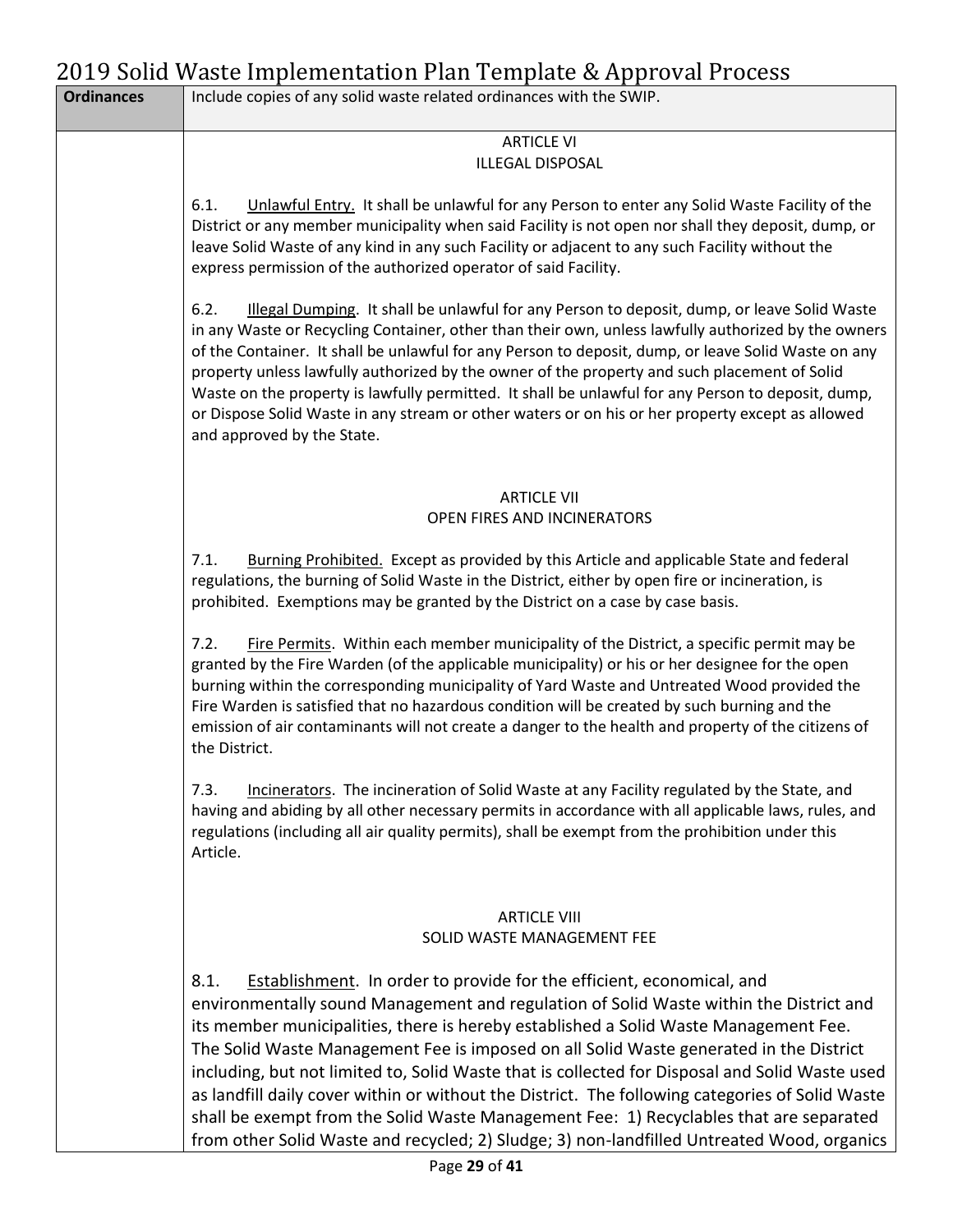| Ordinances | Include copies of any solid waste related ordinances with the SWIP. |
|---|---|
| | ARTICLE VI<br>ILLEGAL DISPOSAL<br><br>6.1. <u>Unlawful Entry.</u> It shall be unlawful for any Person to enter any Solid Waste Facility of the District or any member municipality when said Facility is not open nor shall they deposit, dump, or leave Solid Waste of any kind in any such Facility or adjacent to any such Facility without the express permission of the authorized operator of said Facility.<br><br>6.2. <u>Illegal Dumping</u>. It shall be unlawful for any Person to deposit, dump, or leave Solid Waste in any Waste or Recycling Container, other than their own, unless lawfully authorized by the owners of the Container. It shall be unlawful for any Person to deposit, dump, or leave Solid Waste on any property unless lawfully authorized by the owner of the property and such placement of Solid Waste on the property is lawfully permitted. It shall be unlawful for any Person to deposit, dump, or Dispose Solid Waste in any stream or other waters or on his or her property except as allowed and approved by the State.<br><br>ARTICLE VII<br>OPEN FIRES AND INCINERATORS<br><br>7.1. <u>Burning Prohibited.</u> Except as provided by this Article and applicable State and federal regulations, the burning of Solid Waste in the District, either by open fire or incineration, is prohibited. Exemptions may be granted by the District on a case by case basis.<br><br>7.2. <u>Fire Permits</u>. Within each member municipality of the District, a specific permit may be granted by the Fire Warden (of the applicable municipality) or his or her designee for the open burning within the corresponding municipality of Yard Waste and Untreated Wood provided the Fire Warden is satisfied that no hazardous condition will be created by such burning and the emission of air contaminants will not create a danger to the health and property of the citizens of the District.<br><br>7.3. <u>Incinerators</u>. The incineration of Solid Waste at any Facility regulated by the State, and having and abiding by all other necessary permits in accordance with all applicable laws, rules, and regulations (including all air quality permits), shall be exempt from the prohibition under this Article.<br><br>ARTICLE VIII<br>SOLID WASTE MANAGEMENT FEE<br><br>8.1. <u>Establishment</u>. In order to provide for the efficient, economical, and environmentally sound Management and regulation of Solid Waste within the District and its member municipalities, there is hereby established a Solid Waste Management Fee. The Solid Waste Management Fee is imposed on all Solid Waste generated in the District including, but not limited to, Solid Waste that is collected for Disposal and Solid Waste used as landfill daily cover within or without the District. The following categories of Solid Waste shall be exempt from the Solid Waste Management Fee: 1) Recyclables that are separated from other Solid Waste and recycled; 2) Sludge; 3) non-landfilled Untreated Wood, organics |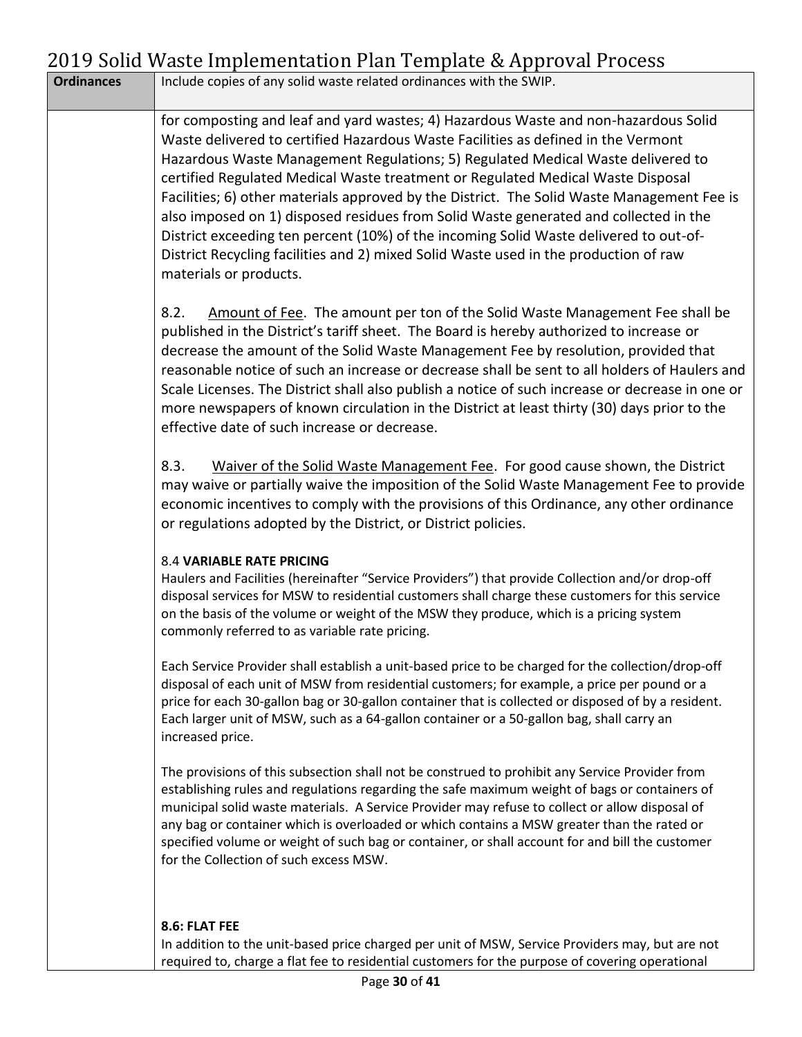| Ordinances | Include copies of any solid waste related ordinances with the SWIP. |
|---|---|
| | for composting and leaf and yard wastes; 4) Hazardous Waste and non-hazardous Solid Waste delivered to certified Hazardous Waste Facilities as defined in the Vermont Hazardous Waste Management Regulations; 5) Regulated Medical Waste delivered to certified Regulated Medical Waste treatment or Regulated Medical Waste Disposal Facilities; 6) other materials approved by the District. The Solid Waste Management Fee is also imposed on 1) disposed residues from Solid Waste generated and collected in the District exceeding ten percent (10%) of the incoming Solid Waste delivered to out-of-District Recycling facilities and 2) mixed Solid Waste used in the production of raw materials or products.<br><br>8.2. <u>Amount of Fee</u>. The amount per ton of the Solid Waste Management Fee shall be published in the District's tariff sheet. The Board is hereby authorized to increase or decrease the amount of the Solid Waste Management Fee by resolution, provided that reasonable notice of such an increase or decrease shall be sent to all holders of Haulers and Scale Licenses. The District shall also publish a notice of such increase or decrease in one or more newspapers of known circulation in the District at least thirty (30) days prior to the effective date of such increase or decrease.<br><br>8.3. <u>Waiver of the Solid Waste Management Fee</u>. For good cause shown, the District may waive or partially waive the imposition of the Solid Waste Management Fee to provide economic incentives to comply with the provisions of this Ordinance, any other ordinance or regulations adopted by the District, or District policies.<br><br>8.4 **VARIABLE RATE PRICING**<br>Haulers and Facilities (hereinafter "Service Providers") that provide Collection and/or drop-off disposal services for MSW to residential customers shall charge these customers for this service on the basis of the volume or weight of the MSW they produce, which is a pricing system commonly referred to as variable rate pricing.<br><br>Each Service Provider shall establish a unit-based price to be charged for the collection/drop-off disposal of each unit of MSW from residential customers; for example, a price per pound or a price for each 30-gallon bag or 30-gallon container that is collected or disposed of by a resident. Each larger unit of MSW, such as a 64-gallon container or a 50-gallon bag, shall carry an increased price.<br><br>The provisions of this subsection shall not be construed to prohibit any Service Provider from establishing rules and regulations regarding the safe maximum weight of bags or containers of municipal solid waste materials. A Service Provider may refuse to collect or allow disposal of any bag or container which is overloaded or which contains a MSW greater than the rated or specified volume or weight of such bag or container, or shall account for and bill the customer for the Collection of such excess MSW.<br><br>**8.6: FLAT FEE**<br>In addition to the unit-based price charged per unit of MSW, Service Providers may, but are not required to, charge a flat fee to residential customers for the purpose of covering operational |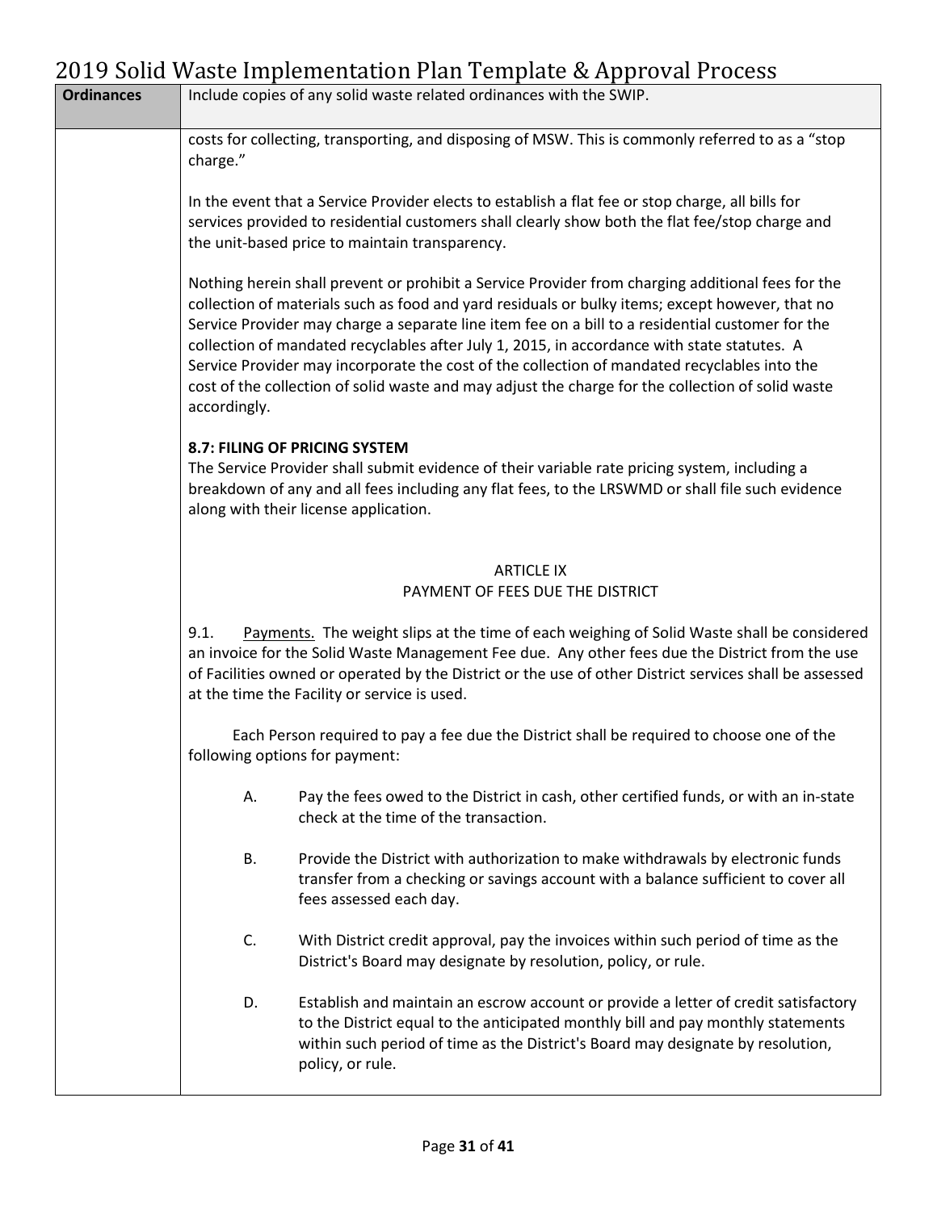| Ordinances | Include copies of any solid waste related ordinances with the SWIP. |
|---|---|
| | costs for collecting, transporting, and disposing of MSW. This is commonly referred to as a "stop charge."<br><br>In the event that a Service Provider elects to establish a flat fee or stop charge, all bills for services provided to residential customers shall clearly show both the flat fee/stop charge and the unit-based price to maintain transparency.<br><br>Nothing herein shall prevent or prohibit a Service Provider from charging additional fees for the collection of materials such as food and yard residuals or bulky items; except however, that no Service Provider may charge a separate line item fee on a bill to a residential customer for the collection of mandated recyclables after July 1, 2015, in accordance with state statutes. A Service Provider may incorporate the cost of the collection of mandated recyclables into the cost of the collection of solid waste and may adjust the charge for the collection of solid waste accordingly.<br><br>**8.7: FILING OF PRICING SYSTEM**<br>The Service Provider shall submit evidence of their variable rate pricing system, including a breakdown of any and all fees including any flat fees, to the LRSWMD or shall file such evidence along with their license application.<br><br>ARTICLE IX<br>PAYMENT OF FEES DUE THE DISTRICT<br><br>9.1. Payments. The weight slips at the time of each weighing of Solid Waste shall be considered an invoice for the Solid Waste Management Fee due. Any other fees due the District from the use of Facilities owned or operated by the District or the use of other District services shall be assessed at the time the Facility or service is used.<br><br>Each Person required to pay a fee due the District shall be required to choose one of the following options for payment:<br><br>A. Pay the fees owed to the District in cash, other certified funds, or with an in-state check at the time of the transaction.<br><br>B. Provide the District with authorization to make withdrawals by electronic funds transfer from a checking or savings account with a balance sufficient to cover all fees assessed each day.<br><br>C. With District credit approval, pay the invoices within such period of time as the District's Board may designate by resolution, policy, or rule.<br><br>D. Establish and maintain an escrow account or provide a letter of credit satisfactory to the District equal to the anticipated monthly bill and pay monthly statements within such period of time as the District's Board may designate by resolution, policy, or rule. |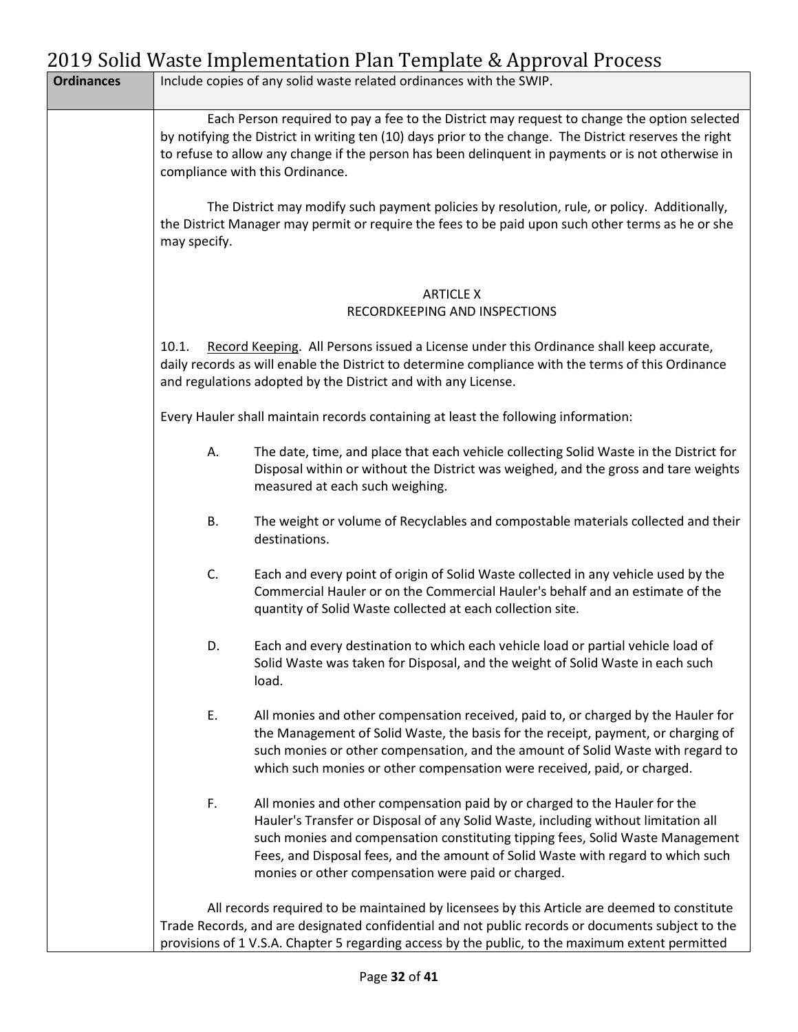| Ordinances | Include copies of any solid waste related ordinances with the SWIP. |
|---|---|

Each Person required to pay a fee to the District may request to change the option selected by notifying the District in writing ten (10) days prior to the change. The District reserves the right to refuse to allow any change if the person has been delinquent in payments or is not otherwise in compliance with this Ordinance.

The District may modify such payment policies by resolution, rule, or policy. Additionally, the District Manager may permit or require the fees to be paid upon such other terms as he or she may specify.

ARTICLE X
RECORDKEEPING AND INSPECTIONS

10.1. Record Keeping. All Persons issued a License under this Ordinance shall keep accurate, daily records as will enable the District to determine compliance with the terms of this Ordinance and regulations adopted by the District and with any License.

Every Hauler shall maintain records containing at least the following information:

A. The date, time, and place that each vehicle collecting Solid Waste in the District for Disposal within or without the District was weighed, and the gross and tare weights measured at each such weighing.

B. The weight or volume of Recyclables and compostable materials collected and their destinations.

C. Each and every point of origin of Solid Waste collected in any vehicle used by the Commercial Hauler or on the Commercial Hauler's behalf and an estimate of the quantity of Solid Waste collected at each collection site.

D. Each and every destination to which each vehicle load or partial vehicle load of Solid Waste was taken for Disposal, and the weight of Solid Waste in each such load.

E. All monies and other compensation received, paid to, or charged by the Hauler for the Management of Solid Waste, the basis for the receipt, payment, or charging of such monies or other compensation, and the amount of Solid Waste with regard to which such monies or other compensation were received, paid, or charged.

F. All monies and other compensation paid by or charged to the Hauler for the Hauler's Transfer or Disposal of any Solid Waste, including without limitation all such monies and compensation constituting tipping fees, Solid Waste Management Fees, and Disposal fees, and the amount of Solid Waste with regard to which such monies or other compensation were paid or charged.

All records required to be maintained by licensees by this Article are deemed to constitute Trade Records, and are designated confidential and not public records or documents subject to the provisions of 1 V.S.A. Chapter 5 regarding access by the public, to the maximum extent permitted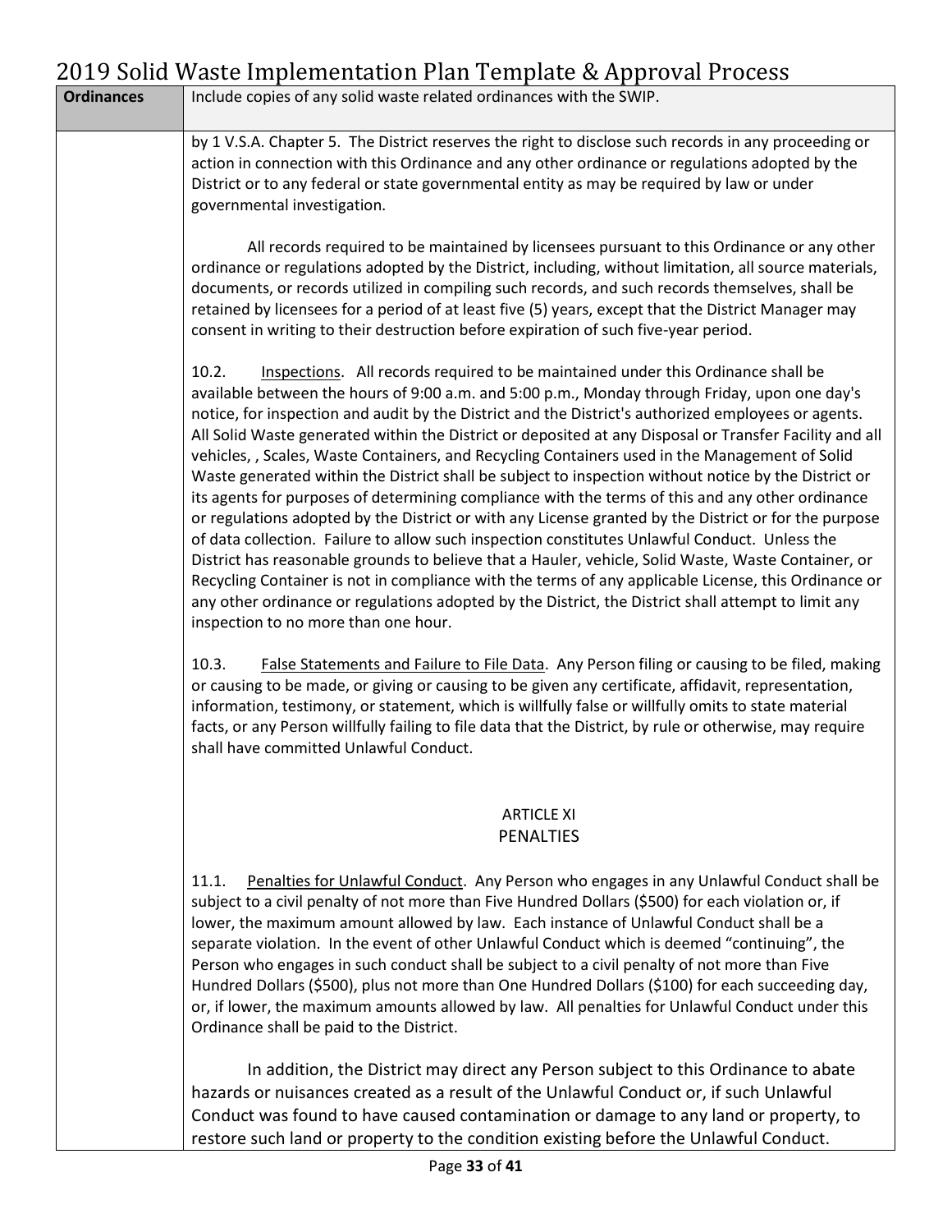| Ordinances | Include copies of any solid waste related ordinances with the SWIP. |
|---|---|

by 1 V.S.A. Chapter 5. The District reserves the right to disclose such records in any proceeding or action in connection with this Ordinance and any other ordinance or regulations adopted by the District or to any federal or state governmental entity as may be required by law or under governmental investigation.

All records required to be maintained by licensees pursuant to this Ordinance or any other ordinance or regulations adopted by the District, including, without limitation, all source materials, documents, or records utilized in compiling such records, and such records themselves, shall be retained by licensees for a period of at least five (5) years, except that the District Manager may consent in writing to their destruction before expiration of such five-year period.

10.2. Inspections. All records required to be maintained under this Ordinance shall be available between the hours of 9:00 a.m. and 5:00 p.m., Monday through Friday, upon one day's notice, for inspection and audit by the District and the District's authorized employees or agents. All Solid Waste generated within the District or deposited at any Disposal or Transfer Facility and all vehicles, , Scales, Waste Containers, and Recycling Containers used in the Management of Solid Waste generated within the District shall be subject to inspection without notice by the District or its agents for purposes of determining compliance with the terms of this and any other ordinance or regulations adopted by the District or with any License granted by the District or for the purpose of data collection. Failure to allow such inspection constitutes Unlawful Conduct. Unless the District has reasonable grounds to believe that a Hauler, vehicle, Solid Waste, Waste Container, or Recycling Container is not in compliance with the terms of any applicable License, this Ordinance or any other ordinance or regulations adopted by the District, the District shall attempt to limit any inspection to no more than one hour.

10.3. False Statements and Failure to File Data. Any Person filing or causing to be filed, making or causing to be made, or giving or causing to be given any certificate, affidavit, representation, information, testimony, or statement, which is willfully false or willfully omits to state material facts, or any Person willfully failing to file data that the District, by rule or otherwise, may require shall have committed Unlawful Conduct.

## ARTICLE XI
## PENALTIES

11.1. Penalties for Unlawful Conduct. Any Person who engages in any Unlawful Conduct shall be subject to a civil penalty of not more than Five Hundred Dollars ($500) for each violation or, if lower, the maximum amount allowed by law. Each instance of Unlawful Conduct shall be a separate violation. In the event of other Unlawful Conduct which is deemed "continuing", the Person who engages in such conduct shall be subject to a civil penalty of not more than Five Hundred Dollars ($500), plus not more than One Hundred Dollars ($100) for each succeeding day, or, if lower, the maximum amounts allowed by law. All penalties for Unlawful Conduct under this Ordinance shall be paid to the District.

In addition, the District may direct any Person subject to this Ordinance to abate hazards or nuisances created as a result of the Unlawful Conduct or, if such Unlawful Conduct was found to have caused contamination or damage to any land or property, to restore such land or property to the condition existing before the Unlawful Conduct.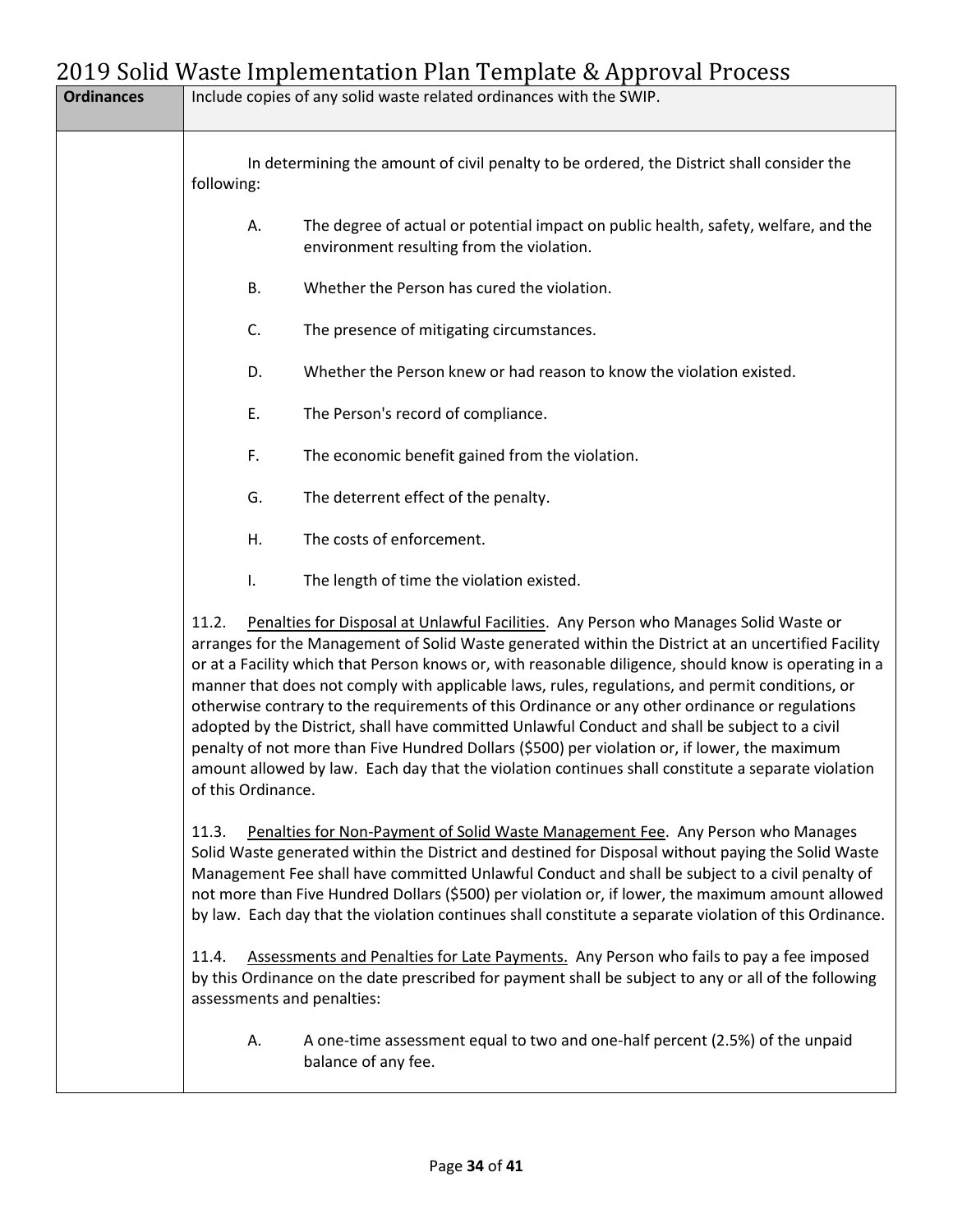| Ordinances | Include copies of any solid waste related ordinances with the SWIP. |
|---|---|

In determining the amount of civil penalty to be ordered, the District shall consider the following:

A. The degree of actual or potential impact on public health, safety, welfare, and the environment resulting from the violation.

B. Whether the Person has cured the violation.

C. The presence of mitigating circumstances.

D. Whether the Person knew or had reason to know the violation existed.

E. The Person's record of compliance.

F. The economic benefit gained from the violation.

G. The deterrent effect of the penalty.

H. The costs of enforcement.

I. The length of time the violation existed.

11.2. Penalties for Disposal at Unlawful Facilities. Any Person who Manages Solid Waste or arranges for the Management of Solid Waste generated within the District at an uncertified Facility or at a Facility which that Person knows or, with reasonable diligence, should know is operating in a manner that does not comply with applicable laws, rules, regulations, and permit conditions, or otherwise contrary to the requirements of this Ordinance or any other ordinance or regulations adopted by the District, shall have committed Unlawful Conduct and shall be subject to a civil penalty of not more than Five Hundred Dollars ($500) per violation or, if lower, the maximum amount allowed by law. Each day that the violation continues shall constitute a separate violation of this Ordinance.

11.3. Penalties for Non-Payment of Solid Waste Management Fee. Any Person who Manages Solid Waste generated within the District and destined for Disposal without paying the Solid Waste Management Fee shall have committed Unlawful Conduct and shall be subject to a civil penalty of not more than Five Hundred Dollars ($500) per violation or, if lower, the maximum amount allowed by law. Each day that the violation continues shall constitute a separate violation of this Ordinance.

11.4. Assessments and Penalties for Late Payments. Any Person who fails to pay a fee imposed by this Ordinance on the date prescribed for payment shall be subject to any or all of the following assessments and penalties:

A. A one-time assessment equal to two and one-half percent (2.5%) of the unpaid balance of any fee.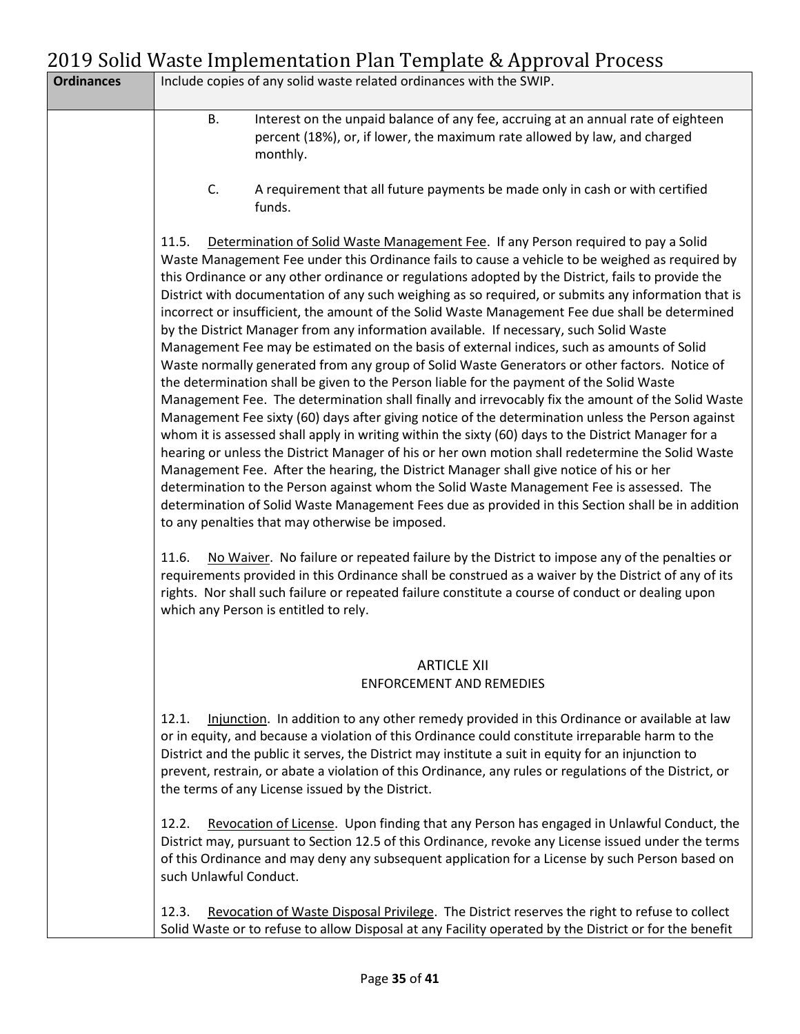| Ordinances | Include copies of any solid waste related ordinances with the SWIP. |
|---|---|

B. Interest on the unpaid balance of any fee, accruing at an annual rate of eighteen percent (18%), or, if lower, the maximum rate allowed by law, and charged monthly.

C. A requirement that all future payments be made only in cash or with certified funds.

11.5. Determination of Solid Waste Management Fee. If any Person required to pay a Solid Waste Management Fee under this Ordinance fails to cause a vehicle to be weighed as required by this Ordinance or any other ordinance or regulations adopted by the District, fails to provide the District with documentation of any such weighing as so required, or submits any information that is incorrect or insufficient, the amount of the Solid Waste Management Fee due shall be determined by the District Manager from any information available. If necessary, such Solid Waste Management Fee may be estimated on the basis of external indices, such as amounts of Solid Waste normally generated from any group of Solid Waste Generators or other factors. Notice of the determination shall be given to the Person liable for the payment of the Solid Waste Management Fee. The determination shall finally and irrevocably fix the amount of the Solid Waste Management Fee sixty (60) days after giving notice of the determination unless the Person against whom it is assessed shall apply in writing within the sixty (60) days to the District Manager for a hearing or unless the District Manager of his or her own motion shall redetermine the Solid Waste Management Fee. After the hearing, the District Manager shall give notice of his or her determination to the Person against whom the Solid Waste Management Fee is assessed. The determination of Solid Waste Management Fees due as provided in this Section shall be in addition to any penalties that may otherwise be imposed.

11.6. No Waiver. No failure or repeated failure by the District to impose any of the penalties or requirements provided in this Ordinance shall be construed as a waiver by the District of any of its rights. Nor shall such failure or repeated failure constitute a course of conduct or dealing upon which any Person is entitled to rely.

ARTICLE XII
ENFORCEMENT AND REMEDIES

12.1. Injunction. In addition to any other remedy provided in this Ordinance or available at law or in equity, and because a violation of this Ordinance could constitute irreparable harm to the District and the public it serves, the District may institute a suit in equity for an injunction to prevent, restrain, or abate a violation of this Ordinance, any rules or regulations of the District, or the terms of any License issued by the District.

12.2. Revocation of License. Upon finding that any Person has engaged in Unlawful Conduct, the District may, pursuant to Section 12.5 of this Ordinance, revoke any License issued under the terms of this Ordinance and may deny any subsequent application for a License by such Person based on such Unlawful Conduct.

12.3. Revocation of Waste Disposal Privilege. The District reserves the right to refuse to collect Solid Waste or to refuse to allow Disposal at any Facility operated by the District or for the benefit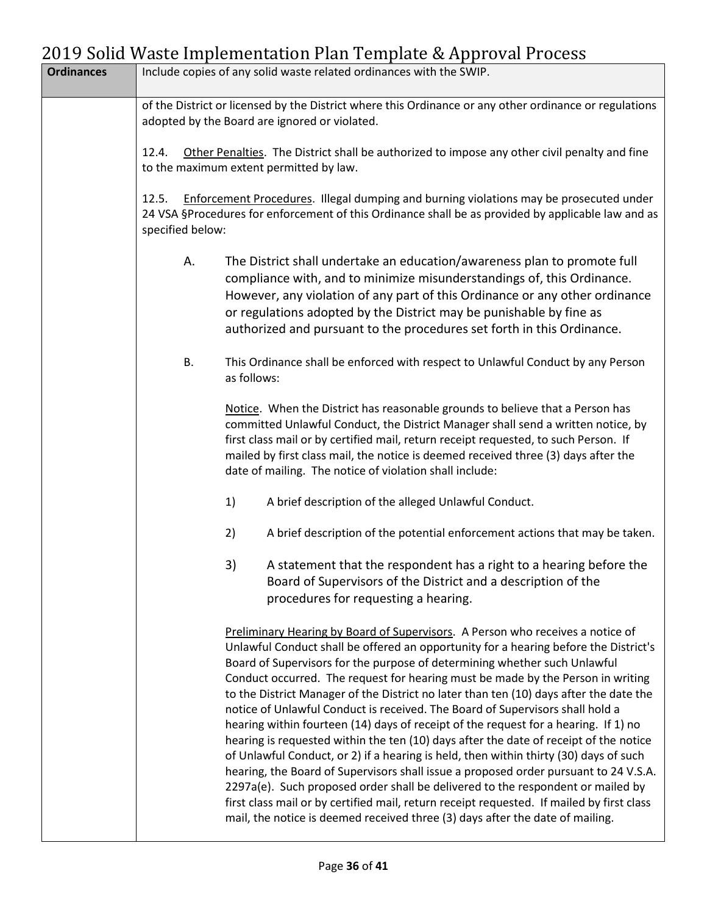| Ordinances | Include copies of any solid waste related ordinances with the SWIP. |
|---|---|

of the District or licensed by the District where this Ordinance or any other ordinance or regulations adopted by the Board are ignored or violated.

12.4. Other Penalties. The District shall be authorized to impose any other civil penalty and fine to the maximum extent permitted by law.

12.5. Enforcement Procedures. Illegal dumping and burning violations may be prosecuted under 24 VSA §Procedures for enforcement of this Ordinance shall be as provided by applicable law and as specified below:

A. The District shall undertake an education/awareness plan to promote full compliance with, and to minimize misunderstandings of, this Ordinance. However, any violation of any part of this Ordinance or any other ordinance or regulations adopted by the District may be punishable by fine as authorized and pursuant to the procedures set forth in this Ordinance.

B. This Ordinance shall be enforced with respect to Unlawful Conduct by any Person as follows:

Notice. When the District has reasonable grounds to believe that a Person has committed Unlawful Conduct, the District Manager shall send a written notice, by first class mail or by certified mail, return receipt requested, to such Person. If mailed by first class mail, the notice is deemed received three (3) days after the date of mailing. The notice of violation shall include:

1) A brief description of the alleged Unlawful Conduct.

2) A brief description of the potential enforcement actions that may be taken.

3) A statement that the respondent has a right to a hearing before the Board of Supervisors of the District and a description of the procedures for requesting a hearing.

Preliminary Hearing by Board of Supervisors. A Person who receives a notice of Unlawful Conduct shall be offered an opportunity for a hearing before the District's Board of Supervisors for the purpose of determining whether such Unlawful Conduct occurred. The request for hearing must be made by the Person in writing to the District Manager of the District no later than ten (10) days after the date the notice of Unlawful Conduct is received. The Board of Supervisors shall hold a hearing within fourteen (14) days of receipt of the request for a hearing. If 1) no hearing is requested within the ten (10) days after the date of receipt of the notice of Unlawful Conduct, or 2) if a hearing is held, then within thirty (30) days of such hearing, the Board of Supervisors shall issue a proposed order pursuant to 24 V.S.A. 2297a(e). Such proposed order shall be delivered to the respondent or mailed by first class mail or by certified mail, return receipt requested. If mailed by first class mail, the notice is deemed received three (3) days after the date of mailing.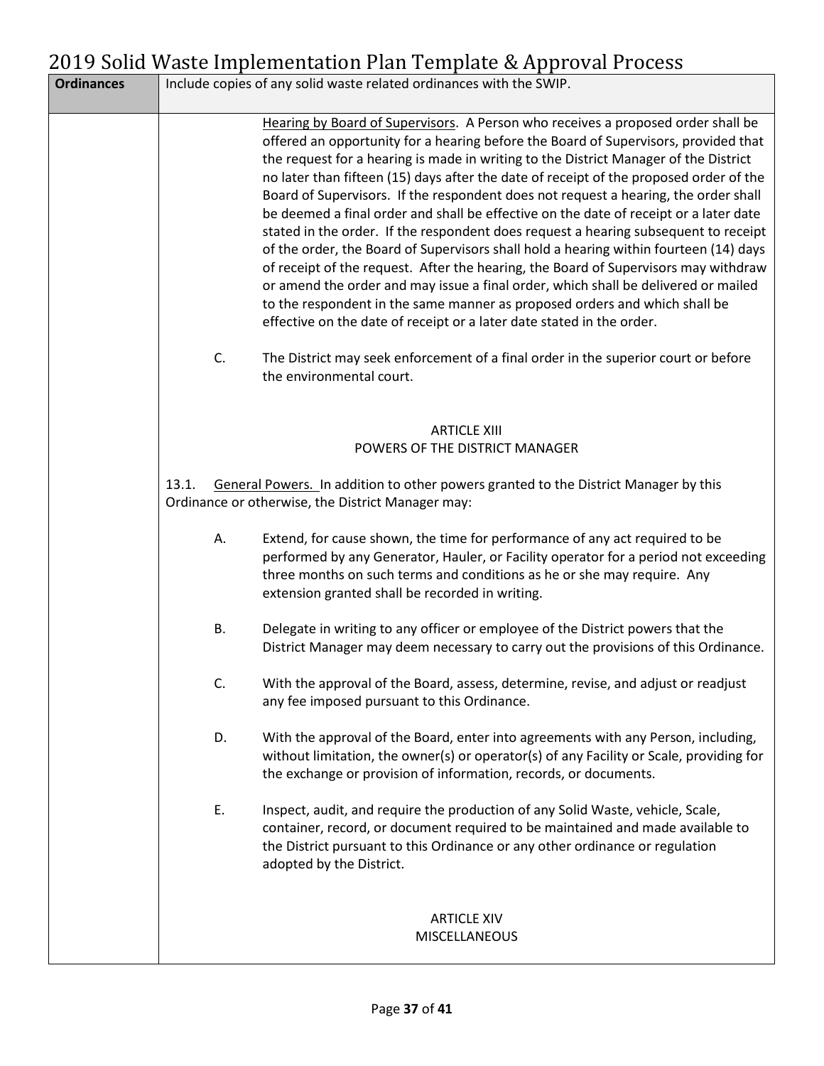| Ordinances | Include copies of any solid waste related ordinances with the SWIP. |
|---|---|

<u>Hearing by Board of Supervisors</u>. A Person who receives a proposed order shall be offered an opportunity for a hearing before the Board of Supervisors, provided that the request for a hearing is made in writing to the District Manager of the District no later than fifteen (15) days after the date of receipt of the proposed order of the Board of Supervisors. If the respondent does not request a hearing, the order shall be deemed a final order and shall be effective on the date of receipt or a later date stated in the order. If the respondent does request a hearing subsequent to receipt of the order, the Board of Supervisors shall hold a hearing within fourteen (14) days of receipt of the request. After the hearing, the Board of Supervisors may withdraw or amend the order and may issue a final order, which shall be delivered or mailed to the respondent in the same manner as proposed orders and which shall be effective on the date of receipt or a later date stated in the order.

C. The District may seek enforcement of a final order in the superior court or before the environmental court.

ARTICLE XIII
POWERS OF THE DISTRICT MANAGER

13.1. <u>General Powers.</u> In addition to other powers granted to the District Manager by this Ordinance or otherwise, the District Manager may:

A. Extend, for cause shown, the time for performance of any act required to be performed by any Generator, Hauler, or Facility operator for a period not exceeding three months on such terms and conditions as he or she may require. Any extension granted shall be recorded in writing.

B. Delegate in writing to any officer or employee of the District powers that the District Manager may deem necessary to carry out the provisions of this Ordinance.

C. With the approval of the Board, assess, determine, revise, and adjust or readjust any fee imposed pursuant to this Ordinance.

D. With the approval of the Board, enter into agreements with any Person, including, without limitation, the owner(s) or operator(s) of any Facility or Scale, providing for the exchange or provision of information, records, or documents.

E. Inspect, audit, and require the production of any Solid Waste, vehicle, Scale, container, record, or document required to be maintained and made available to the District pursuant to this Ordinance or any other ordinance or regulation adopted by the District.

ARTICLE XIV
MISCELLANEOUS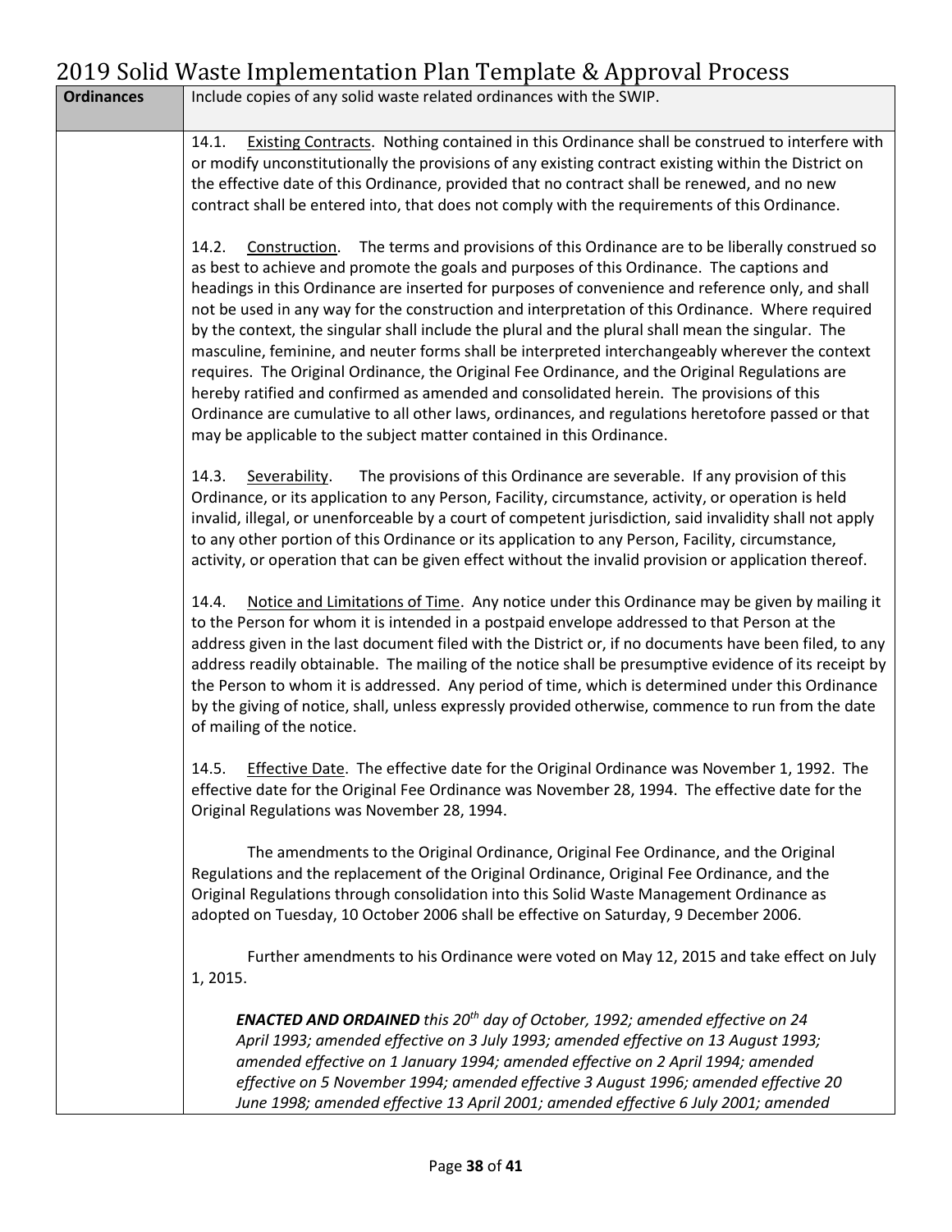| Ordinances | Include copies of any solid waste related ordinances with the SWIP. |
|---|---|
| | 14.1. <u>Existing Contracts</u>. Nothing contained in this Ordinance shall be construed to interfere with or modify unconstitutionally the provisions of any existing contract existing within the District on the effective date of this Ordinance, provided that no contract shall be renewed, and no new contract shall be entered into, that does not comply with the requirements of this Ordinance.<br><br>14.2. <u>Construction</u>. The terms and provisions of this Ordinance are to be liberally construed so as best to achieve and promote the goals and purposes of this Ordinance. The captions and headings in this Ordinance are inserted for purposes of convenience and reference only, and shall not be used in any way for the construction and interpretation of this Ordinance. Where required by the context, the singular shall include the plural and the plural shall mean the singular. The masculine, feminine, and neuter forms shall be interpreted interchangeably wherever the context requires. The Original Ordinance, the Original Fee Ordinance, and the Original Regulations are hereby ratified and confirmed as amended and consolidated herein. The provisions of this Ordinance are cumulative to all other laws, ordinances, and regulations heretofore passed or that may be applicable to the subject matter contained in this Ordinance.<br><br>14.3. <u>Severability</u>. The provisions of this Ordinance are severable. If any provision of this Ordinance, or its application to any Person, Facility, circumstance, activity, or operation is held invalid, illegal, or unenforceable by a court of competent jurisdiction, said invalidity shall not apply to any other portion of this Ordinance or its application to any Person, Facility, circumstance, activity, or operation that can be given effect without the invalid provision or application thereof.<br><br>14.4. <u>Notice and Limitations of Time</u>. Any notice under this Ordinance may be given by mailing it to the Person for whom it is intended in a postpaid envelope addressed to that Person at the address given in the last document filed with the District or, if no documents have been filed, to any address readily obtainable. The mailing of the notice shall be presumptive evidence of its receipt by the Person to whom it is addressed. Any period of time, which is determined under this Ordinance by the giving of notice, shall, unless expressly provided otherwise, commence to run from the date of mailing of the notice.<br><br>14.5. <u>Effective Date</u>. The effective date for the Original Ordinance was November 1, 1992. The effective date for the Original Fee Ordinance was November 28, 1994. The effective date for the Original Regulations was November 28, 1994.<br><br>The amendments to the Original Ordinance, Original Fee Ordinance, and the Original Regulations and the replacement of the Original Ordinance, Original Fee Ordinance, and the Original Regulations through consolidation into this Solid Waste Management Ordinance as adopted on Tuesday, 10 October 2006 shall be effective on Saturday, 9 December 2006.<br><br>Further amendments to his Ordinance were voted on May 12, 2015 and take effect on July 1, 2015.<br><br>***ENACTED AND ORDAINED*** *this 20th day of October, 1992; amended effective on 24 April 1993; amended effective on 3 July 1993; amended effective on 13 August 1993; amended effective on 1 January 1994; amended effective on 2 April 1994; amended effective on 5 November 1994; amended effective 3 August 1996; amended effective 20 June 1998; amended effective 13 April 2001; amended effective 6 July 2001; amended* |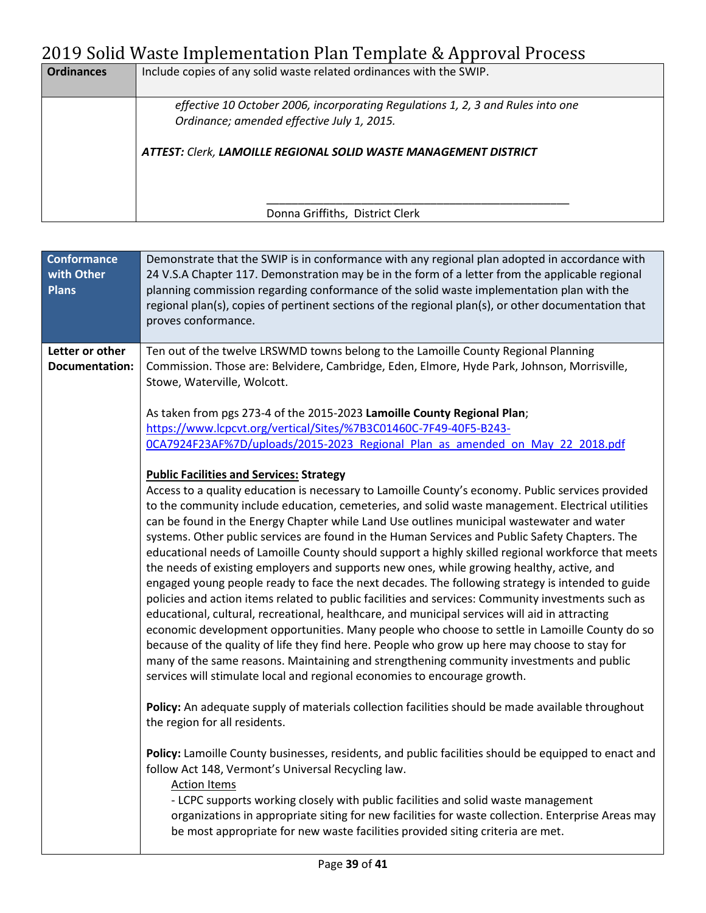| Ordinances | Include copies of any solid waste related ordinances with the SWIP. |
|---|---|
| | *effective 10 October 2006, incorporating Regulations 1, 2, 3 and Rules into one Ordinance; amended effective July 1, 2015.*<br><br>***ATTEST:** Clerk, **LAMOILLE REGIONAL SOLID WASTE MANAGEMENT DISTRICT***<br><br>\_\_\_\_\_\_\_\_\_\_\_\_\_\_\_\_\_\_\_\_\_\_\_\_\_\_\_\_\_\_\_\_\_\_\_\_\_\_\_\_\_\_\_\_\_\_<br>Donna Griffiths, District Clerk |

| **Conformance with Other Plans** | Demonstrate that the SWIP is in conformance with any regional plan adopted in accordance with 24 V.S.A Chapter 117. Demonstration may be in the form of a letter from the applicable regional planning commission regarding conformance of the solid waste implementation plan with the regional plan(s), copies of pertinent sections of the regional plan(s), or other documentation that proves conformance. |
|---|---|
| **Letter or other Documentation:** | Ten out of the twelve LRSWMD towns belong to the Lamoille County Regional Planning Commission. Those are: Belvidere, Cambridge, Eden, Elmore, Hyde Park, Johnson, Morrisville, Stowe, Waterville, Wolcott.<br><br>As taken from pgs 273-4 of the 2015-2023 **Lamoille County Regional Plan**; https://www.lcpcvt.org/vertical/Sites/%7B3C01460C-7F49-40F5-B243-0CA7924F23AF%7D/uploads/2015-2023_Regional_Plan_as_amended_on_May_22_2018.pdf<br><br>**Public Facilities and Services: Strategy**<br>Access to a quality education is necessary to Lamoille County's economy. Public services provided to the community include education, cemeteries, and solid waste management. Electrical utilities can be found in the Energy Chapter while Land Use outlines municipal wastewater and water systems. Other public services are found in the Human Services and Public Safety Chapters. The educational needs of Lamoille County should support a highly skilled regional workforce that meets the needs of existing employers and supports new ones, while growing healthy, active, and engaged young people ready to face the next decades. The following strategy is intended to guide policies and action items related to public facilities and services: Community investments such as educational, cultural, recreational, healthcare, and municipal services will aid in attracting economic development opportunities. Many people who choose to settle in Lamoille County do so because of the quality of life they find here. People who grow up here may choose to stay for many of the same reasons. Maintaining and strengthening community investments and public services will stimulate local and regional economies to encourage growth.<br><br>**Policy:** An adequate supply of materials collection facilities should be made available throughout the region for all residents.<br><br>**Policy:** Lamoille County businesses, residents, and public facilities should be equipped to enact and follow Act 148, Vermont's Universal Recycling law.<br>Action Items<br>- LCPC supports working closely with public facilities and solid waste management organizations in appropriate siting for new facilities for waste collection. Enterprise Areas may be most appropriate for new waste facilities provided siting criteria are met. |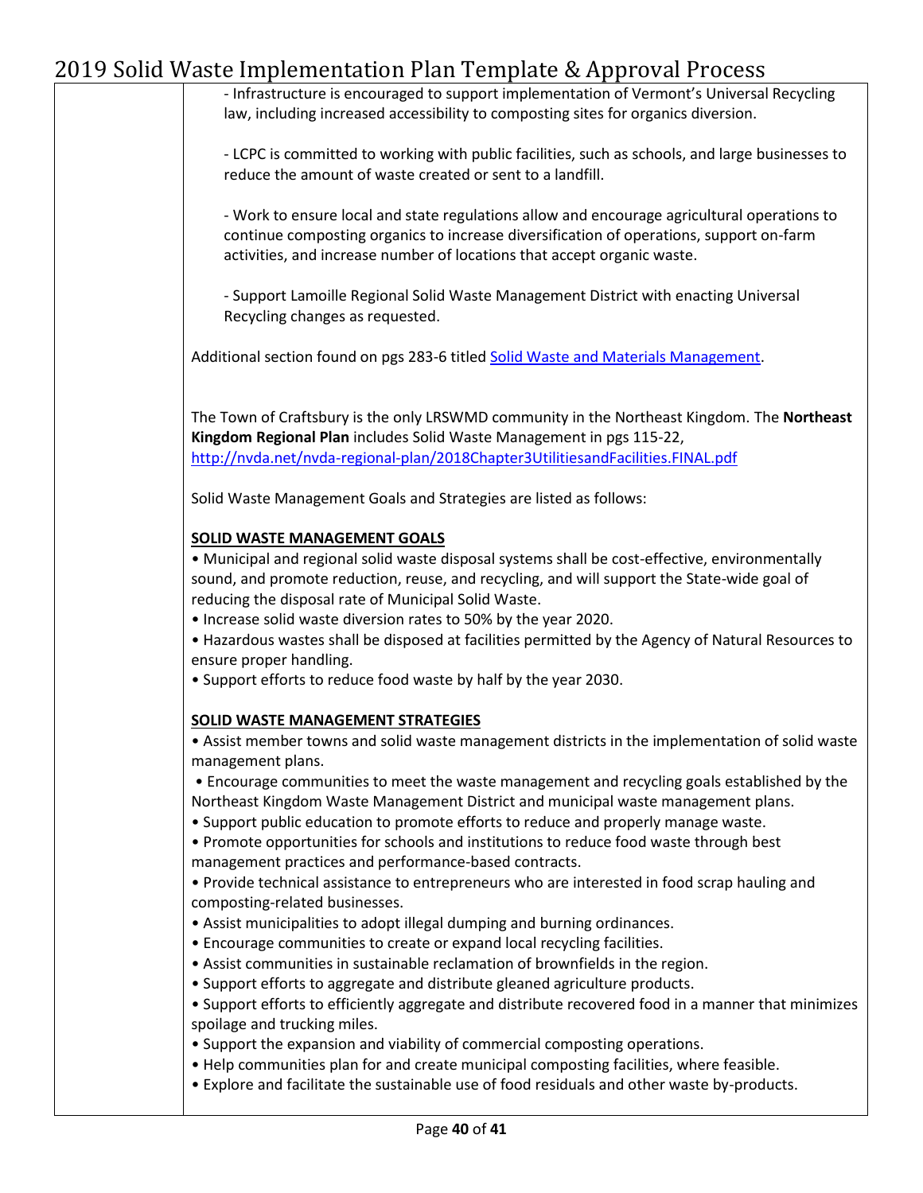- Infrastructure is encouraged to support implementation of Vermont's Universal Recycling law, including increased accessibility to composting sites for organics diversion.

- LCPC is committed to working with public facilities, such as schools, and large businesses to reduce the amount of waste created or sent to a landfill.

- Work to ensure local and state regulations allow and encourage agricultural operations to continue composting organics to increase diversification of operations, support on-farm activities, and increase number of locations that accept organic waste.

- Support Lamoille Regional Solid Waste Management District with enacting Universal Recycling changes as requested.

Additional section found on pgs 283-6 titled [Solid Waste and Materials Management](Solid Waste and Materials Management).

The Town of Craftsbury is the only LRSWMD community in the Northeast Kingdom. The **Northeast Kingdom Regional Plan** includes Solid Waste Management in pgs 115-22, http://nvda.net/nvda-regional-plan/2018Chapter3UtilitiesandFacilities.FINAL.pdf

Solid Waste Management Goals and Strategies are listed as follows:

**SOLID WASTE MANAGEMENT GOALS**

- Municipal and regional solid waste disposal systems shall be cost-effective, environmentally sound, and promote reduction, reuse, and recycling, and will support the State-wide goal of reducing the disposal rate of Municipal Solid Waste.
- Increase solid waste diversion rates to 50% by the year 2020.
- Hazardous wastes shall be disposed at facilities permitted by the Agency of Natural Resources to ensure proper handling.
- Support efforts to reduce food waste by half by the year 2030.

**SOLID WASTE MANAGEMENT STRATEGIES**

- Assist member towns and solid waste management districts in the implementation of solid waste management plans.
- Encourage communities to meet the waste management and recycling goals established by the Northeast Kingdom Waste Management District and municipal waste management plans.
- Support public education to promote efforts to reduce and properly manage waste.
- Promote opportunities for schools and institutions to reduce food waste through best management practices and performance-based contracts.
- Provide technical assistance to entrepreneurs who are interested in food scrap hauling and composting-related businesses.
- Assist municipalities to adopt illegal dumping and burning ordinances.
- Encourage communities to create or expand local recycling facilities.
- Assist communities in sustainable reclamation of brownfields in the region.
- Support efforts to aggregate and distribute gleaned agriculture products.
- Support efforts to efficiently aggregate and distribute recovered food in a manner that minimizes spoilage and trucking miles.
- Support the expansion and viability of commercial composting operations.
- Help communities plan for and create municipal composting facilities, where feasible.
- Explore and facilitate the sustainable use of food residuals and other waste by-products.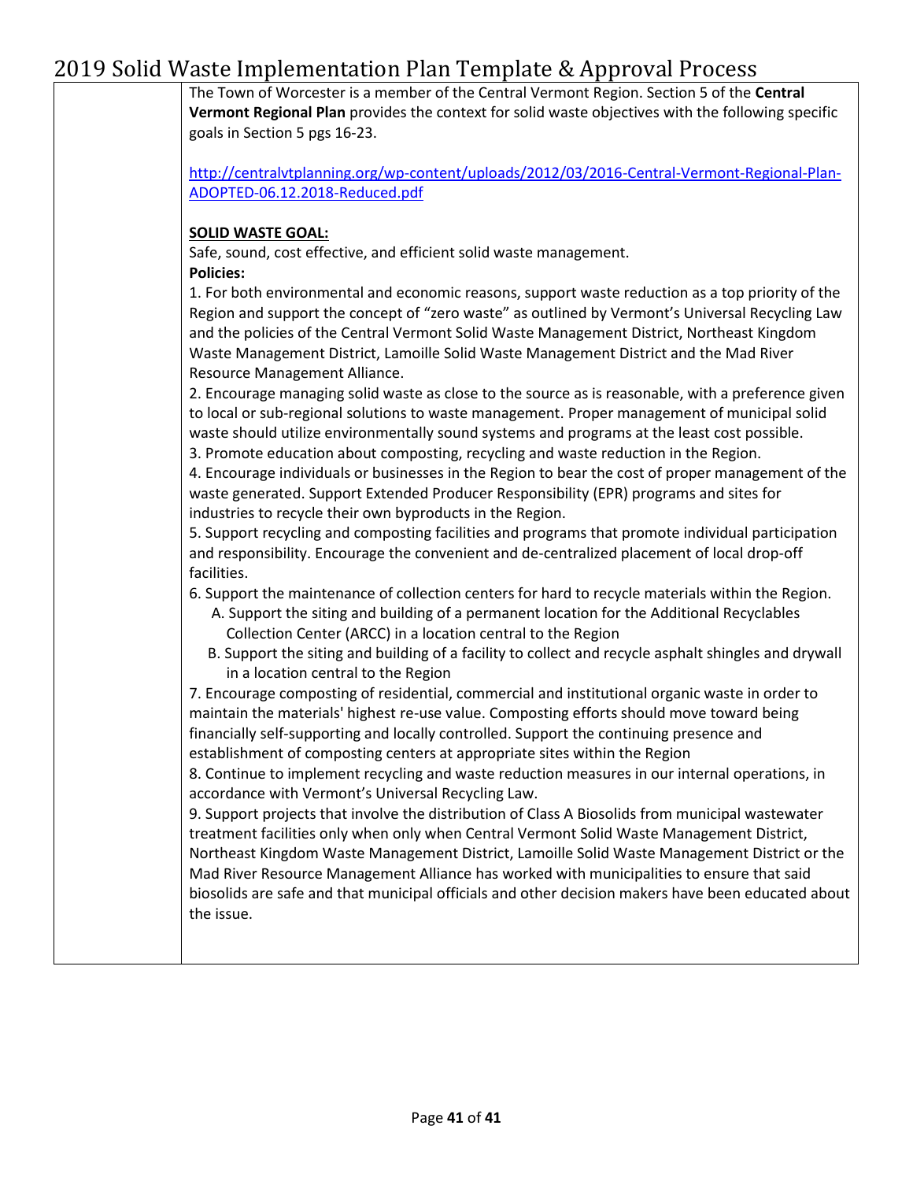The Town of Worcester is a member of the Central Vermont Region. Section 5 of the **Central Vermont Regional Plan** provides the context for solid waste objectives with the following specific goals in Section 5 pgs 16-23.

http://centralvtplanning.org/wp-content/uploads/2012/03/2016-Central-Vermont-Regional-Plan-ADOPTED-06.12.2018-Reduced.pdf

**SOLID WASTE GOAL:**

Safe, sound, cost effective, and efficient solid waste management.

**Policies:**

1. For both environmental and economic reasons, support waste reduction as a top priority of the Region and support the concept of "zero waste" as outlined by Vermont's Universal Recycling Law and the policies of the Central Vermont Solid Waste Management District, Northeast Kingdom Waste Management District, Lamoille Solid Waste Management District and the Mad River Resource Management Alliance.
2. Encourage managing solid waste as close to the source as is reasonable, with a preference given to local or sub-regional solutions to waste management. Proper management of municipal solid waste should utilize environmentally sound systems and programs at the least cost possible.
3. Promote education about composting, recycling and waste reduction in the Region.
4. Encourage individuals or businesses in the Region to bear the cost of proper management of the waste generated. Support Extended Producer Responsibility (EPR) programs and sites for industries to recycle their own byproducts in the Region.
5. Support recycling and composting facilities and programs that promote individual participation and responsibility. Encourage the convenient and de-centralized placement of local drop-off facilities.
6. Support the maintenance of collection centers for hard to recycle materials within the Region.
   A. Support the siting and building of a permanent location for the Additional Recyclables Collection Center (ARCC) in a location central to the Region
   B. Support the siting and building of a facility to collect and recycle asphalt shingles and drywall in a location central to the Region
7. Encourage composting of residential, commercial and institutional organic waste in order to maintain the materials' highest re-use value. Composting efforts should move toward being financially self-supporting and locally controlled. Support the continuing presence and establishment of composting centers at appropriate sites within the Region
8. Continue to implement recycling and waste reduction measures in our internal operations, in accordance with Vermont's Universal Recycling Law.
9. Support projects that involve the distribution of Class A Biosolids from municipal wastewater treatment facilities only when only when Central Vermont Solid Waste Management District, Northeast Kingdom Waste Management District, Lamoille Solid Waste Management District or the Mad River Resource Management Alliance has worked with municipalities to ensure that said biosolids are safe and that municipal officials and other decision makers have been educated about the issue.